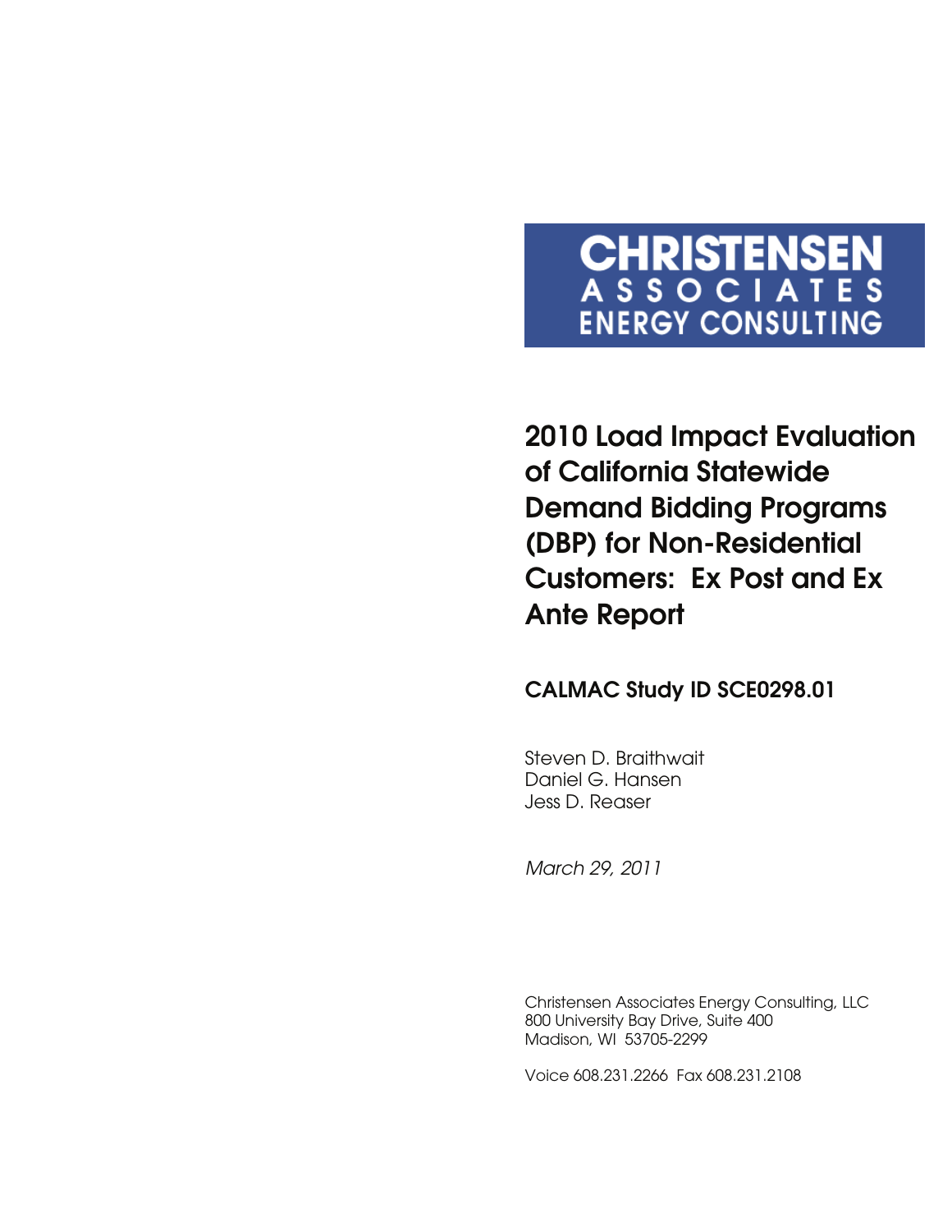**CHRISTENSEN**
**ASSOCIATES**
**ENERGY CONSULTING**

# 2010 Load Impact Evaluation of California Statewide Demand Bidding Programs (DBP) for Non-Residential Customers: Ex Post and Ex Ante Report

## CALMAC Study ID SCE0298.01

Steven D. Braithwait
Daniel G. Hansen
Jess D. Reaser

*March 29, 2011*

Christensen Associates Energy Consulting, LLC
800 University Bay Drive, Suite 400
Madison, WI 53705-2299

Voice 608.231.2266 Fax 608.231.2108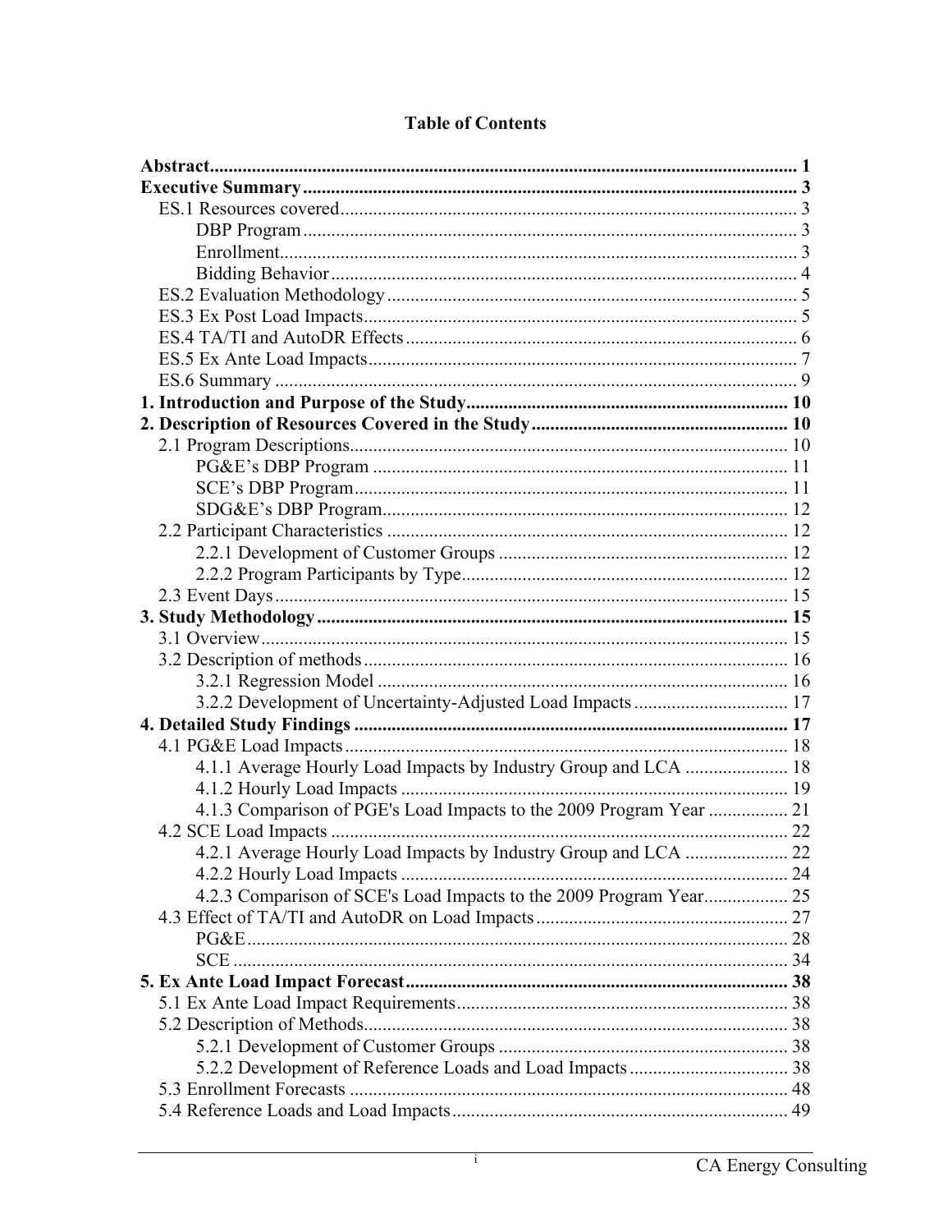# Table of Contents

**Abstract** ........ **1**
**Executive Summary** ........ **3**
- ES.1 Resources covered ........ 3
  - DBP Program ........ 3
  - Enrollment ........ 3
  - Bidding Behavior ........ 4
- ES.2 Evaluation Methodology ........ 5
- ES.3 Ex Post Load Impacts ........ 5
- ES.4 TA/TI and AutoDR Effects ........ 6
- ES.5 Ex Ante Load Impacts ........ 7
- ES.6 Summary ........ 9

**1. Introduction and Purpose of the Study** ........ **10**
**2. Description of Resources Covered in the Study** ........ **10**
- 2.1 Program Descriptions ........ 10
  - PG&E's DBP Program ........ 11
  - SCE's DBP Program ........ 11
  - SDG&E's DBP Program ........ 12
- 2.2 Participant Characteristics ........ 12
  - 2.2.1 Development of Customer Groups ........ 12
  - 2.2.2 Program Participants by Type ........ 12
- 2.3 Event Days ........ 15

**3. Study Methodology** ........ **15**
- 3.1 Overview ........ 15
- 3.2 Description of methods ........ 16
  - 3.2.1 Regression Model ........ 16
  - 3.2.2 Development of Uncertainty-Adjusted Load Impacts ........ 17

**4. Detailed Study Findings** ........ **17**
- 4.1 PG&E Load Impacts ........ 18
  - 4.1.1 Average Hourly Load Impacts by Industry Group and LCA ........ 18
  - 4.1.2 Hourly Load Impacts ........ 19
  - 4.1.3 Comparison of PGE's Load Impacts to the 2009 Program Year ........ 21
- 4.2 SCE Load Impacts ........ 22
  - 4.2.1 Average Hourly Load Impacts by Industry Group and LCA ........ 22
  - 4.2.2 Hourly Load Impacts ........ 24
  - 4.2.3 Comparison of SCE's Load Impacts to the 2009 Program Year ........ 25
- 4.3 Effect of TA/TI and AutoDR on Load Impacts ........ 27
  - PG&E ........ 28
  - SCE ........ 34

**5. Ex Ante Load Impact Forecast** ........ **38**
- 5.1 Ex Ante Load Impact Requirements ........ 38
- 5.2 Description of Methods ........ 38
  - 5.2.1 Development of Customer Groups ........ 38
  - 5.2.2 Development of Reference Loads and Load Impacts ........ 38
- 5.3 Enrollment Forecasts ........ 48
- 5.4 Reference Loads and Load Impacts ........ 49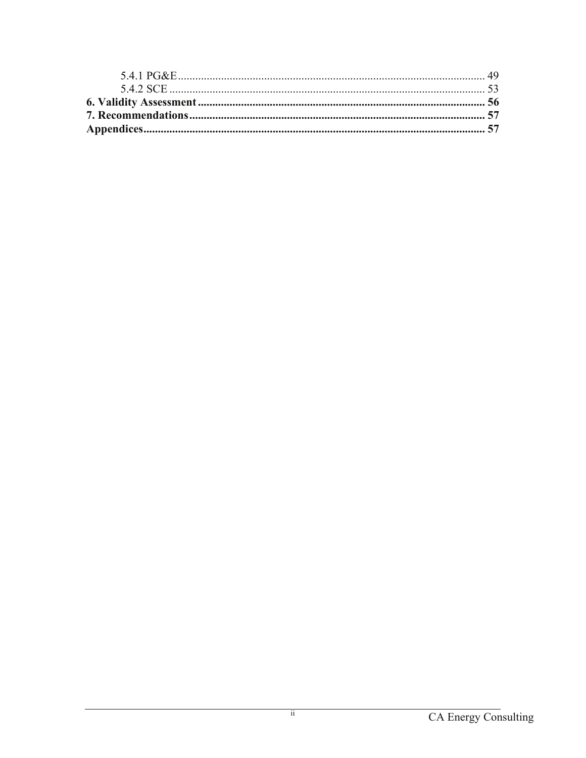5.4.1 PG&E ........................................................................................................ 49

5.4.2 SCE ........................................................................................................... 53

**6. Validity Assessment ................................................................................................. 56**

**7. Recommendations .................................................................................................... 57**

**Appendices ................................................................................................................... 57**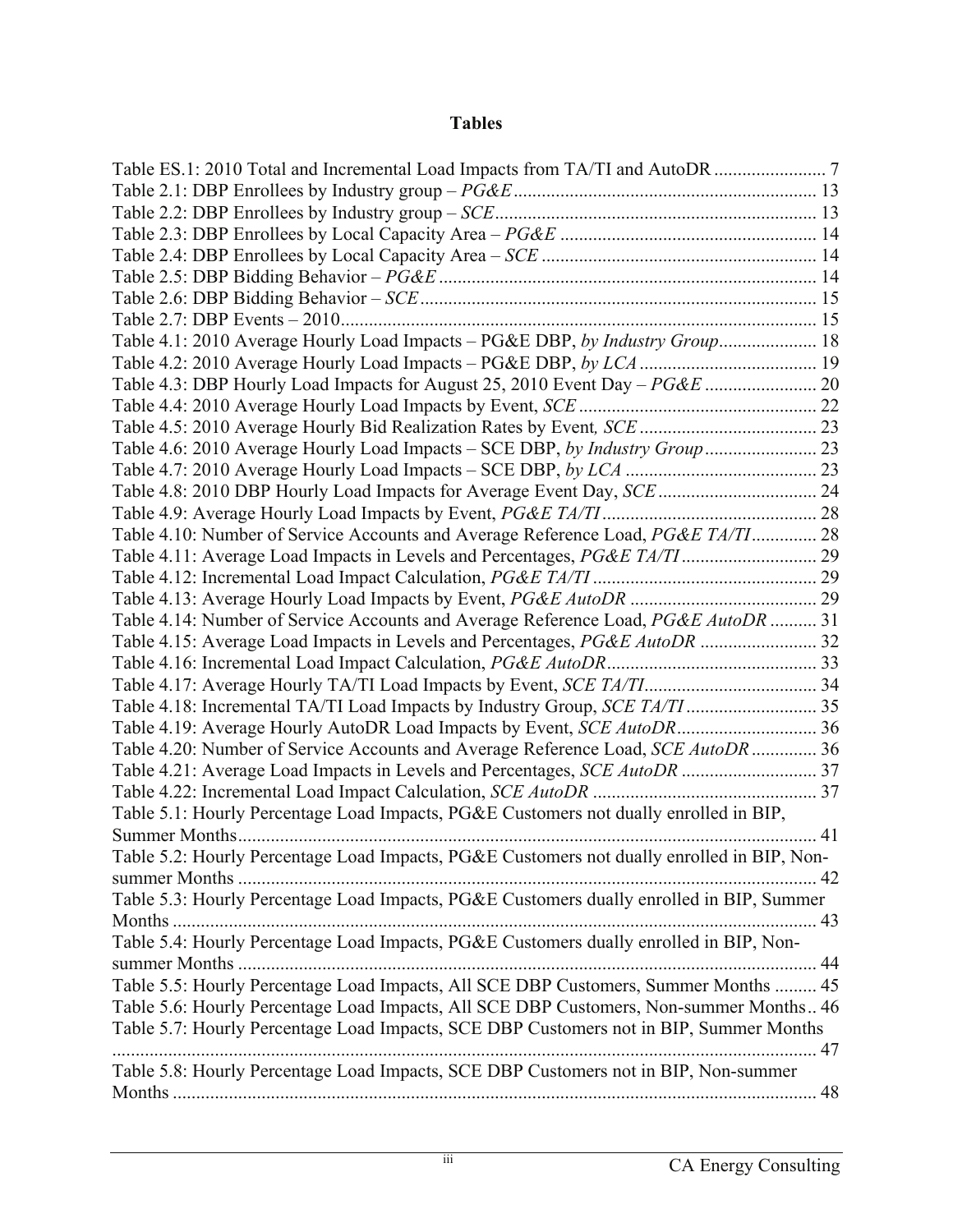## Tables

Table ES.1: 2010 Total and Incremental Load Impacts from TA/TI and AutoDR ........................ 7
Table 2.1: DBP Enrollees by Industry group – *PG&E* ................................................................ 13
Table 2.2: DBP Enrollees by Industry group – *SCE* .................................................................... 13
Table 2.3: DBP Enrollees by Local Capacity Area – *PG&E* ....................................................... 14
Table 2.4: DBP Enrollees by Local Capacity Area – *SCE* .......................................................... 14
Table 2.5: DBP Bidding Behavior – *PG&E* ................................................................................ 14
Table 2.6: DBP Bidding Behavior – *SCE* .................................................................................... 15
Table 2.7: DBP Events – 2010 ..................................................................................................... 15
Table 4.1: 2010 Average Hourly Load Impacts – PG&E DBP, *by Industry Group* ..................... 18
Table 4.2: 2010 Average Hourly Load Impacts – PG&E DBP, *by LCA* ...................................... 19
Table 4.3: DBP Hourly Load Impacts for August 25, 2010 Event Day – *PG&E* ........................ 20
Table 4.4: 2010 Average Hourly Load Impacts by Event, *SCE* .................................................. 22
Table 4.5: 2010 Average Hourly Bid Realization Rates by Event*, SCE* ...................................... 23
Table 4.6: 2010 Average Hourly Load Impacts – SCE DBP, *by Industry Group* ........................ 23
Table 4.7: 2010 Average Hourly Load Impacts – SCE DBP, *by LCA* ......................................... 23
Table 4.8: 2010 DBP Hourly Load Impacts for Average Event Day, *SCE* ................................. 24
Table 4.9: Average Hourly Load Impacts by Event, *PG&E TA/TI* ............................................. 28
Table 4.10: Number of Service Accounts and Average Reference Load, *PG&E TA/TI* .............. 28
Table 4.11: Average Load Impacts in Levels and Percentages, *PG&E TA/TI* ............................ 29
Table 4.12: Incremental Load Impact Calculation, *PG&E TA/TI* ............................................... 29
Table 4.13: Average Hourly Load Impacts by Event, *PG&E AutoDR* ........................................ 29
Table 4.14: Number of Service Accounts and Average Reference Load, *PG&E AutoDR* .......... 31
Table 4.15: Average Load Impacts in Levels and Percentages, *PG&E AutoDR* ......................... 32
Table 4.16: Incremental Load Impact Calculation, *PG&E AutoDR* ............................................ 33
Table 4.17: Average Hourly TA/TI Load Impacts by Event, *SCE TA/TI* ..................................... 34
Table 4.18: Incremental TA/TI Load Impacts by Industry Group, *SCE TA/TI* ............................ 35
Table 4.19: Average Hourly AutoDR Load Impacts by Event, *SCE AutoDR* .............................. 36
Table 4.20: Number of Service Accounts and Average Reference Load, *SCE AutoDR* .............. 36
Table 4.21: Average Load Impacts in Levels and Percentages, *SCE AutoDR* ............................ 37
Table 4.22: Incremental Load Impact Calculation, *SCE AutoDR* ............................................... 37
Table 5.1: Hourly Percentage Load Impacts, PG&E Customers not dually enrolled in BIP, Summer Months ........................................................................................................................... 41
Table 5.2: Hourly Percentage Load Impacts, PG&E Customers not dually enrolled in BIP, Non-summer Months ........................................................................................................................... 42
Table 5.3: Hourly Percentage Load Impacts, PG&E Customers dually enrolled in BIP, Summer Months ......................................................................................................................................... 43
Table 5.4: Hourly Percentage Load Impacts, PG&E Customers dually enrolled in BIP, Non-summer Months ........................................................................................................................... 44
Table 5.5: Hourly Percentage Load Impacts, All SCE DBP Customers, Summer Months ......... 45
Table 5.6: Hourly Percentage Load Impacts, All SCE DBP Customers, Non-summer Months .. 46
Table 5.7: Hourly Percentage Load Impacts, SCE DBP Customers not in BIP, Summer Months ...................................................................................................................................................... 47
Table 5.8: Hourly Percentage Load Impacts, SCE DBP Customers not in BIP, Non-summer Months ......................................................................................................................................... 48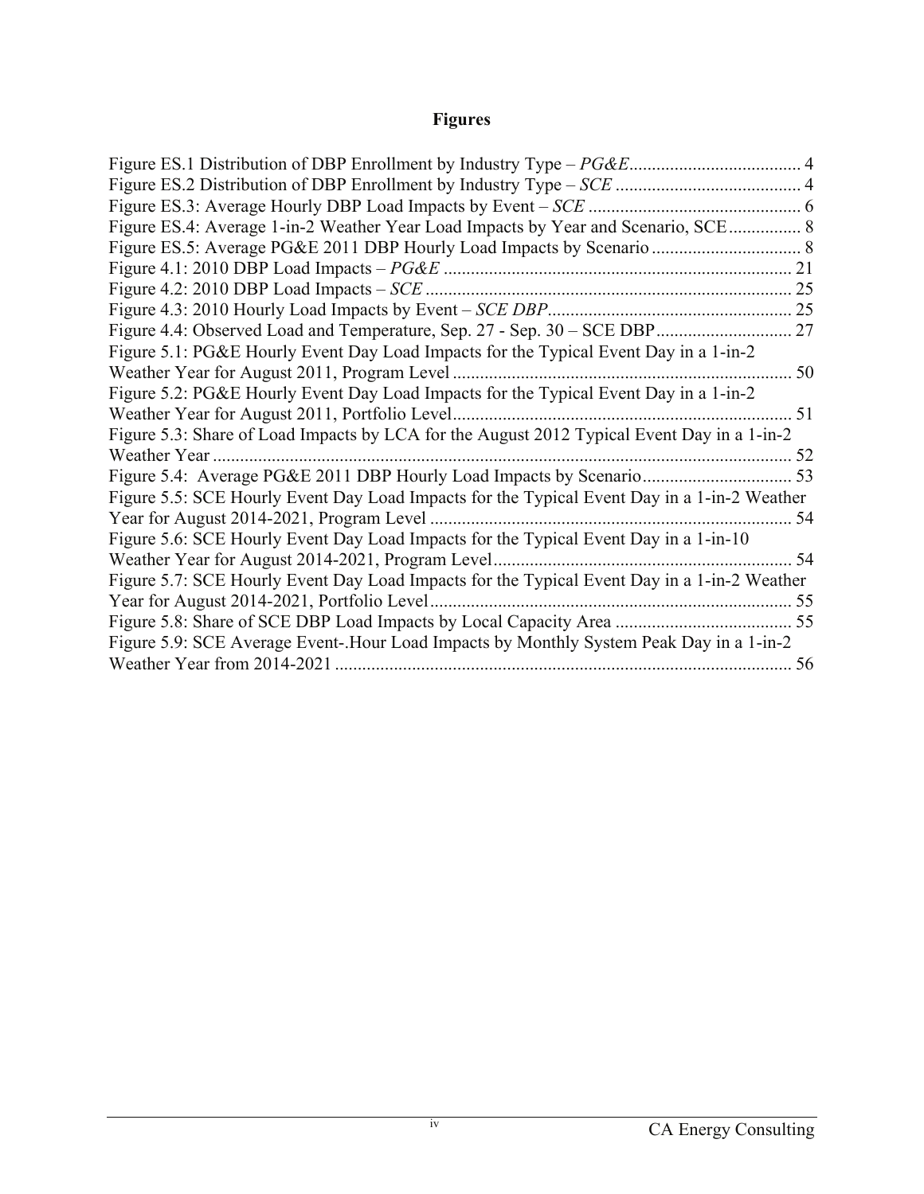# Figures

Figure ES.1 Distribution of DBP Enrollment by Industry Type – *PG&E* ..................................... 4
Figure ES.2 Distribution of DBP Enrollment by Industry Type – *SCE* ......................................... 4
Figure ES.3: Average Hourly DBP Load Impacts by Event – *SCE* .............................................. 6
Figure ES.4: Average 1-in-2 Weather Year Load Impacts by Year and Scenario, SCE ................ 8
Figure ES.5: Average PG&E 2011 DBP Hourly Load Impacts by Scenario ................................. 8
Figure 4.1: 2010 DBP Load Impacts – *PG&E* ............................................................................ 21
Figure 4.2: 2010 DBP Load Impacts – *SCE* ................................................................................ 25
Figure 4.3: 2010 Hourly Load Impacts by Event – *SCE DBP* ..................................................... 25
Figure 4.4: Observed Load and Temperature, Sep. 27 - Sep. 30 – SCE DBP ............................. 27
Figure 5.1: PG&E Hourly Event Day Load Impacts for the Typical Event Day in a 1-in-2 Weather Year for August 2011, Program Level .......................................................................... 50
Figure 5.2: PG&E Hourly Event Day Load Impacts for the Typical Event Day in a 1-in-2 Weather Year for August 2011, Portfolio Level .......................................................................... 51
Figure 5.3: Share of Load Impacts by LCA for the August 2012 Typical Event Day in a 1-in-2 Weather Year ............................................................................................................................... 52
Figure 5.4: Average PG&E 2011 DBP Hourly Load Impacts by Scenario ................................. 53
Figure 5.5: SCE Hourly Event Day Load Impacts for the Typical Event Day in a 1-in-2 Weather Year for August 2014-2021, Program Level ............................................................................... 54
Figure 5.6: SCE Hourly Event Day Load Impacts for the Typical Event Day in a 1-in-10 Weather Year for August 2014-2021, Program Level ................................................................. 54
Figure 5.7: SCE Hourly Event Day Load Impacts for the Typical Event Day in a 1-in-2 Weather Year for August 2014-2021, Portfolio Level ............................................................................... 55
Figure 5.8: Share of SCE DBP Load Impacts by Local Capacity Area ....................................... 55
Figure 5.9: SCE Average Event-.Hour Load Impacts by Monthly System Peak Day in a 1-in-2 Weather Year from 2014-2021 ..................................................................................................... 56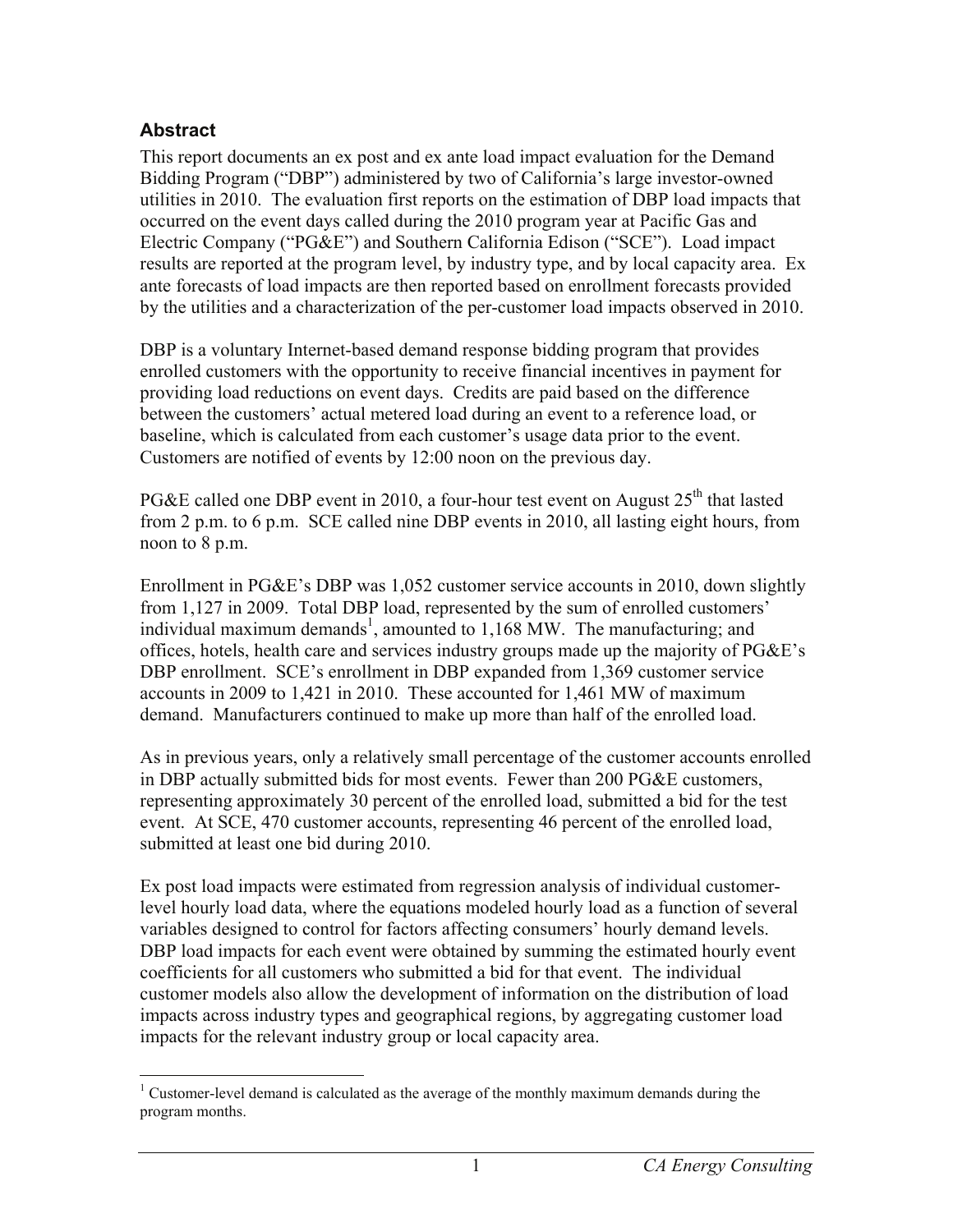## Abstract

This report documents an ex post and ex ante load impact evaluation for the Demand Bidding Program ("DBP") administered by two of California's large investor-owned utilities in 2010. The evaluation first reports on the estimation of DBP load impacts that occurred on the event days called during the 2010 program year at Pacific Gas and Electric Company ("PG&E") and Southern California Edison ("SCE"). Load impact results are reported at the program level, by industry type, and by local capacity area. Ex ante forecasts of load impacts are then reported based on enrollment forecasts provided by the utilities and a characterization of the per-customer load impacts observed in 2010.

DBP is a voluntary Internet-based demand response bidding program that provides enrolled customers with the opportunity to receive financial incentives in payment for providing load reductions on event days. Credits are paid based on the difference between the customers' actual metered load during an event to a reference load, or baseline, which is calculated from each customer's usage data prior to the event. Customers are notified of events by 12:00 noon on the previous day.

PG&E called one DBP event in 2010, a four-hour test event on August 25th that lasted from 2 p.m. to 6 p.m. SCE called nine DBP events in 2010, all lasting eight hours, from noon to 8 p.m.

Enrollment in PG&E's DBP was 1,052 customer service accounts in 2010, down slightly from 1,127 in 2009. Total DBP load, represented by the sum of enrolled customers' individual maximum demands[1], amounted to 1,168 MW. The manufacturing; and offices, hotels, health care and services industry groups made up the majority of PG&E's DBP enrollment. SCE's enrollment in DBP expanded from 1,369 customer service accounts in 2009 to 1,421 in 2010. These accounted for 1,461 MW of maximum demand. Manufacturers continued to make up more than half of the enrolled load.

As in previous years, only a relatively small percentage of the customer accounts enrolled in DBP actually submitted bids for most events. Fewer than 200 PG&E customers, representing approximately 30 percent of the enrolled load, submitted a bid for the test event. At SCE, 470 customer accounts, representing 46 percent of the enrolled load, submitted at least one bid during 2010.

Ex post load impacts were estimated from regression analysis of individual customer-level hourly load data, where the equations modeled hourly load as a function of several variables designed to control for factors affecting consumers' hourly demand levels. DBP load impacts for each event were obtained by summing the estimated hourly event coefficients for all customers who submitted a bid for that event. The individual customer models also allow the development of information on the distribution of load impacts across industry types and geographical regions, by aggregating customer load impacts for the relevant industry group or local capacity area.

[1] Customer-level demand is calculated as the average of the monthly maximum demands during the program months.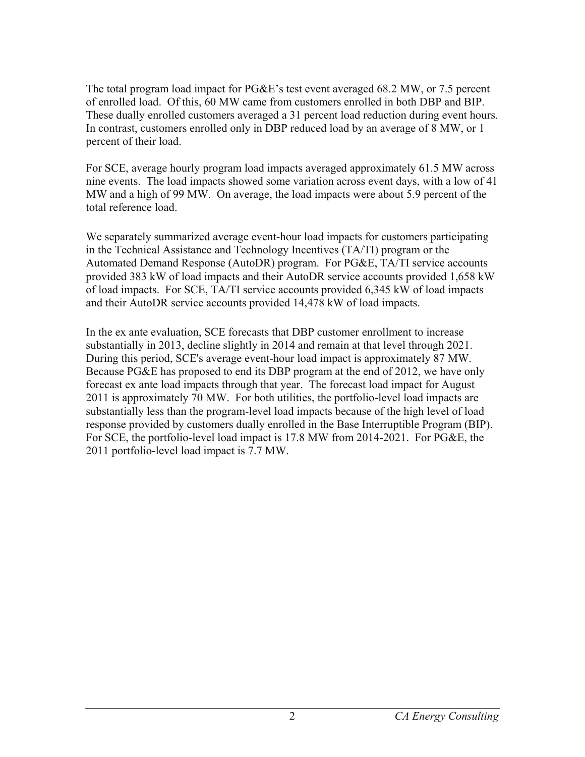The total program load impact for PG&E's test event averaged 68.2 MW, or 7.5 percent of enrolled load. Of this, 60 MW came from customers enrolled in both DBP and BIP. These dually enrolled customers averaged a 31 percent load reduction during event hours. In contrast, customers enrolled only in DBP reduced load by an average of 8 MW, or 1 percent of their load.

For SCE, average hourly program load impacts averaged approximately 61.5 MW across nine events. The load impacts showed some variation across event days, with a low of 41 MW and a high of 99 MW. On average, the load impacts were about 5.9 percent of the total reference load.

We separately summarized average event-hour load impacts for customers participating in the Technical Assistance and Technology Incentives (TA/TI) program or the Automated Demand Response (AutoDR) program. For PG&E, TA/TI service accounts provided 383 kW of load impacts and their AutoDR service accounts provided 1,658 kW of load impacts. For SCE, TA/TI service accounts provided 6,345 kW of load impacts and their AutoDR service accounts provided 14,478 kW of load impacts.

In the ex ante evaluation, SCE forecasts that DBP customer enrollment to increase substantially in 2013, decline slightly in 2014 and remain at that level through 2021. During this period, SCE's average event-hour load impact is approximately 87 MW. Because PG&E has proposed to end its DBP program at the end of 2012, we have only forecast ex ante load impacts through that year. The forecast load impact for August 2011 is approximately 70 MW. For both utilities, the portfolio-level load impacts are substantially less than the program-level load impacts because of the high level of load response provided by customers dually enrolled in the Base Interruptible Program (BIP). For SCE, the portfolio-level load impact is 17.8 MW from 2014-2021. For PG&E, the 2011 portfolio-level load impact is 7.7 MW.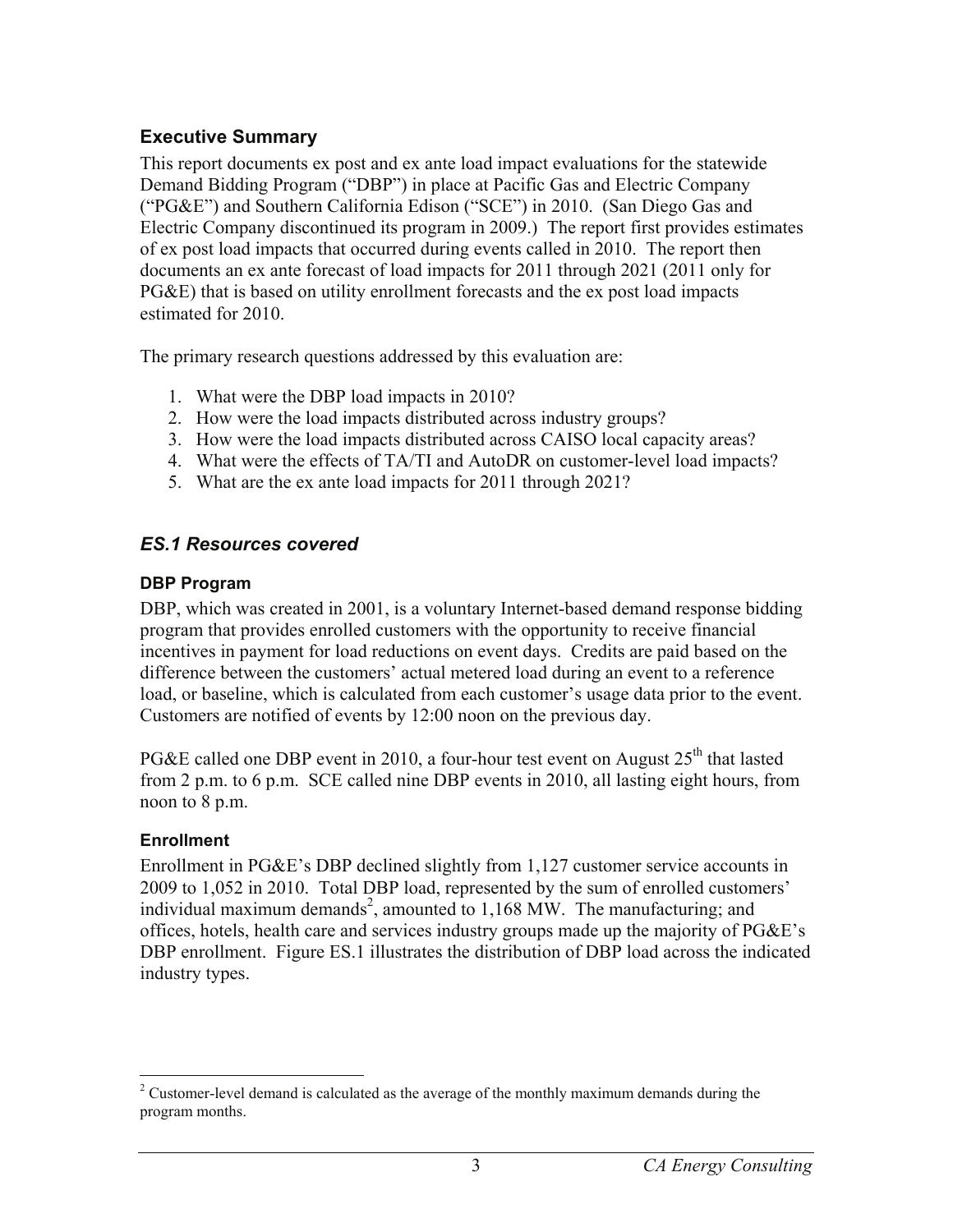## Executive Summary

This report documents ex post and ex ante load impact evaluations for the statewide Demand Bidding Program ("DBP") in place at Pacific Gas and Electric Company ("PG&E") and Southern California Edison ("SCE") in 2010. (San Diego Gas and Electric Company discontinued its program in 2009.) The report first provides estimates of ex post load impacts that occurred during events called in 2010. The report then documents an ex ante forecast of load impacts for 2011 through 2021 (2011 only for PG&E) that is based on utility enrollment forecasts and the ex post load impacts estimated for 2010.

The primary research questions addressed by this evaluation are:

1. What were the DBP load impacts in 2010?
2. How were the load impacts distributed across industry groups?
3. How were the load impacts distributed across CAISO local capacity areas?
4. What were the effects of TA/TI and AutoDR on customer-level load impacts?
5. What are the ex ante load impacts for 2011 through 2021?

### *ES.1 Resources covered*

#### DBP Program

DBP, which was created in 2001, is a voluntary Internet-based demand response bidding program that provides enrolled customers with the opportunity to receive financial incentives in payment for load reductions on event days. Credits are paid based on the difference between the customers' actual metered load during an event to a reference load, or baseline, which is calculated from each customer's usage data prior to the event. Customers are notified of events by 12:00 noon on the previous day.

PG&E called one DBP event in 2010, a four-hour test event on August 25th that lasted from 2 p.m. to 6 p.m. SCE called nine DBP events in 2010, all lasting eight hours, from noon to 8 p.m.

#### Enrollment

Enrollment in PG&E's DBP declined slightly from 1,127 customer service accounts in 2009 to 1,052 in 2010. Total DBP load, represented by the sum of enrolled customers' individual maximum demands[2], amounted to 1,168 MW. The manufacturing; and offices, hotels, health care and services industry groups made up the majority of PG&E's DBP enrollment. Figure ES.1 illustrates the distribution of DBP load across the indicated industry types.

[2] Customer-level demand is calculated as the average of the monthly maximum demands during the program months.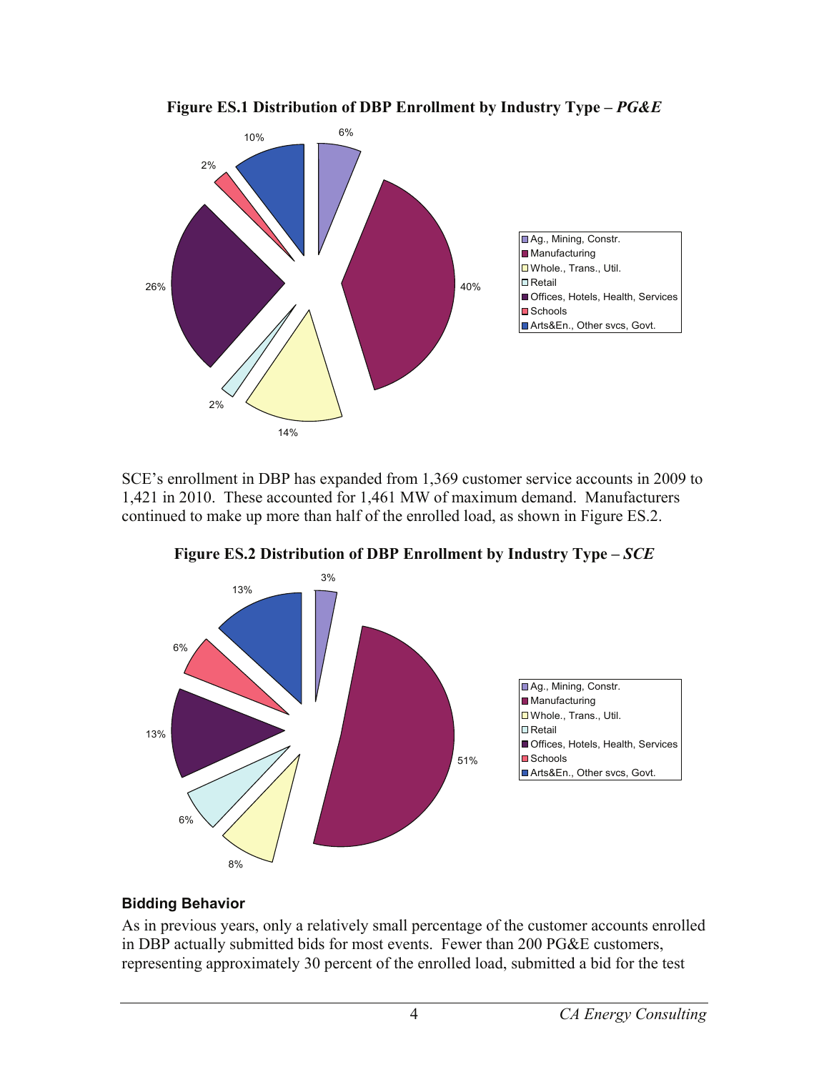**Figure ES.1 Distribution of DBP Enrollment by Industry Type – *PG&E***

SCE's enrollment in DBP has expanded from 1,369 customer service accounts in 2009 to 1,421 in 2010. These accounted for 1,461 MW of maximum demand. Manufacturers continued to make up more than half of the enrolled load, as shown in Figure ES.2.

**Figure ES.2 Distribution of DBP Enrollment by Industry Type – *SCE***

### Bidding Behavior

As in previous years, only a relatively small percentage of the customer accounts enrolled in DBP actually submitted bids for most events. Fewer than 200 PG&E customers, representing approximately 30 percent of the enrolled load, submitted a bid for the test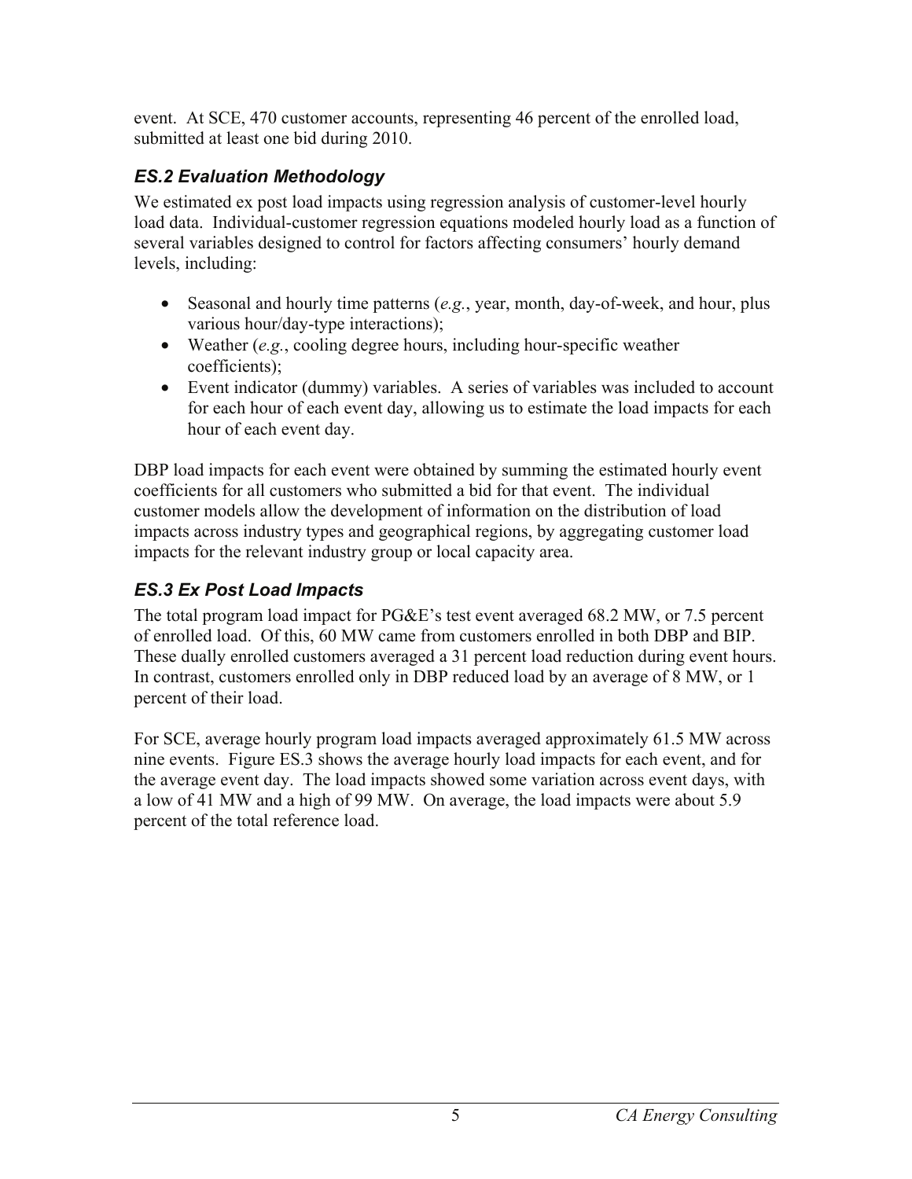event. At SCE, 470 customer accounts, representing 46 percent of the enrolled load, submitted at least one bid during 2010.

### *ES.2 Evaluation Methodology*

We estimated ex post load impacts using regression analysis of customer-level hourly load data. Individual-customer regression equations modeled hourly load as a function of several variables designed to control for factors affecting consumers' hourly demand levels, including:

- Seasonal and hourly time patterns (*e.g.*, year, month, day-of-week, and hour, plus various hour/day-type interactions);
- Weather (*e.g.*, cooling degree hours, including hour-specific weather coefficients);
- Event indicator (dummy) variables. A series of variables was included to account for each hour of each event day, allowing us to estimate the load impacts for each hour of each event day.

DBP load impacts for each event were obtained by summing the estimated hourly event coefficients for all customers who submitted a bid for that event. The individual customer models allow the development of information on the distribution of load impacts across industry types and geographical regions, by aggregating customer load impacts for the relevant industry group or local capacity area.

### *ES.3 Ex Post Load Impacts*

The total program load impact for PG&E's test event averaged 68.2 MW, or 7.5 percent of enrolled load. Of this, 60 MW came from customers enrolled in both DBP and BIP. These dually enrolled customers averaged a 31 percent load reduction during event hours. In contrast, customers enrolled only in DBP reduced load by an average of 8 MW, or 1 percent of their load.

For SCE, average hourly program load impacts averaged approximately 61.5 MW across nine events. Figure ES.3 shows the average hourly load impacts for each event, and for the average event day. The load impacts showed some variation across event days, with a low of 41 MW and a high of 99 MW. On average, the load impacts were about 5.9 percent of the total reference load.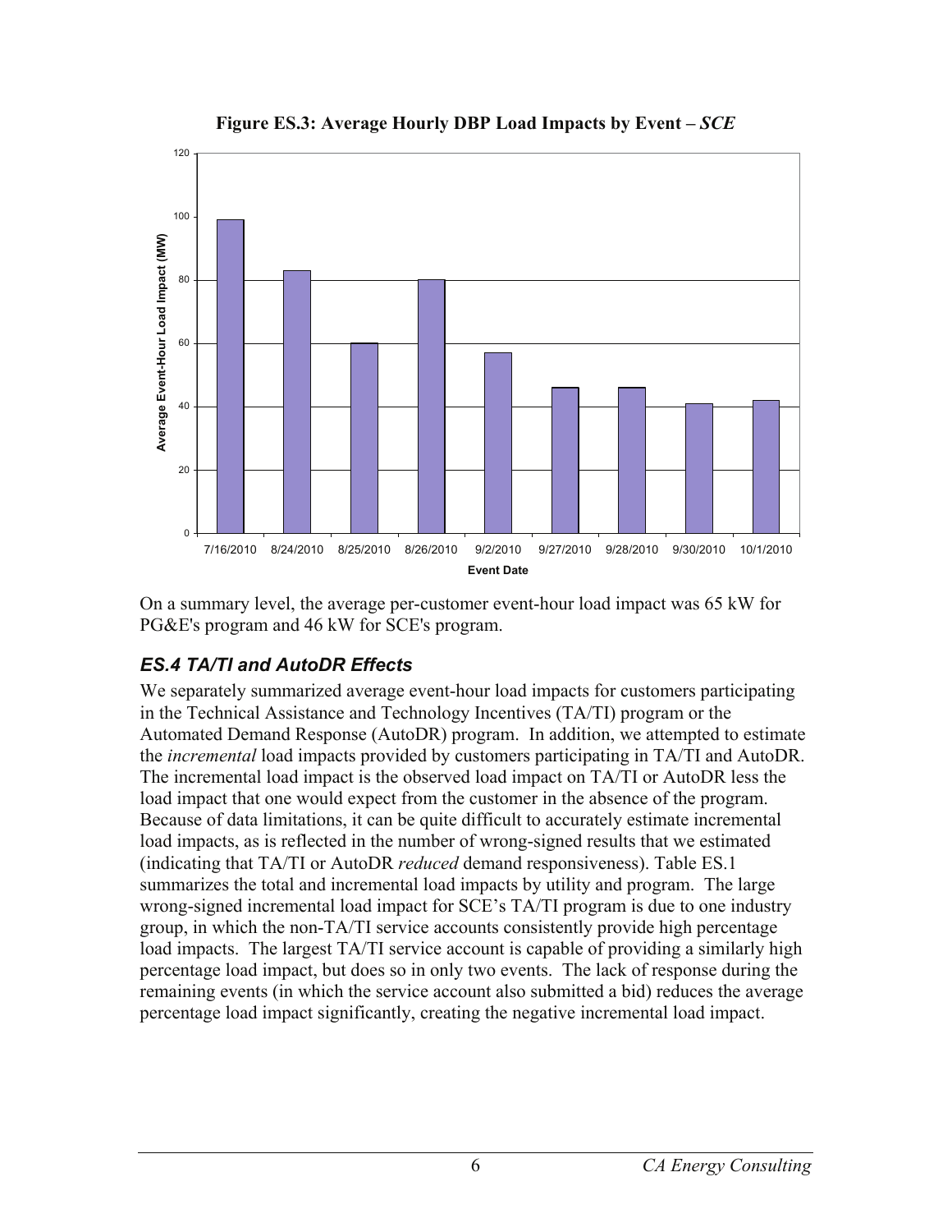**Figure ES.3: Average Hourly DBP Load Impacts by Event – *SCE***

On a summary level, the average per-customer event-hour load impact was 65 kW for PG&E's program and 46 kW for SCE's program.

### *ES.4 TA/TI and AutoDR Effects*

We separately summarized average event-hour load impacts for customers participating in the Technical Assistance and Technology Incentives (TA/TI) program or the Automated Demand Response (AutoDR) program. In addition, we attempted to estimate the *incremental* load impacts provided by customers participating in TA/TI and AutoDR. The incremental load impact is the observed load impact on TA/TI or AutoDR less the load impact that one would expect from the customer in the absence of the program. Because of data limitations, it can be quite difficult to accurately estimate incremental load impacts, as is reflected in the number of wrong-signed results that we estimated (indicating that TA/TI or AutoDR *reduced* demand responsiveness). Table ES.1 summarizes the total and incremental load impacts by utility and program. The large wrong-signed incremental load impact for SCE's TA/TI program is due to one industry group, in which the non-TA/TI service accounts consistently provide high percentage load impacts. The largest TA/TI service account is capable of providing a similarly high percentage load impact, but does so in only two events. The lack of response during the remaining events (in which the service account also submitted a bid) reduces the average percentage load impact significantly, creating the negative incremental load impact.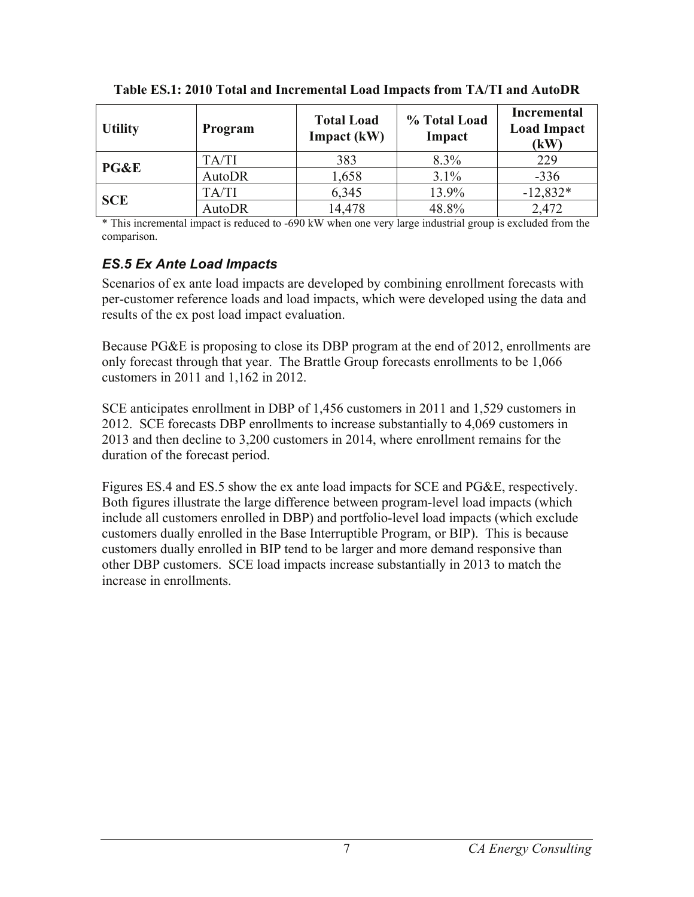**Table ES.1: 2010 Total and Incremental Load Impacts from TA/TI and AutoDR**

| Utility | Program | Total Load Impact (kW) | % Total Load Impact | Incremental Load Impact (kW) |
|---|---|---|---|---|
| PG&E | TA/TI | 383 | 8.3% | 229 |
| | AutoDR | 1,658 | 3.1% | -336 |
| SCE | TA/TI | 6,345 | 13.9% | -12,832* |
| | AutoDR | 14,478 | 48.8% | 2,472 |

* This incremental impact is reduced to -690 kW when one very large industrial group is excluded from the comparison.

### *ES.5 Ex Ante Load Impacts*

Scenarios of ex ante load impacts are developed by combining enrollment forecasts with per-customer reference loads and load impacts, which were developed using the data and results of the ex post load impact evaluation.

Because PG&E is proposing to close its DBP program at the end of 2012, enrollments are only forecast through that year. The Brattle Group forecasts enrollments to be 1,066 customers in 2011 and 1,162 in 2012.

SCE anticipates enrollment in DBP of 1,456 customers in 2011 and 1,529 customers in 2012. SCE forecasts DBP enrollments to increase substantially to 4,069 customers in 2013 and then decline to 3,200 customers in 2014, where enrollment remains for the duration of the forecast period.

Figures ES.4 and ES.5 show the ex ante load impacts for SCE and PG&E, respectively. Both figures illustrate the large difference between program-level load impacts (which include all customers enrolled in DBP) and portfolio-level load impacts (which exclude customers dually enrolled in the Base Interruptible Program, or BIP). This is because customers dually enrolled in BIP tend to be larger and more demand responsive than other DBP customers. SCE load impacts increase substantially in 2013 to match the increase in enrollments.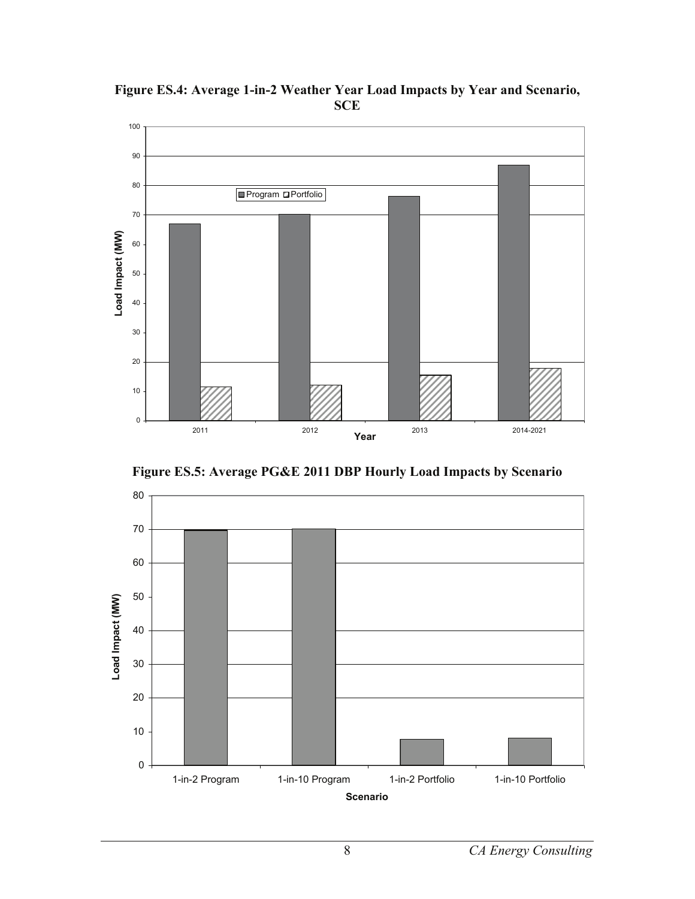**Figure ES.4: Average 1-in-2 Weather Year Load Impacts by Year and Scenario, SCE**

**Figure ES.5: Average PG&E 2011 DBP Hourly Load Impacts by Scenario**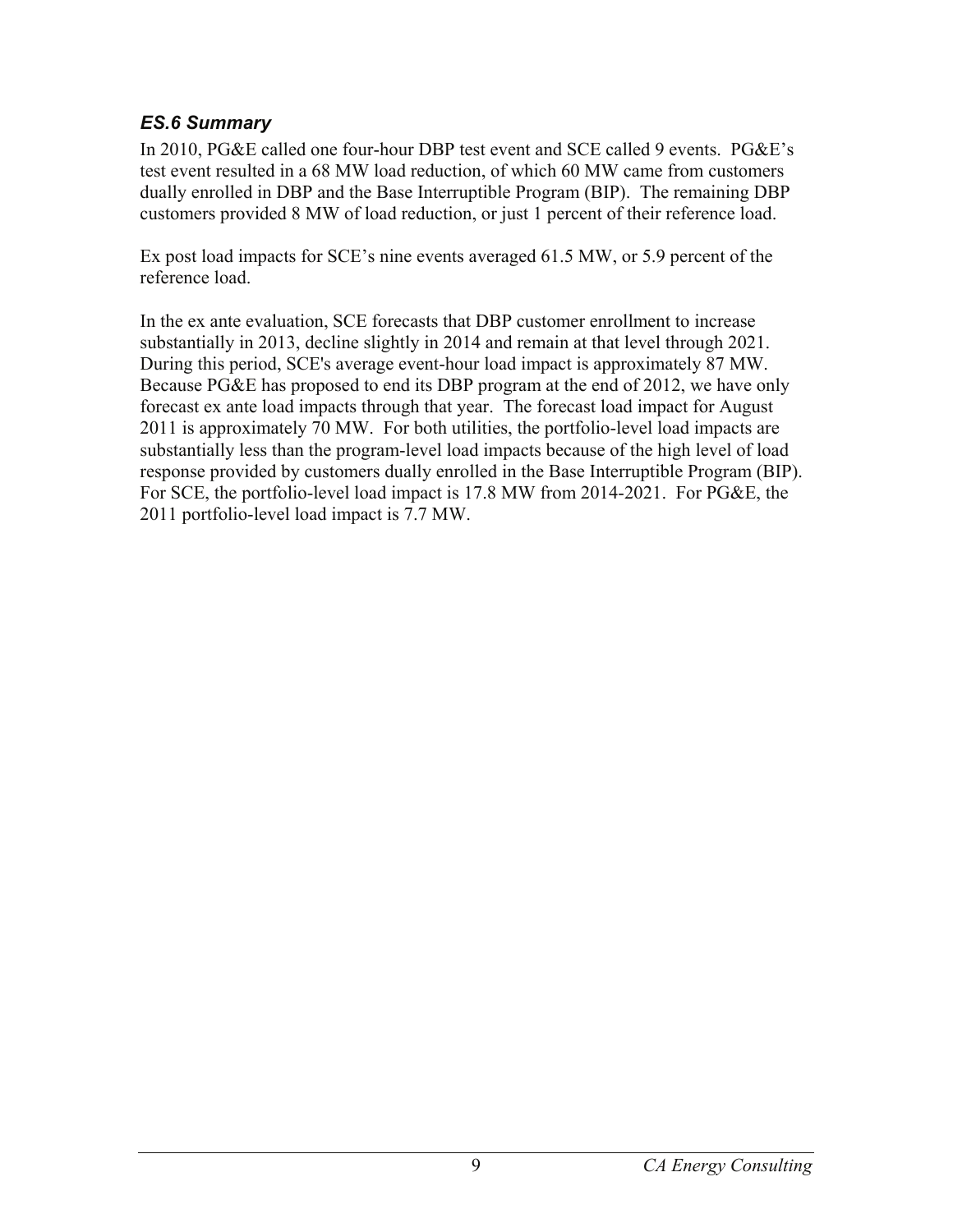### *ES.6 Summary*

In 2010, PG&E called one four-hour DBP test event and SCE called 9 events. PG&E's test event resulted in a 68 MW load reduction, of which 60 MW came from customers dually enrolled in DBP and the Base Interruptible Program (BIP). The remaining DBP customers provided 8 MW of load reduction, or just 1 percent of their reference load.

Ex post load impacts for SCE's nine events averaged 61.5 MW, or 5.9 percent of the reference load.

In the ex ante evaluation, SCE forecasts that DBP customer enrollment to increase substantially in 2013, decline slightly in 2014 and remain at that level through 2021. During this period, SCE's average event-hour load impact is approximately 87 MW. Because PG&E has proposed to end its DBP program at the end of 2012, we have only forecast ex ante load impacts through that year. The forecast load impact for August 2011 is approximately 70 MW. For both utilities, the portfolio-level load impacts are substantially less than the program-level load impacts because of the high level of load response provided by customers dually enrolled in the Base Interruptible Program (BIP). For SCE, the portfolio-level load impact is 17.8 MW from 2014-2021. For PG&E, the 2011 portfolio-level load impact is 7.7 MW.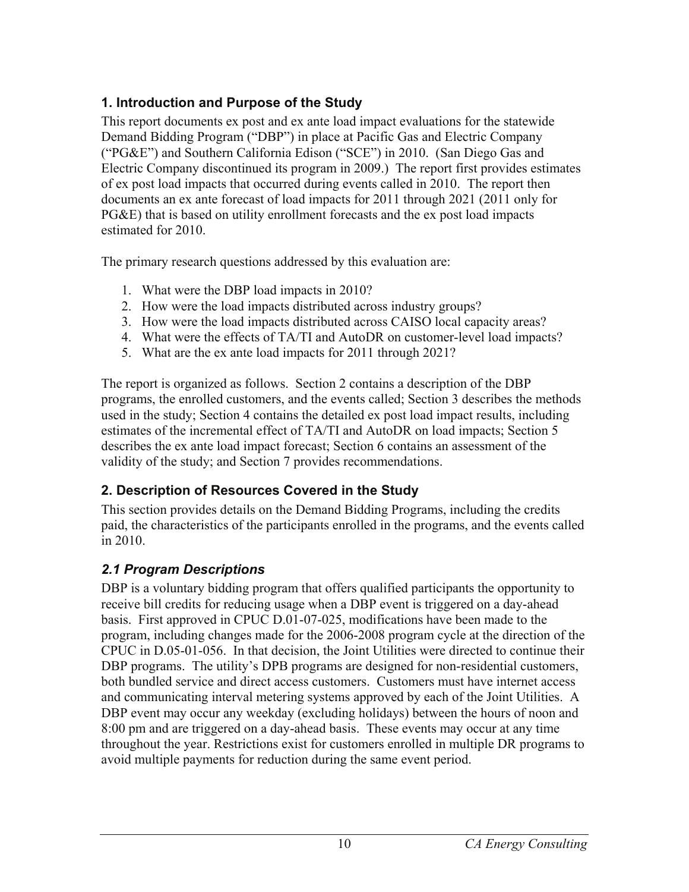## 1. Introduction and Purpose of the Study

This report documents ex post and ex ante load impact evaluations for the statewide Demand Bidding Program ("DBP") in place at Pacific Gas and Electric Company ("PG&E") and Southern California Edison ("SCE") in 2010. (San Diego Gas and Electric Company discontinued its program in 2009.) The report first provides estimates of ex post load impacts that occurred during events called in 2010. The report then documents an ex ante forecast of load impacts for 2011 through 2021 (2011 only for PG&E) that is based on utility enrollment forecasts and the ex post load impacts estimated for 2010.

The primary research questions addressed by this evaluation are:

1. What were the DBP load impacts in 2010?
2. How were the load impacts distributed across industry groups?
3. How were the load impacts distributed across CAISO local capacity areas?
4. What were the effects of TA/TI and AutoDR on customer-level load impacts?
5. What are the ex ante load impacts for 2011 through 2021?

The report is organized as follows. Section 2 contains a description of the DBP programs, the enrolled customers, and the events called; Section 3 describes the methods used in the study; Section 4 contains the detailed ex post load impact results, including estimates of the incremental effect of TA/TI and AutoDR on load impacts; Section 5 describes the ex ante load impact forecast; Section 6 contains an assessment of the validity of the study; and Section 7 provides recommendations.

## 2. Description of Resources Covered in the Study

This section provides details on the Demand Bidding Programs, including the credits paid, the characteristics of the participants enrolled in the programs, and the events called in 2010.

### *2.1 Program Descriptions*

DBP is a voluntary bidding program that offers qualified participants the opportunity to receive bill credits for reducing usage when a DBP event is triggered on a day-ahead basis. First approved in CPUC D.01-07-025, modifications have been made to the program, including changes made for the 2006-2008 program cycle at the direction of the CPUC in D.05-01-056. In that decision, the Joint Utilities were directed to continue their DBP programs. The utility's DPB programs are designed for non-residential customers, both bundled service and direct access customers. Customers must have internet access and communicating interval metering systems approved by each of the Joint Utilities. A DBP event may occur any weekday (excluding holidays) between the hours of noon and 8:00 pm and are triggered on a day-ahead basis. These events may occur at any time throughout the year. Restrictions exist for customers enrolled in multiple DR programs to avoid multiple payments for reduction during the same event period.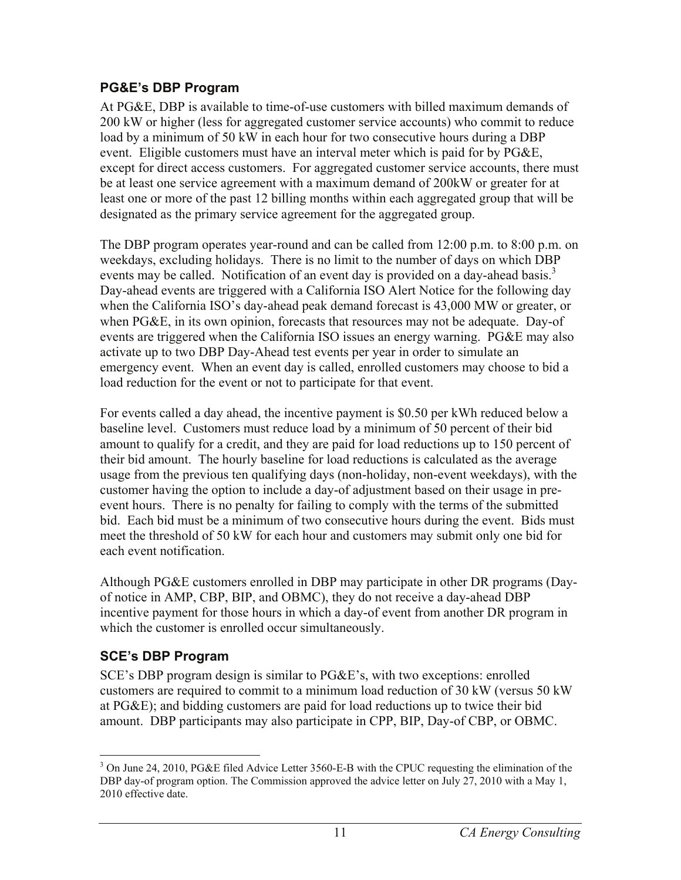### PG&E's DBP Program

At PG&E, DBP is available to time-of-use customers with billed maximum demands of 200 kW or higher (less for aggregated customer service accounts) who commit to reduce load by a minimum of 50 kW in each hour for two consecutive hours during a DBP event. Eligible customers must have an interval meter which is paid for by PG&E, except for direct access customers. For aggregated customer service accounts, there must be at least one service agreement with a maximum demand of 200kW or greater for at least one or more of the past 12 billing months within each aggregated group that will be designated as the primary service agreement for the aggregated group.

The DBP program operates year-round and can be called from 12:00 p.m. to 8:00 p.m. on weekdays, excluding holidays. There is no limit to the number of days on which DBP events may be called. Notification of an event day is provided on a day-ahead basis.[3] Day-ahead events are triggered with a California ISO Alert Notice for the following day when the California ISO's day-ahead peak demand forecast is 43,000 MW or greater, or when PG&E, in its own opinion, forecasts that resources may not be adequate. Day-of events are triggered when the California ISO issues an energy warning. PG&E may also activate up to two DBP Day-Ahead test events per year in order to simulate an emergency event. When an event day is called, enrolled customers may choose to bid a load reduction for the event or not to participate for that event.

For events called a day ahead, the incentive payment is $0.50 per kWh reduced below a baseline level. Customers must reduce load by a minimum of 50 percent of their bid amount to qualify for a credit, and they are paid for load reductions up to 150 percent of their bid amount. The hourly baseline for load reductions is calculated as the average usage from the previous ten qualifying days (non-holiday, non-event weekdays), with the customer having the option to include a day-of adjustment based on their usage in pre-event hours. There is no penalty for failing to comply with the terms of the submitted bid. Each bid must be a minimum of two consecutive hours during the event. Bids must meet the threshold of 50 kW for each hour and customers may submit only one bid for each event notification.

Although PG&E customers enrolled in DBP may participate in other DR programs (Day-of notice in AMP, CBP, BIP, and OBMC), they do not receive a day-ahead DBP incentive payment for those hours in which a day-of event from another DR program in which the customer is enrolled occur simultaneously.

### SCE's DBP Program

SCE's DBP program design is similar to PG&E's, with two exceptions: enrolled customers are required to commit to a minimum load reduction of 30 kW (versus 50 kW at PG&E); and bidding customers are paid for load reductions up to twice their bid amount. DBP participants may also participate in CPP, BIP, Day-of CBP, or OBMC.

---

[3] On June 24, 2010, PG&E filed Advice Letter 3560-E-B with the CPUC requesting the elimination of the DBP day-of program option. The Commission approved the advice letter on July 27, 2010 with a May 1, 2010 effective date.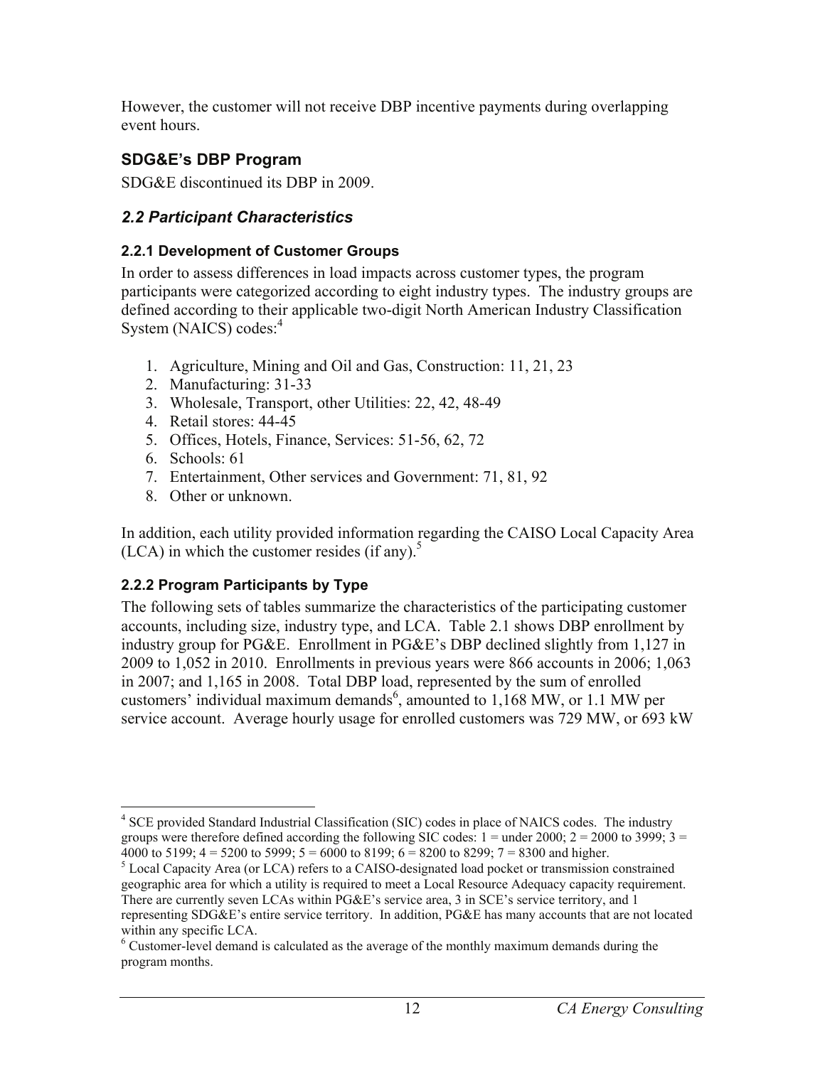However, the customer will not receive DBP incentive payments during overlapping event hours.

### SDG&E's DBP Program

SDG&E discontinued its DBP in 2009.

## *2.2 Participant Characteristics*

### 2.2.1 Development of Customer Groups

In order to assess differences in load impacts across customer types, the program participants were categorized according to eight industry types. The industry groups are defined according to their applicable two-digit North American Industry Classification System (NAICS) codes:[4]

1. Agriculture, Mining and Oil and Gas, Construction: 11, 21, 23
2. Manufacturing: 31-33
3. Wholesale, Transport, other Utilities: 22, 42, 48-49
4. Retail stores: 44-45
5. Offices, Hotels, Finance, Services: 51-56, 62, 72
6. Schools: 61
7. Entertainment, Other services and Government: 71, 81, 92
8. Other or unknown.

In addition, each utility provided information regarding the CAISO Local Capacity Area (LCA) in which the customer resides (if any).[5]

### 2.2.2 Program Participants by Type

The following sets of tables summarize the characteristics of the participating customer accounts, including size, industry type, and LCA. Table 2.1 shows DBP enrollment by industry group for PG&E. Enrollment in PG&E's DBP declined slightly from 1,127 in 2009 to 1,052 in 2010. Enrollments in previous years were 866 accounts in 2006; 1,063 in 2007; and 1,165 in 2008. Total DBP load, represented by the sum of enrolled customers' individual maximum demands[6], amounted to 1,168 MW, or 1.1 MW per service account. Average hourly usage for enrolled customers was 729 MW, or 693 kW

---

[4] SCE provided Standard Industrial Classification (SIC) codes in place of NAICS codes. The industry groups were therefore defined according the following SIC codes: 1 = under 2000; 2 = 2000 to 3999; 3 = 4000 to 5199; 4 = 5200 to 5999; 5 = 6000 to 8199; 6 = 8200 to 8299; 7 = 8300 and higher.

[5] Local Capacity Area (or LCA) refers to a CAISO-designated load pocket or transmission constrained geographic area for which a utility is required to meet a Local Resource Adequacy capacity requirement. There are currently seven LCAs within PG&E's service area, 3 in SCE's service territory, and 1 representing SDG&E's entire service territory. In addition, PG&E has many accounts that are not located within any specific LCA.

[6] Customer-level demand is calculated as the average of the monthly maximum demands during the program months.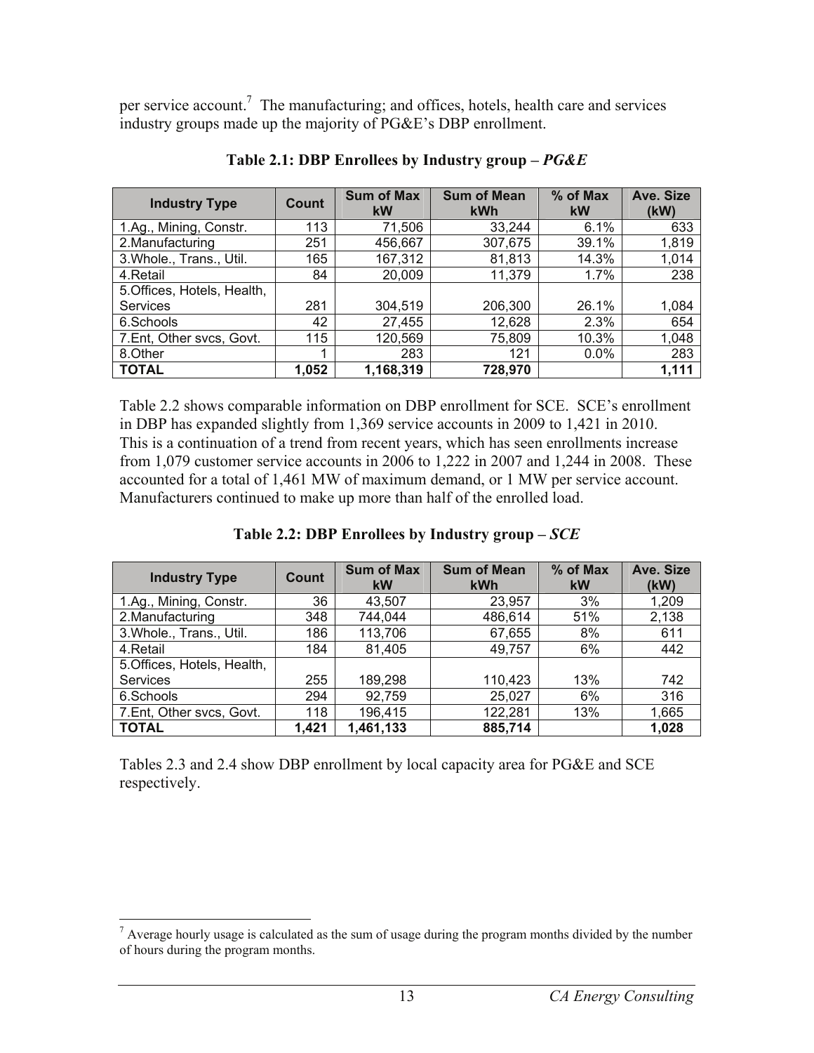per service account.[7] The manufacturing; and offices, hotels, health care and services industry groups made up the majority of PG&E's DBP enrollment.

**Table 2.1: DBP Enrollees by Industry group – *PG&E***

| Industry Type | Count | Sum of Max kW | Sum of Mean kWh | % of Max kW | Ave. Size (kW) |
|---|---|---|---|---|---|
| 1.Ag., Mining, Constr. | 113 | 71,506 | 33,244 | 6.1% | 633 |
| 2.Manufacturing | 251 | 456,667 | 307,675 | 39.1% | 1,819 |
| 3.Whole., Trans., Util. | 165 | 167,312 | 81,813 | 14.3% | 1,014 |
| 4.Retail | 84 | 20,009 | 11,379 | 1.7% | 238 |
| 5.Offices, Hotels, Health, Services | 281 | 304,519 | 206,300 | 26.1% | 1,084 |
| 6.Schools | 42 | 27,455 | 12,628 | 2.3% | 654 |
| 7.Ent, Other svcs, Govt. | 115 | 120,569 | 75,809 | 10.3% | 1,048 |
| 8.Other | 1 | 283 | 121 | 0.0% | 283 |
| **TOTAL** | **1,052** | **1,168,319** | **728,970** | | **1,111** |

Table 2.2 shows comparable information on DBP enrollment for SCE. SCE's enrollment in DBP has expanded slightly from 1,369 service accounts in 2009 to 1,421 in 2010. This is a continuation of a trend from recent years, which has seen enrollments increase from 1,079 customer service accounts in 2006 to 1,222 in 2007 and 1,244 in 2008. These accounted for a total of 1,461 MW of maximum demand, or 1 MW per service account. Manufacturers continued to make up more than half of the enrolled load.

**Table 2.2: DBP Enrollees by Industry group – *SCE***

| Industry Type | Count | Sum of Max kW | Sum of Mean kWh | % of Max kW | Ave. Size (kW) |
|---|---|---|---|---|---|
| 1.Ag., Mining, Constr. | 36 | 43,507 | 23,957 | 3% | 1,209 |
| 2.Manufacturing | 348 | 744,044 | 486,614 | 51% | 2,138 |
| 3.Whole., Trans., Util. | 186 | 113,706 | 67,655 | 8% | 611 |
| 4.Retail | 184 | 81,405 | 49,757 | 6% | 442 |
| 5.Offices, Hotels, Health, Services | 255 | 189,298 | 110,423 | 13% | 742 |
| 6.Schools | 294 | 92,759 | 25,027 | 6% | 316 |
| 7.Ent, Other svcs, Govt. | 118 | 196,415 | 122,281 | 13% | 1,665 |
| **TOTAL** | **1,421** | **1,461,133** | **885,714** | | **1,028** |

Tables 2.3 and 2.4 show DBP enrollment by local capacity area for PG&E and SCE respectively.

[7] Average hourly usage is calculated as the sum of usage during the program months divided by the number of hours during the program months.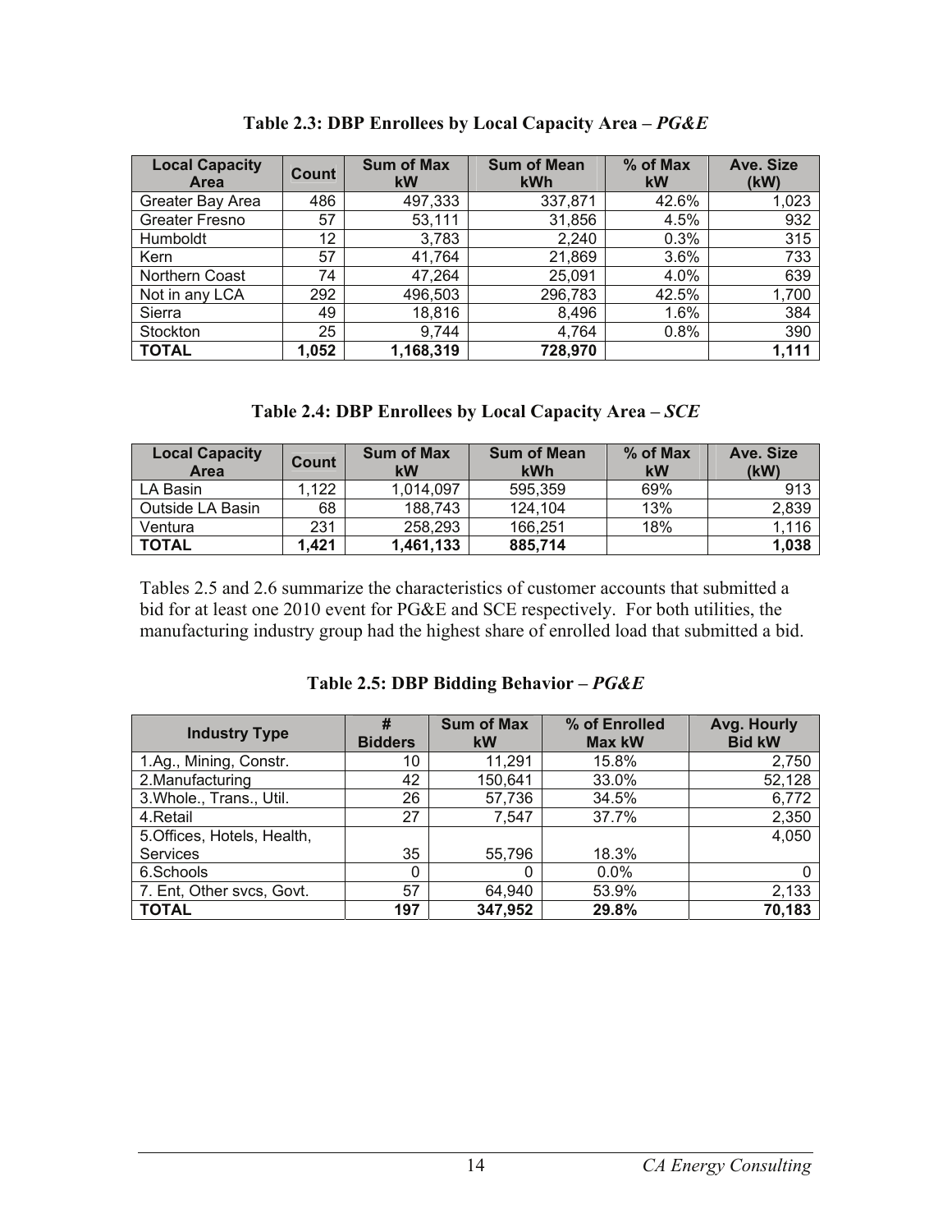**Table 2.3: DBP Enrollees by Local Capacity Area – *PG&E***

| Local Capacity Area | Count | Sum of Max kW | Sum of Mean kWh | % of Max kW | Ave. Size (kW) |
|---|---|---|---|---|---|
| Greater Bay Area | 486 | 497,333 | 337,871 | 42.6% | 1,023 |
| Greater Fresno | 57 | 53,111 | 31,856 | 4.5% | 932 |
| Humboldt | 12 | 3,783 | 2,240 | 0.3% | 315 |
| Kern | 57 | 41,764 | 21,869 | 3.6% | 733 |
| Northern Coast | 74 | 47,264 | 25,091 | 4.0% | 639 |
| Not in any LCA | 292 | 496,503 | 296,783 | 42.5% | 1,700 |
| Sierra | 49 | 18,816 | 8,496 | 1.6% | 384 |
| Stockton | 25 | 9,744 | 4,764 | 0.8% | 390 |
| **TOTAL** | **1,052** | **1,168,319** | **728,970** | | **1,111** |

**Table 2.4: DBP Enrollees by Local Capacity Area – *SCE***

| Local Capacity Area | Count | Sum of Max kW | Sum of Mean kWh | % of Max kW | Ave. Size (kW) |
|---|---|---|---|---|---|
| LA Basin | 1,122 | 1,014,097 | 595,359 | 69% | 913 |
| Outside LA Basin | 68 | 188,743 | 124,104 | 13% | 2,839 |
| Ventura | 231 | 258,293 | 166,251 | 18% | 1,116 |
| **TOTAL** | **1,421** | **1,461,133** | **885,714** | | **1,038** |

Tables 2.5 and 2.6 summarize the characteristics of customer accounts that submitted a bid for at least one 2010 event for PG&E and SCE respectively. For both utilities, the manufacturing industry group had the highest share of enrolled load that submitted a bid.

**Table 2.5: DBP Bidding Behavior – *PG&E***

| Industry Type | # Bidders | Sum of Max kW | % of Enrolled Max kW | Avg. Hourly Bid kW |
|---|---|---|---|---|
| 1.Ag., Mining, Constr. | 10 | 11,291 | 15.8% | 2,750 |
| 2.Manufacturing | 42 | 150,641 | 33.0% | 52,128 |
| 3.Whole., Trans., Util. | 26 | 57,736 | 34.5% | 6,772 |
| 4.Retail | 27 | 7,547 | 37.7% | 2,350 |
| 5.Offices, Hotels, Health, Services | 35 | 55,796 | 18.3% | 4,050 |
| 6.Schools | 0 | 0 | 0.0% | 0 |
| 7. Ent, Other svcs, Govt. | 57 | 64,940 | 53.9% | 2,133 |
| **TOTAL** | **197** | **347,952** | **29.8%** | **70,183** |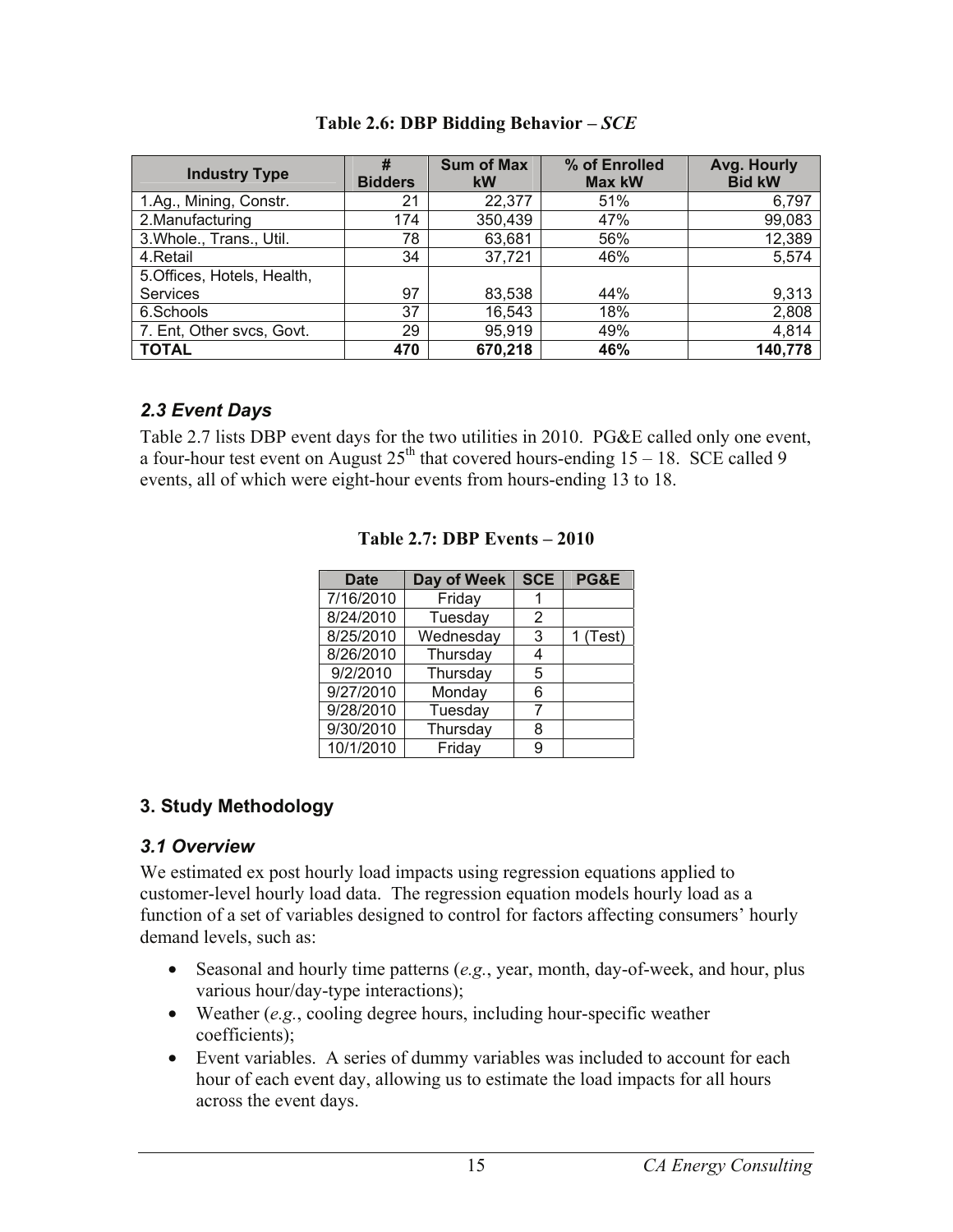**Table 2.6: DBP Bidding Behavior – *SCE***

| Industry Type | # Bidders | Sum of Max kW | % of Enrolled Max kW | Avg. Hourly Bid kW |
|---|---|---|---|---|
| 1.Ag., Mining, Constr. | 21 | 22,377 | 51% | 6,797 |
| 2.Manufacturing | 174 | 350,439 | 47% | 99,083 |
| 3.Whole., Trans., Util. | 78 | 63,681 | 56% | 12,389 |
| 4.Retail | 34 | 37,721 | 46% | 5,574 |
| 5.Offices, Hotels, Health, Services | 97 | 83,538 | 44% | 9,313 |
| 6.Schools | 37 | 16,543 | 18% | 2,808 |
| 7. Ent, Other svcs, Govt. | 29 | 95,919 | 49% | 4,814 |
| **TOTAL** | **470** | **670,218** | **46%** | **140,778** |

### *2.3 Event Days*

Table 2.7 lists DBP event days for the two utilities in 2010. PG&E called only one event, a four-hour test event on August 25th that covered hours-ending 15 – 18. SCE called 9 events, all of which were eight-hour events from hours-ending 13 to 18.

**Table 2.7: DBP Events – 2010**

| Date | Day of Week | SCE | PG&E |
|---|---|---|---|
| 7/16/2010 | Friday | 1 | |
| 8/24/2010 | Tuesday | 2 | |
| 8/25/2010 | Wednesday | 3 | 1 (Test) |
| 8/26/2010 | Thursday | 4 | |
| 9/2/2010 | Thursday | 5 | |
| 9/27/2010 | Monday | 6 | |
| 9/28/2010 | Tuesday | 7 | |
| 9/30/2010 | Thursday | 8 | |
| 10/1/2010 | Friday | 9 | |

## 3. Study Methodology

### *3.1 Overview*

We estimated ex post hourly load impacts using regression equations applied to customer-level hourly load data. The regression equation models hourly load as a function of a set of variables designed to control for factors affecting consumers' hourly demand levels, such as:

- Seasonal and hourly time patterns (*e.g.*, year, month, day-of-week, and hour, plus various hour/day-type interactions);
- Weather (*e.g.*, cooling degree hours, including hour-specific weather coefficients);
- Event variables. A series of dummy variables was included to account for each hour of each event day, allowing us to estimate the load impacts for all hours across the event days.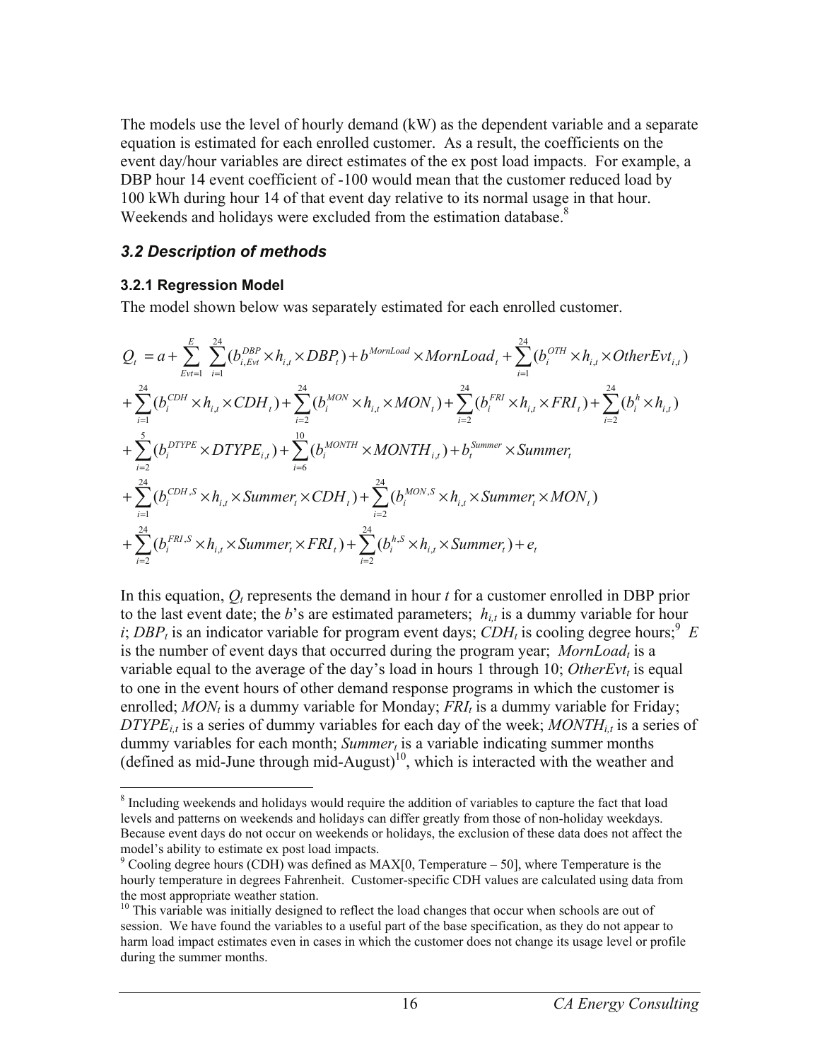The models use the level of hourly demand (kW) as the dependent variable and a separate equation is estimated for each enrolled customer. As a result, the coefficients on the event day/hour variables are direct estimates of the ex post load impacts. For example, a DBP hour 14 event coefficient of -100 would mean that the customer reduced load by 100 kWh during hour 14 of that event day relative to its normal usage in that hour. Weekends and holidays were excluded from the estimation database.[8]

### *3.2 Description of methods*

#### 3.2.1 Regression Model

The model shown below was separately estimated for each enrolled customer.

$$
\begin{aligned}
Q_t &= a + \sum_{Evt=1}^{E} \sum_{i=1}^{24} (b_{i,Evt}^{DBP} \times h_{i,t} \times DBP_t) + b^{MornLoad} \times MornLoad_t + \sum_{i=1}^{24} (b_i^{OTH} \times h_{i,t} \times OtherEvt_{i,t}) \\
&+ \sum_{i=1}^{24} (b_i^{CDH} \times h_{i,t} \times CDH_t) + \sum_{i=2}^{24} (b_i^{MON} \times h_{i,t} \times MON_t) + \sum_{i=2}^{24} (b_i^{FRI} \times h_{i,t} \times FRI_t) + \sum_{i=2}^{24} (b_i^{h} \times h_{i,t}) \\
&+ \sum_{i=2}^{5} (b_i^{DTYPE} \times DTYPE_{i,t}) + \sum_{i=6}^{10} (b_i^{MONTH} \times MONTH_{i,t}) + b_t^{Summer} \times Summer_t \\
&+ \sum_{i=1}^{24} (b_i^{CDH,S} \times h_{i,t} \times Summer_t \times CDH_t) + \sum_{i=2}^{24} (b_i^{MON,S} \times h_{i,t} \times Summer_t \times MON_t) \\
&+ \sum_{i=2}^{24} (b_i^{FRI,S} \times h_{i,t} \times Summer_t \times FRI_t) + \sum_{i=2}^{24} (b_i^{h,S} \times h_{i,t} \times Summer_t) + e_t
\end{aligned}
$$

In this equation, $Q_t$ represents the demand in hour $t$ for a customer enrolled in DBP prior to the last event date; the $b$'s are estimated parameters; $h_{i,t}$ is a dummy variable for hour $i$; $DBP_t$ is an indicator variable for program event days; $CDH_t$ is cooling degree hours;[9] $E$ is the number of event days that occurred during the program year; $MornLoad_t$ is a variable equal to the average of the day's load in hours 1 through 10; $OtherEvt_t$ is equal to one in the event hours of other demand response programs in which the customer is enrolled; $MON_t$ is a dummy variable for Monday; $FRI_t$ is a dummy variable for Friday; $DTYPE_{i,t}$ is a series of dummy variables for each day of the week; $MONTH_{i,t}$ is a series of dummy variables for each month; $Summer_t$ is a variable indicating summer months (defined as mid-June through mid-August)[10], which is interacted with the weather and

---

[8] Including weekends and holidays would require the addition of variables to capture the fact that load levels and patterns on weekends and holidays can differ greatly from those of non-holiday weekdays. Because event days do not occur on weekends or holidays, the exclusion of these data does not affect the model's ability to estimate ex post load impacts.

[9] Cooling degree hours (CDH) was defined as MAX[0, Temperature – 50], where Temperature is the hourly temperature in degrees Fahrenheit. Customer-specific CDH values are calculated using data from the most appropriate weather station.

[10] This variable was initially designed to reflect the load changes that occur when schools are out of session. We have found the variables to a useful part of the base specification, as they do not appear to harm load impact estimates even in cases in which the customer does not change its usage level or profile during the summer months.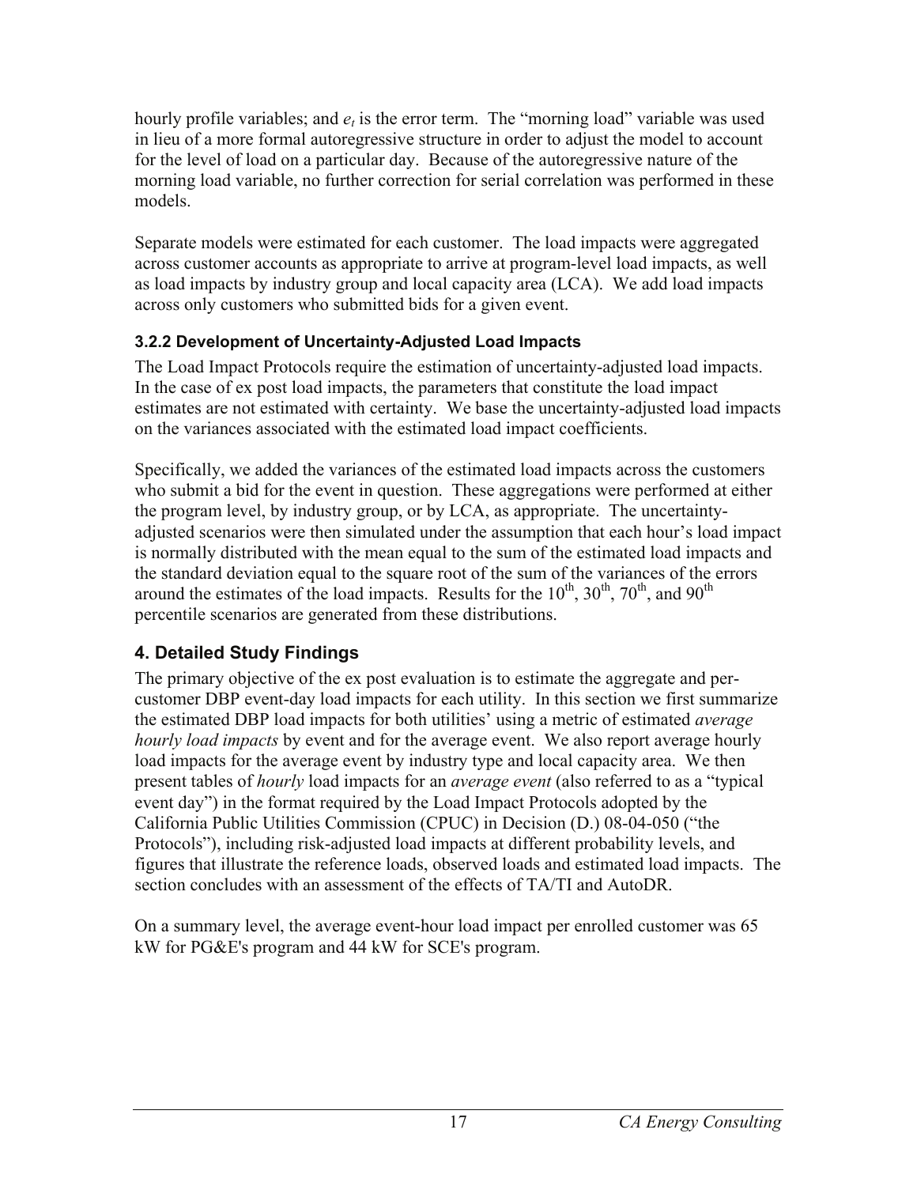hourly profile variables; and $e_t$ is the error term. The “morning load” variable was used in lieu of a more formal autoregressive structure in order to adjust the model to account for the level of load on a particular day. Because of the autoregressive nature of the morning load variable, no further correction for serial correlation was performed in these models.

Separate models were estimated for each customer. The load impacts were aggregated across customer accounts as appropriate to arrive at program-level load impacts, as well as load impacts by industry group and local capacity area (LCA). We add load impacts across only customers who submitted bids for a given event.

### 3.2.2 Development of Uncertainty-Adjusted Load Impacts

The Load Impact Protocols require the estimation of uncertainty-adjusted load impacts. In the case of ex post load impacts, the parameters that constitute the load impact estimates are not estimated with certainty. We base the uncertainty-adjusted load impacts on the variances associated with the estimated load impact coefficients.

Specifically, we added the variances of the estimated load impacts across the customers who submit a bid for the event in question. These aggregations were performed at either the program level, by industry group, or by LCA, as appropriate. The uncertainty-adjusted scenarios were then simulated under the assumption that each hour’s load impact is normally distributed with the mean equal to the sum of the estimated load impacts and the standard deviation equal to the square root of the sum of the variances of the errors around the estimates of the load impacts. Results for the $10^{th}$, $30^{th}$, $70^{th}$, and $90^{th}$ percentile scenarios are generated from these distributions.

## 4. Detailed Study Findings

The primary objective of the ex post evaluation is to estimate the aggregate and per-customer DBP event-day load impacts for each utility. In this section we first summarize the estimated DBP load impacts for both utilities’ using a metric of estimated *average hourly load impacts* by event and for the average event. We also report average hourly load impacts for the average event by industry type and local capacity area. We then present tables of *hourly* load impacts for an *average event* (also referred to as a “typical event day”) in the format required by the Load Impact Protocols adopted by the California Public Utilities Commission (CPUC) in Decision (D.) 08-04-050 (“the Protocols”), including risk-adjusted load impacts at different probability levels, and figures that illustrate the reference loads, observed loads and estimated load impacts. The section concludes with an assessment of the effects of TA/TI and AutoDR.

On a summary level, the average event-hour load impact per enrolled customer was 65 kW for PG&E's program and 44 kW for SCE's program.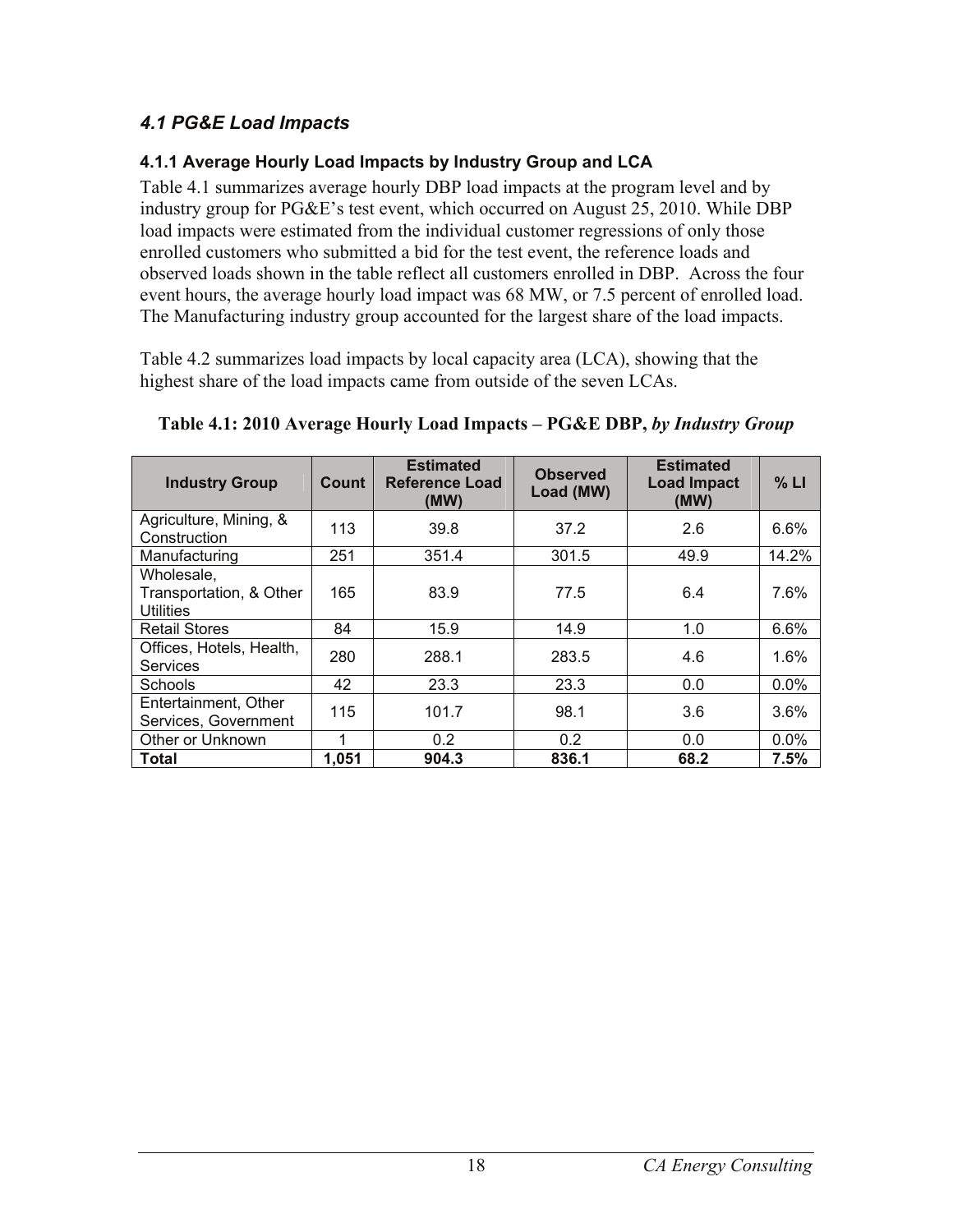### *4.1 PG&E Load Impacts*

#### 4.1.1 Average Hourly Load Impacts by Industry Group and LCA

Table 4.1 summarizes average hourly DBP load impacts at the program level and by industry group for PG&E's test event, which occurred on August 25, 2010. While DBP load impacts were estimated from the individual customer regressions of only those enrolled customers who submitted a bid for the test event, the reference loads and observed loads shown in the table reflect all customers enrolled in DBP. Across the four event hours, the average hourly load impact was 68 MW, or 7.5 percent of enrolled load. The Manufacturing industry group accounted for the largest share of the load impacts.

Table 4.2 summarizes load impacts by local capacity area (LCA), showing that the highest share of the load impacts came from outside of the seven LCAs.

**Table 4.1: 2010 Average Hourly Load Impacts – PG&E DBP, *by Industry Group***

| Industry Group | Count | Estimated Reference Load (MW) | Observed Load (MW) | Estimated Load Impact (MW) | % LI |
|---|---|---|---|---|---|
| Agriculture, Mining, & Construction | 113 | 39.8 | 37.2 | 2.6 | 6.6% |
| Manufacturing | 251 | 351.4 | 301.5 | 49.9 | 14.2% |
| Wholesale, Transportation, & Other Utilities | 165 | 83.9 | 77.5 | 6.4 | 7.6% |
| Retail Stores | 84 | 15.9 | 14.9 | 1.0 | 6.6% |
| Offices, Hotels, Health, Services | 280 | 288.1 | 283.5 | 4.6 | 1.6% |
| Schools | 42 | 23.3 | 23.3 | 0.0 | 0.0% |
| Entertainment, Other Services, Government | 115 | 101.7 | 98.1 | 3.6 | 3.6% |
| Other or Unknown | 1 | 0.2 | 0.2 | 0.0 | 0.0% |
| **Total** | **1,051** | **904.3** | **836.1** | **68.2** | **7.5%** |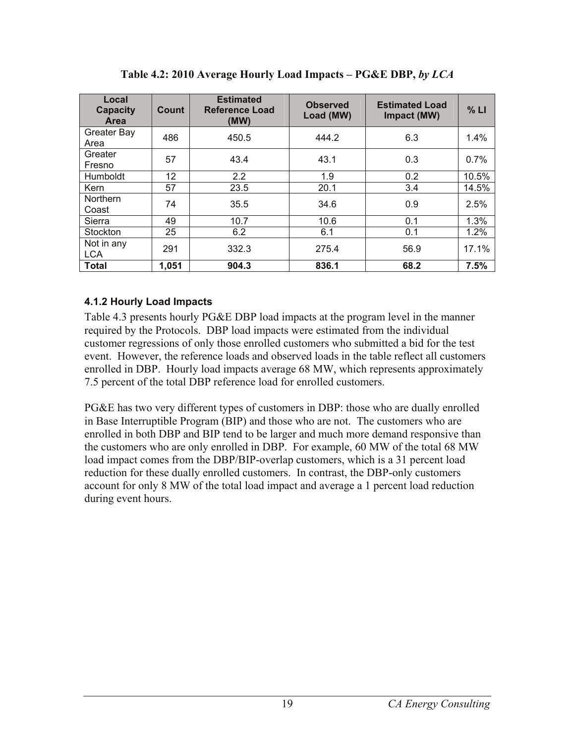**Table 4.2: 2010 Average Hourly Load Impacts – PG&E DBP, *by LCA***

| Local Capacity Area | Count | Estimated Reference Load (MW) | Observed Load (MW) | Estimated Load Impact (MW) | % LI |
|---|---|---|---|---|---|
| Greater Bay Area | 486 | 450.5 | 444.2 | 6.3 | 1.4% |
| Greater Fresno | 57 | 43.4 | 43.1 | 0.3 | 0.7% |
| Humboldt | 12 | 2.2 | 1.9 | 0.2 | 10.5% |
| Kern | 57 | 23.5 | 20.1 | 3.4 | 14.5% |
| Northern Coast | 74 | 35.5 | 34.6 | 0.9 | 2.5% |
| Sierra | 49 | 10.7 | 10.6 | 0.1 | 1.3% |
| Stockton | 25 | 6.2 | 6.1 | 0.1 | 1.2% |
| Not in any LCA | 291 | 332.3 | 275.4 | 56.9 | 17.1% |
| **Total** | **1,051** | **904.3** | **836.1** | **68.2** | **7.5%** |

### 4.1.2 Hourly Load Impacts

Table 4.3 presents hourly PG&E DBP load impacts at the program level in the manner required by the Protocols. DBP load impacts were estimated from the individual customer regressions of only those enrolled customers who submitted a bid for the test event. However, the reference loads and observed loads in the table reflect all customers enrolled in DBP. Hourly load impacts average 68 MW, which represents approximately 7.5 percent of the total DBP reference load for enrolled customers.

PG&E has two very different types of customers in DBP: those who are dually enrolled in Base Interruptible Program (BIP) and those who are not. The customers who are enrolled in both DBP and BIP tend to be larger and much more demand responsive than the customers who are only enrolled in DBP. For example, 60 MW of the total 68 MW load impact comes from the DBP/BIP-overlap customers, which is a 31 percent load reduction for these dually enrolled customers. In contrast, the DBP-only customers account for only 8 MW of the total load impact and average a 1 percent load reduction during event hours.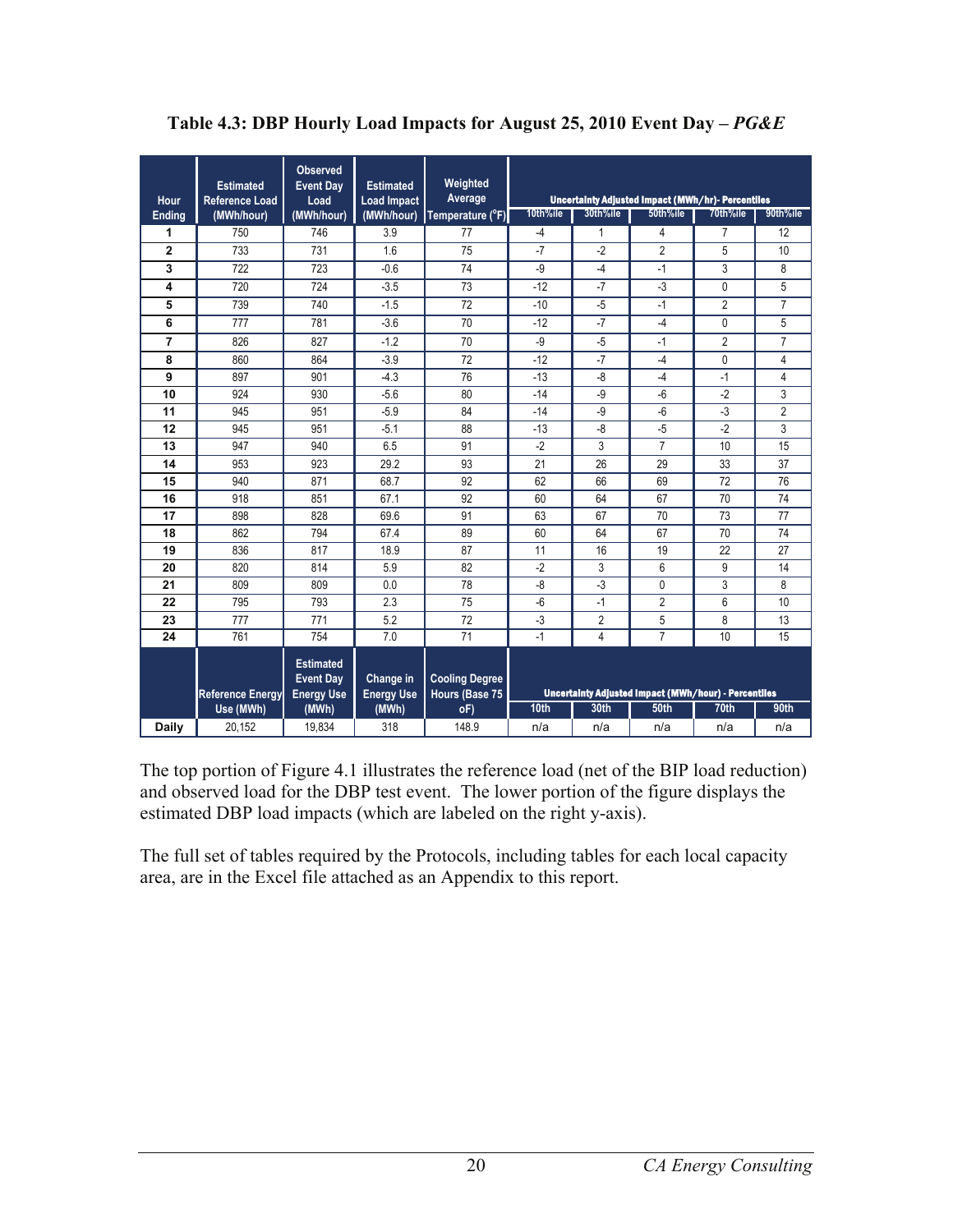**Table 4.3: DBP Hourly Load Impacts for August 25, 2010 Event Day –** ***PG&E***

| Hour Ending | Estimated Reference Load (MWh/hour) | Observed Event Day Load (MWh/hour) | Estimated Load Impact (MWh/hour) | Weighted Average Temperature (°F) | Uncertainty Adjusted Impact (MWh/hr)- Percentiles | | | | |
|---|---|---|---|---|---|---|---|---|---|
| | | | | | 10th%ile | 30th%ile | 50th%ile | 70th%ile | 90th%ile |
| 1 | 750 | 746 | 3.9 | 77 | -4 | 1 | 4 | 7 | 12 |
| 2 | 733 | 731 | 1.6 | 75 | -7 | -2 | 2 | 5 | 10 |
| 3 | 722 | 723 | -0.6 | 74 | -9 | -4 | -1 | 3 | 8 |
| 4 | 720 | 724 | -3.5 | 73 | -12 | -7 | -3 | 0 | 5 |
| 5 | 739 | 740 | -1.5 | 72 | -10 | -5 | -1 | 2 | 7 |
| 6 | 777 | 781 | -3.6 | 70 | -12 | -7 | -4 | 0 | 5 |
| 7 | 826 | 827 | -1.2 | 70 | -9 | -5 | -1 | 2 | 7 |
| 8 | 860 | 864 | -3.9 | 72 | -12 | -7 | -4 | 0 | 4 |
| 9 | 897 | 901 | -4.3 | 76 | -13 | -8 | -4 | -1 | 4 |
| 10 | 924 | 930 | -5.6 | 80 | -14 | -9 | -6 | -2 | 3 |
| 11 | 945 | 951 | -5.9 | 84 | -14 | -9 | -6 | -3 | 2 |
| 12 | 945 | 951 | -5.1 | 88 | -13 | -8 | -5 | -2 | 3 |
| 13 | 947 | 940 | 6.5 | 91 | -2 | 3 | 7 | 10 | 15 |
| 14 | 953 | 923 | 29.2 | 93 | 21 | 26 | 29 | 33 | 37 |
| 15 | 940 | 871 | 68.7 | 92 | 62 | 66 | 69 | 72 | 76 |
| 16 | 918 | 851 | 67.1 | 92 | 60 | 64 | 67 | 70 | 74 |
| 17 | 898 | 828 | 69.6 | 91 | 63 | 67 | 70 | 73 | 77 |
| 18 | 862 | 794 | 67.4 | 89 | 60 | 64 | 67 | 70 | 74 |
| 19 | 836 | 817 | 18.9 | 87 | 11 | 16 | 19 | 22 | 27 |
| 20 | 820 | 814 | 5.9 | 82 | -2 | 3 | 6 | 9 | 14 |
| 21 | 809 | 809 | 0.0 | 78 | -8 | -3 | 0 | 3 | 8 |
| 22 | 795 | 793 | 2.3 | 75 | -6 | -1 | 2 | 6 | 10 |
| 23 | 777 | 771 | 5.2 | 72 | -3 | 2 | 5 | 8 | 13 |
| 24 | 761 | 754 | 7.0 | 71 | -1 | 4 | 7 | 10 | 15 |
| | Reference Energy Use (MWh) | Estimated Event Day Energy Use (MWh) | Change in Energy Use (MWh) | Cooling Degree Hours (Base 75 oF) | Uncertainty Adjusted Impact (MWh/hour) - Percentiles | | | | |
| | | | | | 10th | 30th | 50th | 70th | 90th |
| Daily | 20,152 | 19,834 | 318 | 148.9 | n/a | n/a | n/a | n/a | n/a |

The top portion of Figure 4.1 illustrates the reference load (net of the BIP load reduction) and observed load for the DBP test event. The lower portion of the figure displays the estimated DBP load impacts (which are labeled on the right y-axis).

The full set of tables required by the Protocols, including tables for each local capacity area, are in the Excel file attached as an Appendix to this report.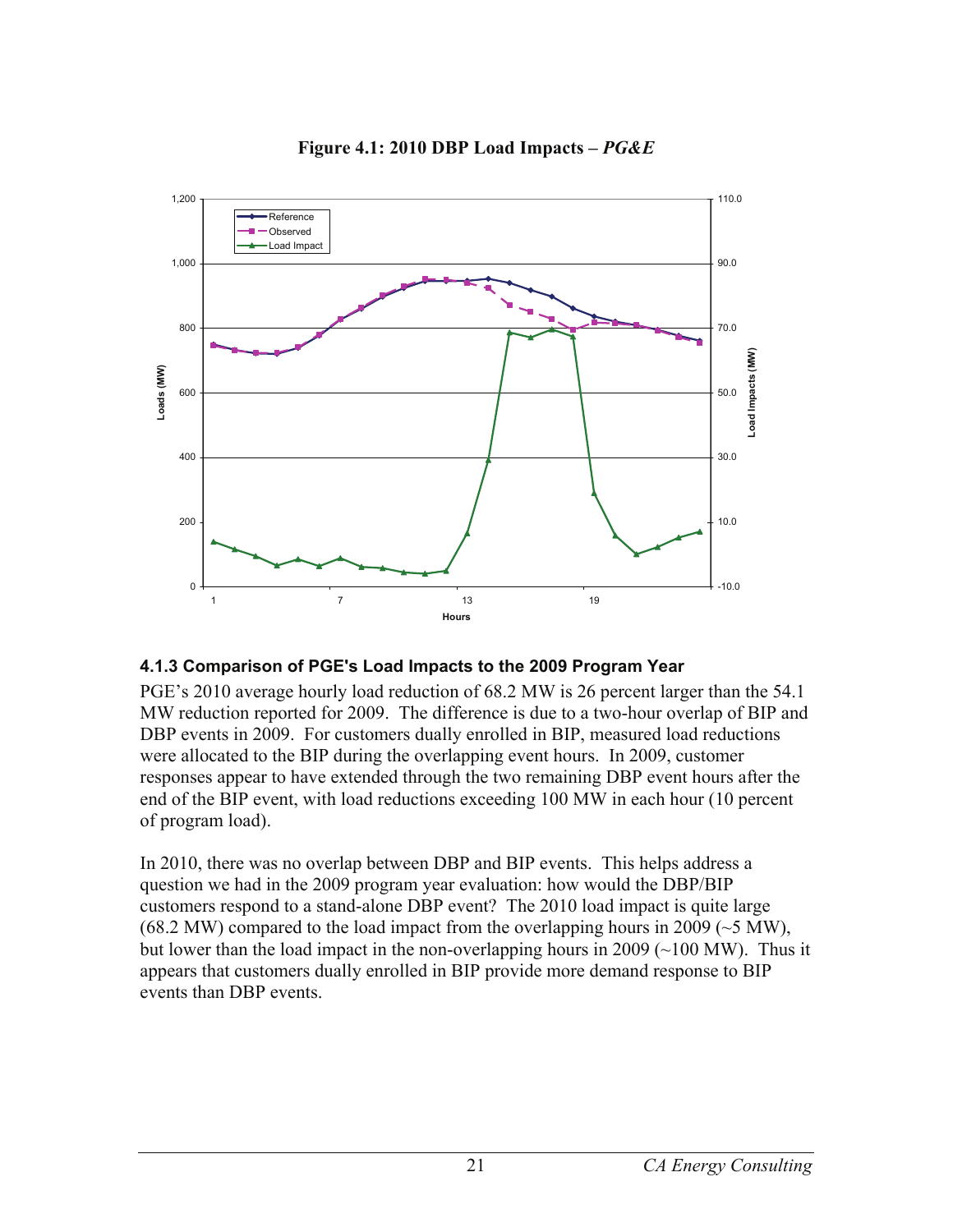**Figure 4.1: 2010 DBP Load Impacts – *PG&E***

### 4.1.3 Comparison of PGE's Load Impacts to the 2009 Program Year

PGE's 2010 average hourly load reduction of 68.2 MW is 26 percent larger than the 54.1 MW reduction reported for 2009. The difference is due to a two-hour overlap of BIP and DBP events in 2009. For customers dually enrolled in BIP, measured load reductions were allocated to the BIP during the overlapping event hours. In 2009, customer responses appear to have extended through the two remaining DBP event hours after the end of the BIP event, with load reductions exceeding 100 MW in each hour (10 percent of program load).

In 2010, there was no overlap between DBP and BIP events. This helps address a question we had in the 2009 program year evaluation: how would the DBP/BIP customers respond to a stand-alone DBP event? The 2010 load impact is quite large (68.2 MW) compared to the load impact from the overlapping hours in 2009 (~5 MW), but lower than the load impact in the non-overlapping hours in 2009 (~100 MW). Thus it appears that customers dually enrolled in BIP provide more demand response to BIP events than DBP events.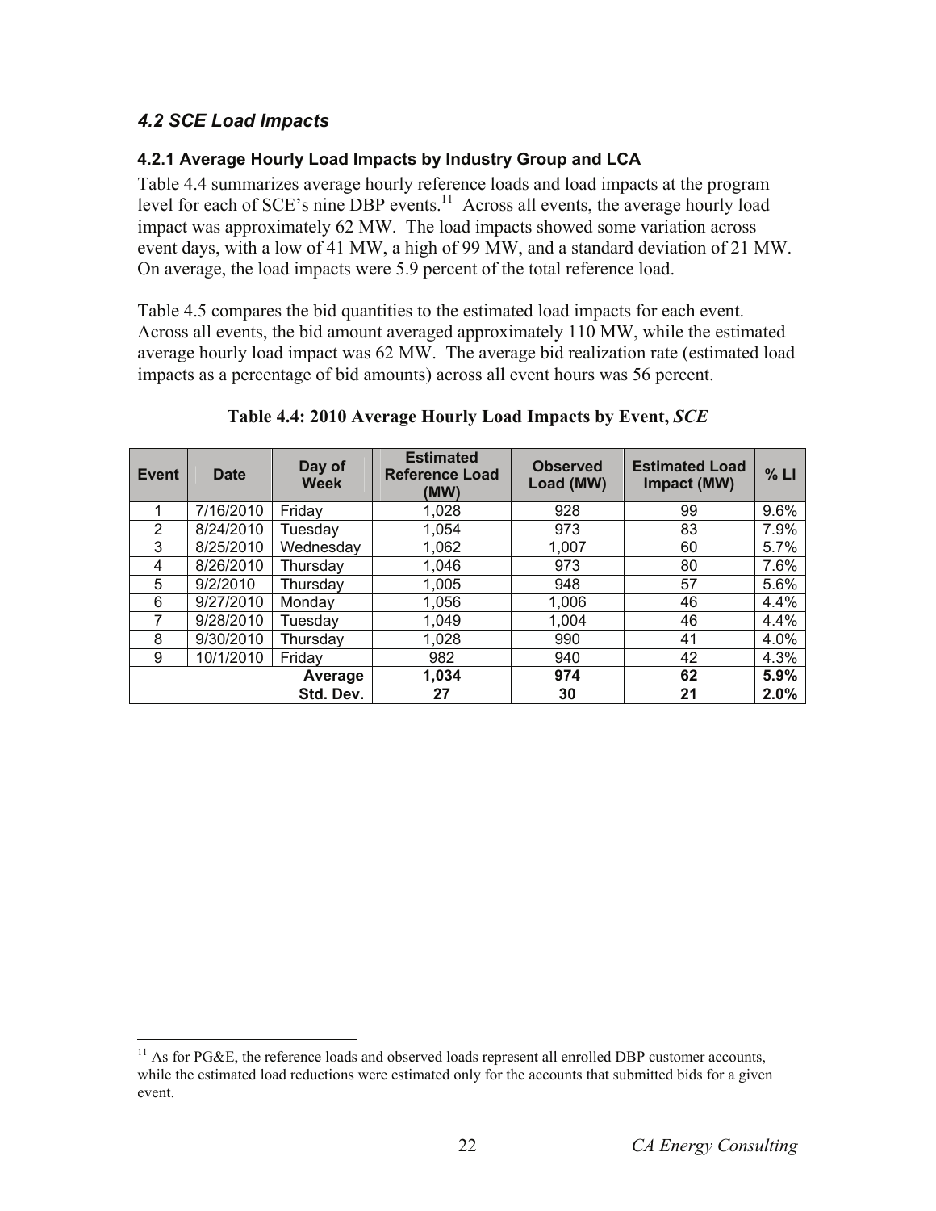### *4.2 SCE Load Impacts*

#### 4.2.1 Average Hourly Load Impacts by Industry Group and LCA

Table 4.4 summarizes average hourly reference loads and load impacts at the program level for each of SCE's nine DBP events.[11] Across all events, the average hourly load impact was approximately 62 MW. The load impacts showed some variation across event days, with a low of 41 MW, a high of 99 MW, and a standard deviation of 21 MW. On average, the load impacts were 5.9 percent of the total reference load.

Table 4.5 compares the bid quantities to the estimated load impacts for each event. Across all events, the bid amount averaged approximately 110 MW, while the estimated average hourly load impact was 62 MW. The average bid realization rate (estimated load impacts as a percentage of bid amounts) across all event hours was 56 percent.

**Table 4.4: 2010 Average Hourly Load Impacts by Event, *SCE***

| Event | Date | Day of Week | Estimated Reference Load (MW) | Observed Load (MW) | Estimated Load Impact (MW) | % LI |
|---|---|---|---|---|---|---|
| 1 | 7/16/2010 | Friday | 1,028 | 928 | 99 | 9.6% |
| 2 | 8/24/2010 | Tuesday | 1,054 | 973 | 83 | 7.9% |
| 3 | 8/25/2010 | Wednesday | 1,062 | 1,007 | 60 | 5.7% |
| 4 | 8/26/2010 | Thursday | 1,046 | 973 | 80 | 7.6% |
| 5 | 9/2/2010 | Thursday | 1,005 | 948 | 57 | 5.6% |
| 6 | 9/27/2010 | Monday | 1,056 | 1,006 | 46 | 4.4% |
| 7 | 9/28/2010 | Tuesday | 1,049 | 1,004 | 46 | 4.4% |
| 8 | 9/30/2010 | Thursday | 1,028 | 990 | 41 | 4.0% |
| 9 | 10/1/2010 | Friday | 982 | 940 | 42 | 4.3% |
| | | **Average** | **1,034** | **974** | **62** | **5.9%** |
| | | **Std. Dev.** | **27** | **30** | **21** | **2.0%** |

[11] As for PG&E, the reference loads and observed loads represent all enrolled DBP customer accounts, while the estimated load reductions were estimated only for the accounts that submitted bids for a given event.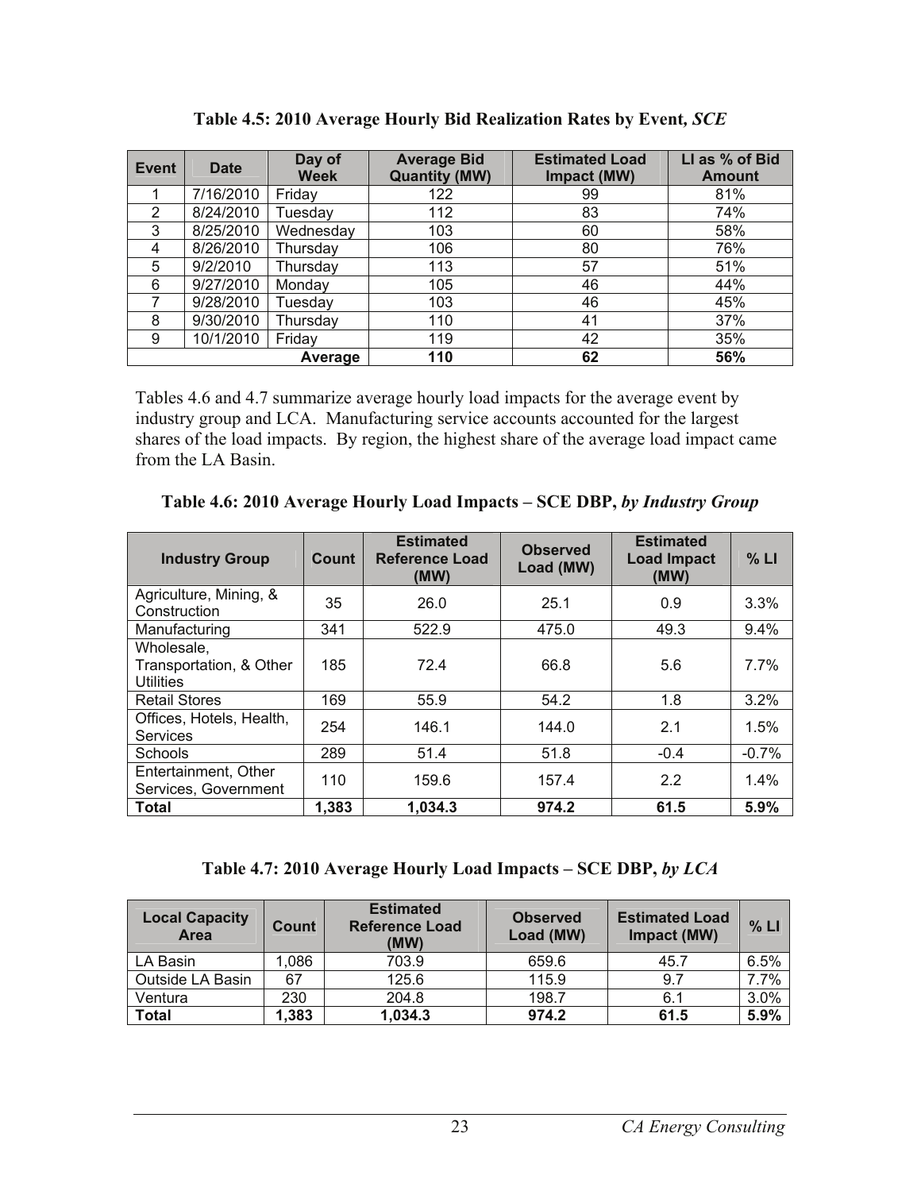**Table 4.5: 2010 Average Hourly Bid Realization Rates by Event, *SCE***

| Event | Date | Day of Week | Average Bid Quantity (MW) | Estimated Load Impact (MW) | LI as % of Bid Amount |
|---|---|---|---|---|---|
| 1 | 7/16/2010 | Friday | 122 | 99 | 81% |
| 2 | 8/24/2010 | Tuesday | 112 | 83 | 74% |
| 3 | 8/25/2010 | Wednesday | 103 | 60 | 58% |
| 4 | 8/26/2010 | Thursday | 106 | 80 | 76% |
| 5 | 9/2/2010 | Thursday | 113 | 57 | 51% |
| 6 | 9/27/2010 | Monday | 105 | 46 | 44% |
| 7 | 9/28/2010 | Tuesday | 103 | 46 | 45% |
| 8 | 9/30/2010 | Thursday | 110 | 41 | 37% |
| 9 | 10/1/2010 | Friday | 119 | 42 | 35% |
| | | **Average** | **110** | **62** | **56%** |

Tables 4.6 and 4.7 summarize average hourly load impacts for the average event by industry group and LCA. Manufacturing service accounts accounted for the largest shares of the load impacts. By region, the highest share of the average load impact came from the LA Basin.

**Table 4.6: 2010 Average Hourly Load Impacts – SCE DBP, *by Industry Group***

| Industry Group | Count | Estimated Reference Load (MW) | Observed Load (MW) | Estimated Load Impact (MW) | % LI |
|---|---|---|---|---|---|
| Agriculture, Mining, & Construction | 35 | 26.0 | 25.1 | 0.9 | 3.3% |
| Manufacturing | 341 | 522.9 | 475.0 | 49.3 | 9.4% |
| Wholesale, Transportation, & Other Utilities | 185 | 72.4 | 66.8 | 5.6 | 7.7% |
| Retail Stores | 169 | 55.9 | 54.2 | 1.8 | 3.2% |
| Offices, Hotels, Health, Services | 254 | 146.1 | 144.0 | 2.1 | 1.5% |
| Schools | 289 | 51.4 | 51.8 | -0.4 | -0.7% |
| Entertainment, Other Services, Government | 110 | 159.6 | 157.4 | 2.2 | 1.4% |
| **Total** | **1,383** | **1,034.3** | **974.2** | **61.5** | **5.9%** |

**Table 4.7: 2010 Average Hourly Load Impacts – SCE DBP, *by LCA***

| Local Capacity Area | Count | Estimated Reference Load (MW) | Observed Load (MW) | Estimated Load Impact (MW) | % LI |
|---|---|---|---|---|---|
| LA Basin | 1,086 | 703.9 | 659.6 | 45.7 | 6.5% |
| Outside LA Basin | 67 | 125.6 | 115.9 | 9.7 | 7.7% |
| Ventura | 230 | 204.8 | 198.7 | 6.1 | 3.0% |
| **Total** | **1,383** | **1,034.3** | **974.2** | **61.5** | **5.9%** |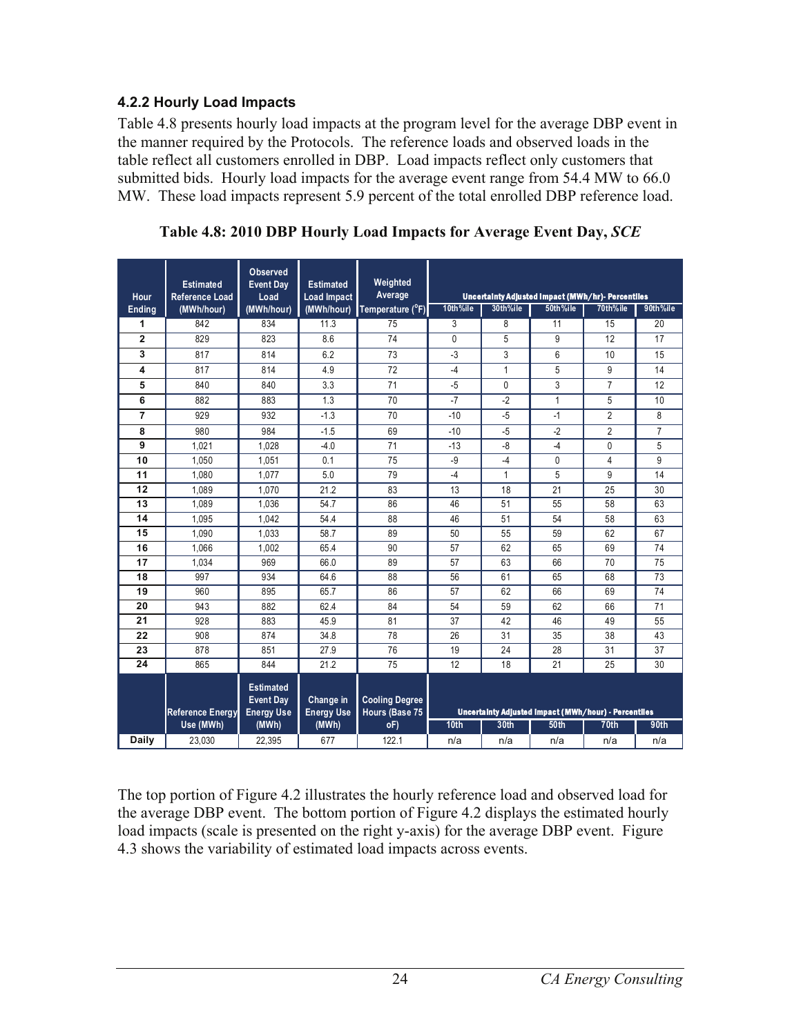### 4.2.2 Hourly Load Impacts

Table 4.8 presents hourly load impacts at the program level for the average DBP event in the manner required by the Protocols. The reference loads and observed loads in the table reflect all customers enrolled in DBP. Load impacts reflect only customers that submitted bids. Hourly load impacts for the average event range from 54.4 MW to 66.0 MW. These load impacts represent 5.9 percent of the total enrolled DBP reference load.

**Table 4.8: 2010 DBP Hourly Load Impacts for Average Event Day, *SCE***

| Hour Ending | Estimated Reference Load (MWh/hour) | Observed Event Day Load (MWh/hour) | Estimated Load Impact (MWh/hour) | Weighted Average Temperature (°F) | Uncertainty Adjusted Impact (MWh/hr)- Percentiles | | | | |
|---|---|---|---|---|---|---|---|---|---|
| | | | | | 10th%ile | 30th%ile | 50th%ile | 70th%ile | 90th%ile |
| 1 | 842 | 834 | 11.3 | 75 | 3 | 8 | 11 | 15 | 20 |
| 2 | 829 | 823 | 8.6 | 74 | 0 | 5 | 9 | 12 | 17 |
| 3 | 817 | 814 | 6.2 | 73 | -3 | 3 | 6 | 10 | 15 |
| 4 | 817 | 814 | 4.9 | 72 | -4 | 1 | 5 | 9 | 14 |
| 5 | 840 | 840 | 3.3 | 71 | -5 | 0 | 3 | 7 | 12 |
| 6 | 882 | 883 | 1.3 | 70 | -7 | -2 | 1 | 5 | 10 |
| 7 | 929 | 932 | -1.3 | 70 | -10 | -5 | -1 | 2 | 8 |
| 8 | 980 | 984 | -1.5 | 69 | -10 | -5 | -2 | 2 | 7 |
| 9 | 1,021 | 1,028 | -4.0 | 71 | -13 | -8 | -4 | 0 | 5 |
| 10 | 1,050 | 1,051 | 0.1 | 75 | -9 | -4 | 0 | 4 | 9 |
| 11 | 1,080 | 1,077 | 5.0 | 79 | -4 | 1 | 5 | 9 | 14 |
| 12 | 1,089 | 1,070 | 21.2 | 83 | 13 | 18 | 21 | 25 | 30 |
| 13 | 1,089 | 1,036 | 54.7 | 86 | 46 | 51 | 55 | 58 | 63 |
| 14 | 1,095 | 1,042 | 54.4 | 88 | 46 | 51 | 54 | 58 | 63 |
| 15 | 1,090 | 1,033 | 58.7 | 89 | 50 | 55 | 59 | 62 | 67 |
| 16 | 1,066 | 1,002 | 65.4 | 90 | 57 | 62 | 65 | 69 | 74 |
| 17 | 1,034 | 969 | 66.0 | 89 | 57 | 63 | 66 | 70 | 75 |
| 18 | 997 | 934 | 64.6 | 88 | 56 | 61 | 65 | 68 | 73 |
| 19 | 960 | 895 | 65.7 | 86 | 57 | 62 | 66 | 69 | 74 |
| 20 | 943 | 882 | 62.4 | 84 | 54 | 59 | 62 | 66 | 71 |
| 21 | 928 | 883 | 45.9 | 81 | 37 | 42 | 46 | 49 | 55 |
| 22 | 908 | 874 | 34.8 | 78 | 26 | 31 | 35 | 38 | 43 |
| 23 | 878 | 851 | 27.9 | 76 | 19 | 24 | 28 | 31 | 37 |
| 24 | 865 | 844 | 21.2 | 75 | 12 | 18 | 21 | 25 | 30 |
| | Reference Energy Use (MWh) | Estimated Event Day Energy Use (MWh) | Change in Energy Use (MWh) | Cooling Degree Hours (Base 75 oF) | Uncertainty Adjusted Impact (MWh/hour) - Percentiles | | | | |
| | | | | | 10th | 30th | 50th | 70th | 90th |
| Daily | 23,030 | 22,395 | 677 | 122.1 | n/a | n/a | n/a | n/a | n/a |

The top portion of Figure 4.2 illustrates the hourly reference load and observed load for the average DBP event. The bottom portion of Figure 4.2 displays the estimated hourly load impacts (scale is presented on the right y-axis) for the average DBP event. Figure 4.3 shows the variability of estimated load impacts across events.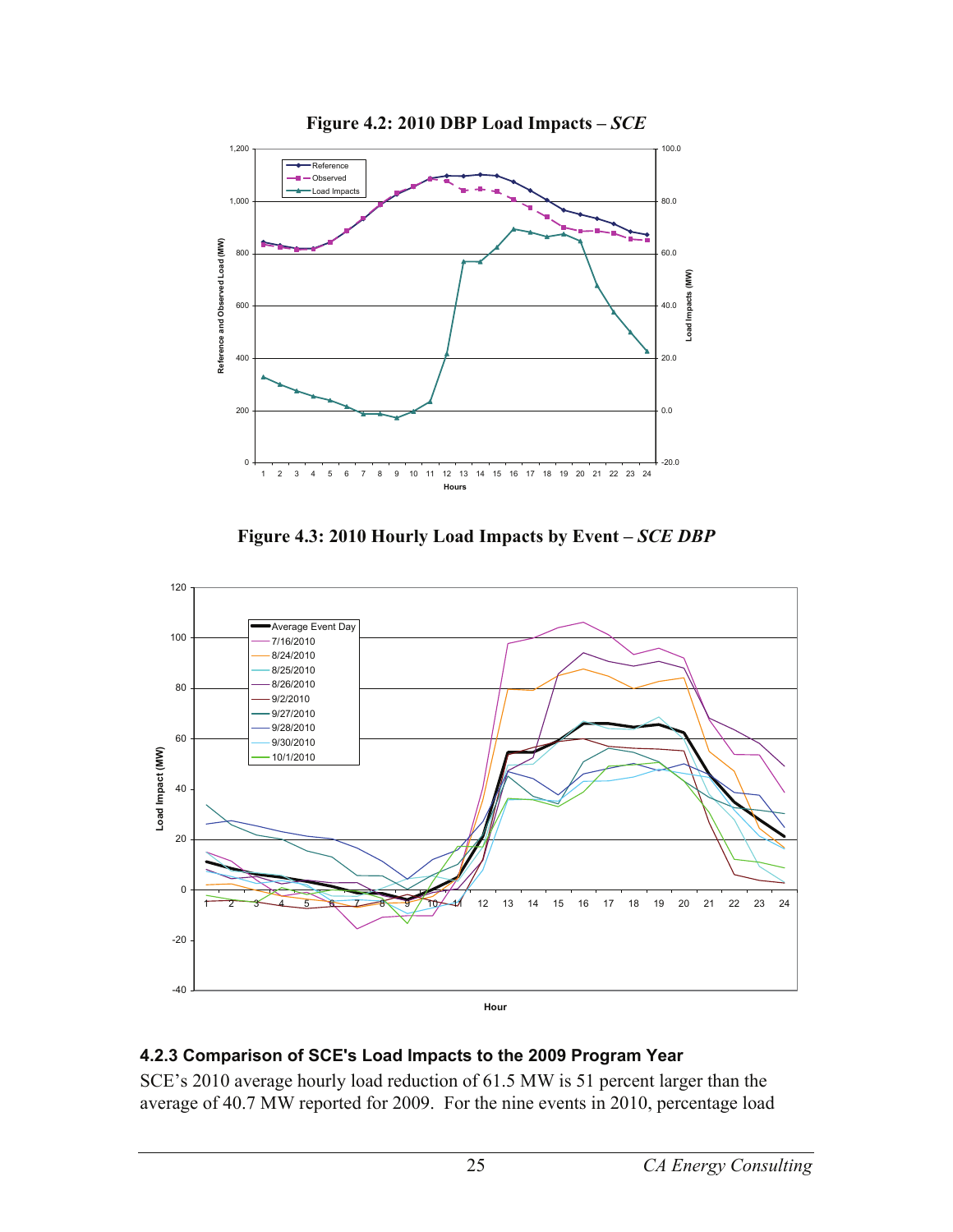**Figure 4.2: 2010 DBP Load Impacts – *SCE***

**Figure 4.3: 2010 Hourly Load Impacts by Event – *SCE DBP***

### 4.2.3 Comparison of SCE's Load Impacts to the 2009 Program Year

SCE's 2010 average hourly load reduction of 61.5 MW is 51 percent larger than the average of 40.7 MW reported for 2009. For the nine events in 2010, percentage load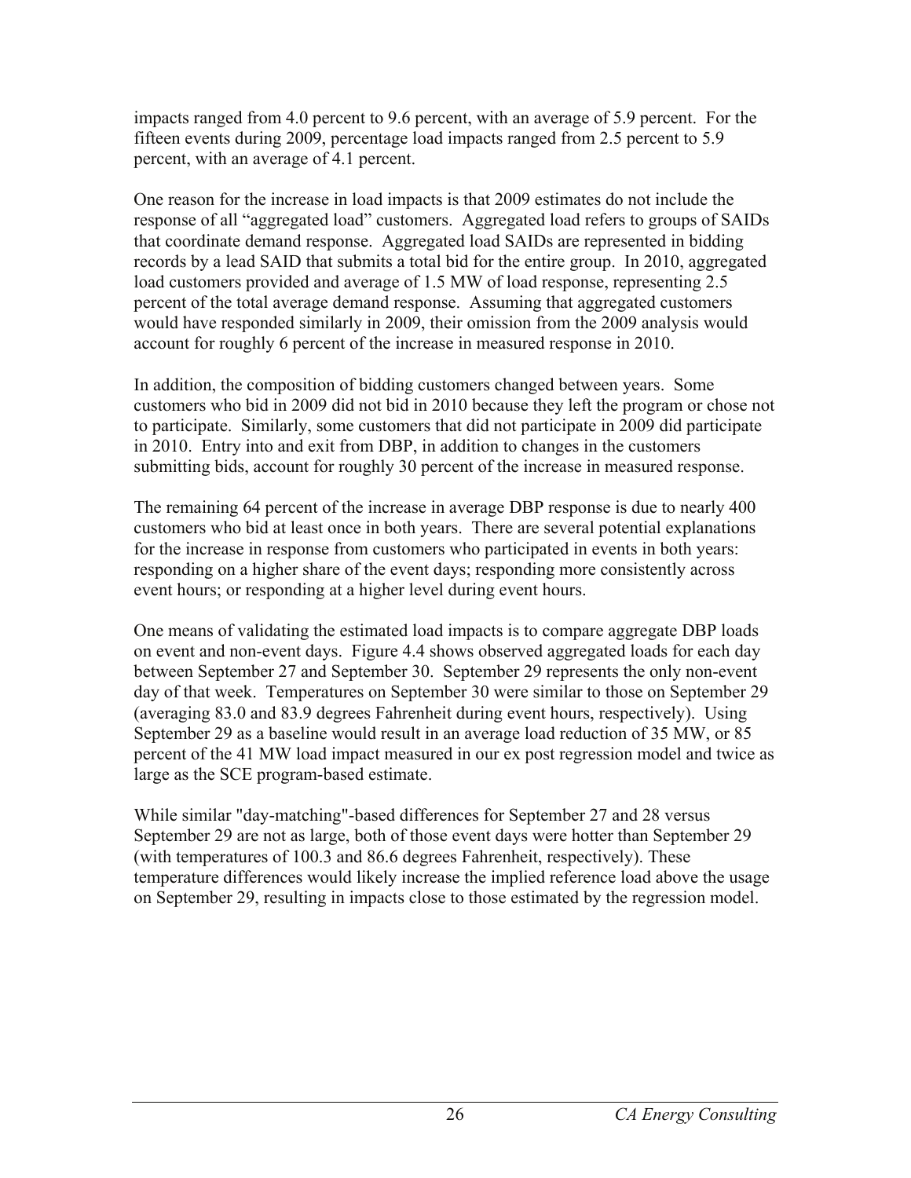impacts ranged from 4.0 percent to 9.6 percent, with an average of 5.9 percent. For the fifteen events during 2009, percentage load impacts ranged from 2.5 percent to 5.9 percent, with an average of 4.1 percent.

One reason for the increase in load impacts is that 2009 estimates do not include the response of all "aggregated load" customers. Aggregated load refers to groups of SAIDs that coordinate demand response. Aggregated load SAIDs are represented in bidding records by a lead SAID that submits a total bid for the entire group. In 2010, aggregated load customers provided and average of 1.5 MW of load response, representing 2.5 percent of the total average demand response. Assuming that aggregated customers would have responded similarly in 2009, their omission from the 2009 analysis would account for roughly 6 percent of the increase in measured response in 2010.

In addition, the composition of bidding customers changed between years. Some customers who bid in 2009 did not bid in 2010 because they left the program or chose not to participate. Similarly, some customers that did not participate in 2009 did participate in 2010. Entry into and exit from DBP, in addition to changes in the customers submitting bids, account for roughly 30 percent of the increase in measured response.

The remaining 64 percent of the increase in average DBP response is due to nearly 400 customers who bid at least once in both years. There are several potential explanations for the increase in response from customers who participated in events in both years: responding on a higher share of the event days; responding more consistently across event hours; or responding at a higher level during event hours.

One means of validating the estimated load impacts is to compare aggregate DBP loads on event and non-event days. Figure 4.4 shows observed aggregated loads for each day between September 27 and September 30. September 29 represents the only non-event day of that week. Temperatures on September 30 were similar to those on September 29 (averaging 83.0 and 83.9 degrees Fahrenheit during event hours, respectively). Using September 29 as a baseline would result in an average load reduction of 35 MW, or 85 percent of the 41 MW load impact measured in our ex post regression model and twice as large as the SCE program-based estimate.

While similar "day-matching"-based differences for September 27 and 28 versus September 29 are not as large, both of those event days were hotter than September 29 (with temperatures of 100.3 and 86.6 degrees Fahrenheit, respectively). These temperature differences would likely increase the implied reference load above the usage on September 29, resulting in impacts close to those estimated by the regression model.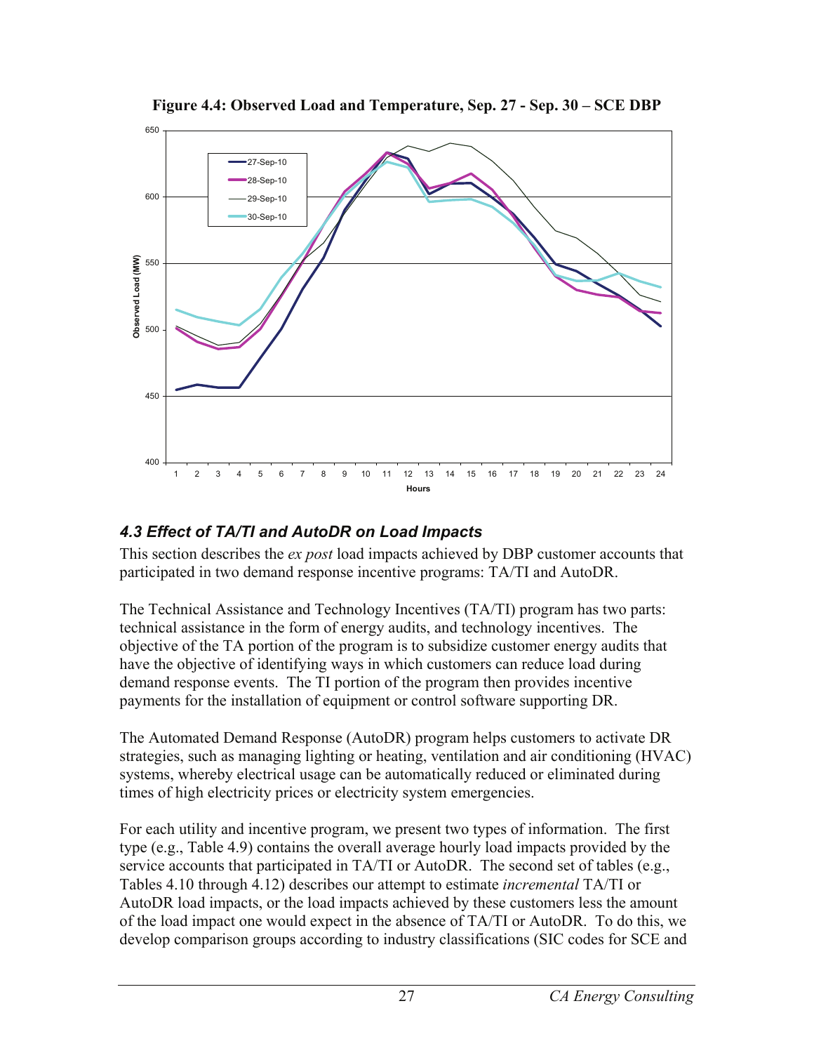**Figure 4.4: Observed Load and Temperature, Sep. 27 - Sep. 30 – SCE DBP**

### 4.3 Effect of TA/TI and AutoDR on Load Impacts

This section describes the *ex post* load impacts achieved by DBP customer accounts that participated in two demand response incentive programs: TA/TI and AutoDR.

The Technical Assistance and Technology Incentives (TA/TI) program has two parts: technical assistance in the form of energy audits, and technology incentives. The objective of the TA portion of the program is to subsidize customer energy audits that have the objective of identifying ways in which customers can reduce load during demand response events. The TI portion of the program then provides incentive payments for the installation of equipment or control software supporting DR.

The Automated Demand Response (AutoDR) program helps customers to activate DR strategies, such as managing lighting or heating, ventilation and air conditioning (HVAC) systems, whereby electrical usage can be automatically reduced or eliminated during times of high electricity prices or electricity system emergencies.

For each utility and incentive program, we present two types of information. The first type (e.g., Table 4.9) contains the overall average hourly load impacts provided by the service accounts that participated in TA/TI or AutoDR. The second set of tables (e.g., Tables 4.10 through 4.12) describes our attempt to estimate *incremental* TA/TI or AutoDR load impacts, or the load impacts achieved by these customers less the amount of the load impact one would expect in the absence of TA/TI or AutoDR. To do this, we develop comparison groups according to industry classifications (SIC codes for SCE and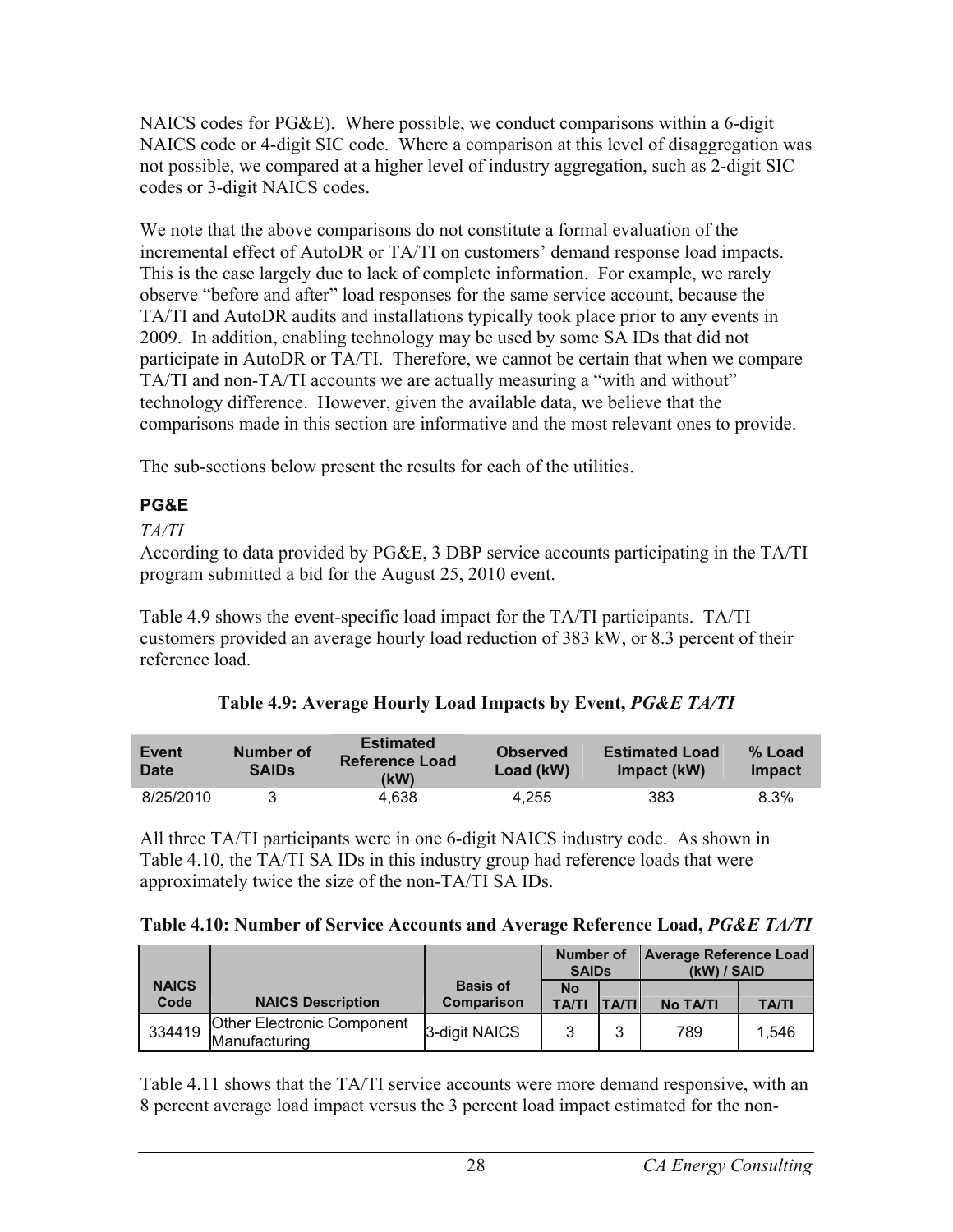NAICS codes for PG&E). Where possible, we conduct comparisons within a 6-digit NAICS code or 4-digit SIC code. Where a comparison at this level of disaggregation was not possible, we compared at a higher level of industry aggregation, such as 2-digit SIC codes or 3-digit NAICS codes.

We note that the above comparisons do not constitute a formal evaluation of the incremental effect of AutoDR or TA/TI on customers' demand response load impacts. This is the case largely due to lack of complete information. For example, we rarely observe "before and after" load responses for the same service account, because the TA/TI and AutoDR audits and installations typically took place prior to any events in 2009. In addition, enabling technology may be used by some SA IDs that did not participate in AutoDR or TA/TI. Therefore, we cannot be certain that when we compare TA/TI and non-TA/TI accounts we are actually measuring a "with and without" technology difference. However, given the available data, we believe that the comparisons made in this section are informative and the most relevant ones to provide.

The sub-sections below present the results for each of the utilities.

### PG&E

*TA/TI*

According to data provided by PG&E, 3 DBP service accounts participating in the TA/TI program submitted a bid for the August 25, 2010 event.

Table 4.9 shows the event-specific load impact for the TA/TI participants. TA/TI customers provided an average hourly load reduction of 383 kW, or 8.3 percent of their reference load.

**Table 4.9: Average Hourly Load Impacts by Event, *PG&E TA/TI***

| Event Date | Number of SAIDs | Estimated Reference Load (kW) | Observed Load (kW) | Estimated Load Impact (kW) | % Load Impact |
|---|---|---|---|---|---|
| 8/25/2010 | 3 | 4,638 | 4,255 | 383 | 8.3% |

All three TA/TI participants were in one 6-digit NAICS industry code. As shown in Table 4.10, the TA/TI SA IDs in this industry group had reference loads that were approximately twice the size of the non-TA/TI SA IDs.

**Table 4.10: Number of Service Accounts and Average Reference Load, *PG&E TA/TI***

| NAICS Code | NAICS Description | Basis of Comparison | Number of SAIDs | | Average Reference Load (kW) / SAID | |
|---|---|---|---|---|---|---|
| | | | No TA/TI | TA/TI | No TA/TI | TA/TI |
| 334419 | Other Electronic Component Manufacturing | 3-digit NAICS | 3 | 3 | 789 | 1,546 |

Table 4.11 shows that the TA/TI service accounts were more demand responsive, with an 8 percent average load impact versus the 3 percent load impact estimated for the non-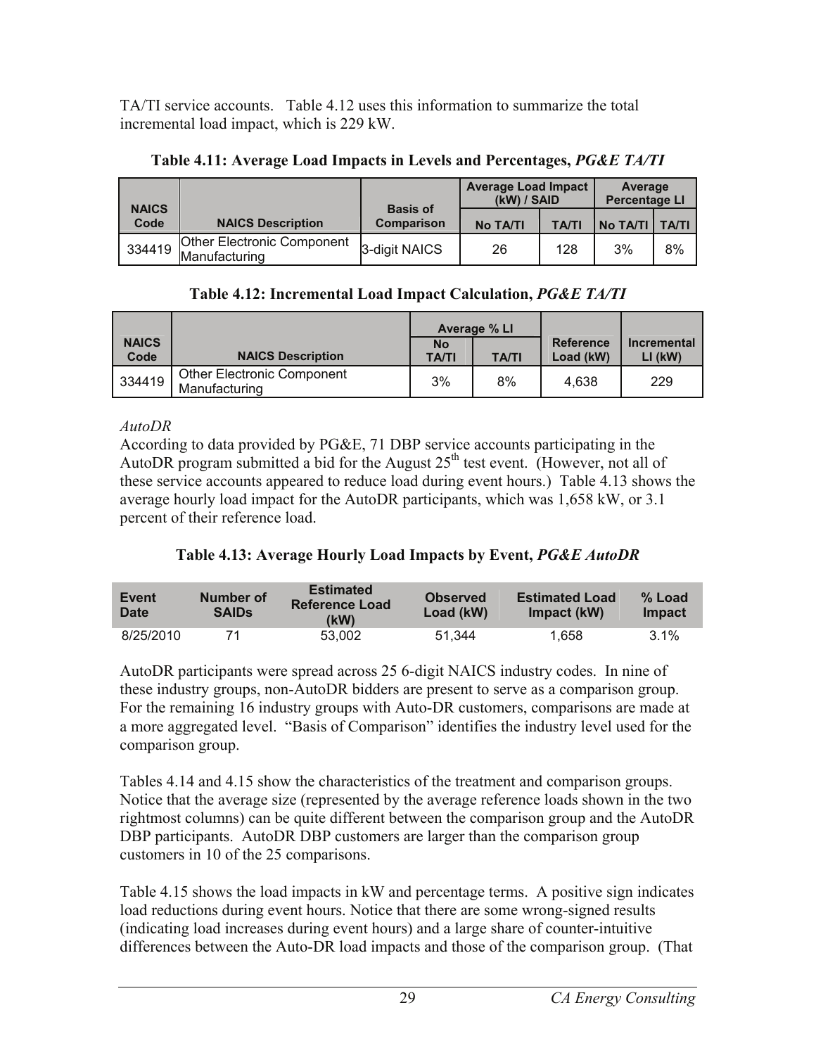TA/TI service accounts. Table 4.12 uses this information to summarize the total incremental load impact, which is 229 kW.

**Table 4.11: Average Load Impacts in Levels and Percentages, *PG&E TA/TI***

| NAICS Code | NAICS Description | Basis of Comparison | Average Load Impact (kW) / SAID | | Average Percentage LI | |
|---|---|---|---|---|---|---|
| | | | No TA/TI | TA/TI | No TA/TI | TA/TI |
| 334419 | Other Electronic Component Manufacturing | 3-digit NAICS | 26 | 128 | 3% | 8% |

**Table 4.12: Incremental Load Impact Calculation, *PG&E TA/TI***

| NAICS Code | NAICS Description | Average % LI | | Reference Load (kW) | Incremental LI (kW) |
|---|---|---|---|---|---|
| | | No TA/TI | TA/TI | | |
| 334419 | Other Electronic Component Manufacturing | 3% | 8% | 4,638 | 229 |

*AutoDR*

According to data provided by PG&E, 71 DBP service accounts participating in the AutoDR program submitted a bid for the August 25th test event. (However, not all of these service accounts appeared to reduce load during event hours.) Table 4.13 shows the average hourly load impact for the AutoDR participants, which was 1,658 kW, or 3.1 percent of their reference load.

**Table 4.13: Average Hourly Load Impacts by Event, *PG&E AutoDR***

| Event Date | Number of SAIDs | Estimated Reference Load (kW) | Observed Load (kW) | Estimated Load Impact (kW) | % Load Impact |
|---|---|---|---|---|---|
| 8/25/2010 | 71 | 53,002 | 51,344 | 1,658 | 3.1% |

AutoDR participants were spread across 25 6-digit NAICS industry codes. In nine of these industry groups, non-AutoDR bidders are present to serve as a comparison group. For the remaining 16 industry groups with Auto-DR customers, comparisons are made at a more aggregated level. "Basis of Comparison" identifies the industry level used for the comparison group.

Tables 4.14 and 4.15 show the characteristics of the treatment and comparison groups. Notice that the average size (represented by the average reference loads shown in the two rightmost columns) can be quite different between the comparison group and the AutoDR DBP participants. AutoDR DBP customers are larger than the comparison group customers in 10 of the 25 comparisons.

Table 4.15 shows the load impacts in kW and percentage terms. A positive sign indicates load reductions during event hours. Notice that there are some wrong-signed results (indicating load increases during event hours) and a large share of counter-intuitive differences between the Auto-DR load impacts and those of the comparison group. (That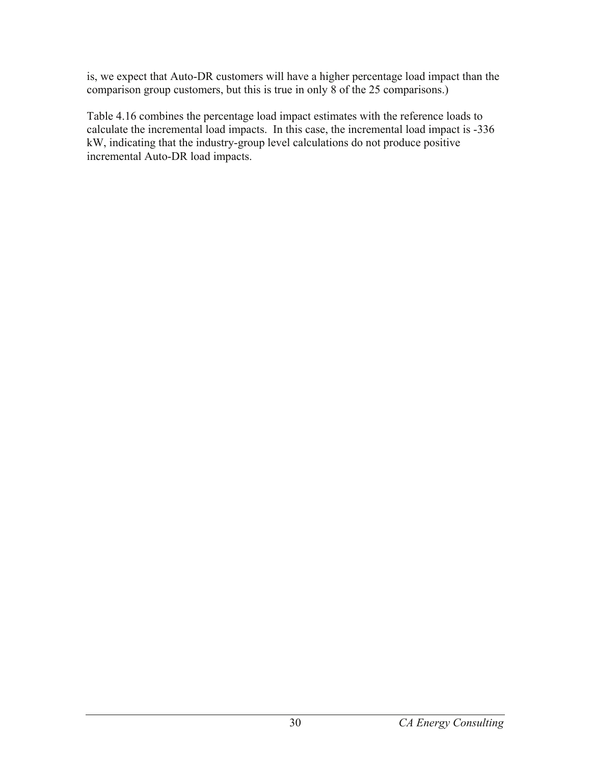is, we expect that Auto-DR customers will have a higher percentage load impact than the comparison group customers, but this is true in only 8 of the 25 comparisons.)

Table 4.16 combines the percentage load impact estimates with the reference loads to calculate the incremental load impacts. In this case, the incremental load impact is -336 kW, indicating that the industry-group level calculations do not produce positive incremental Auto-DR load impacts.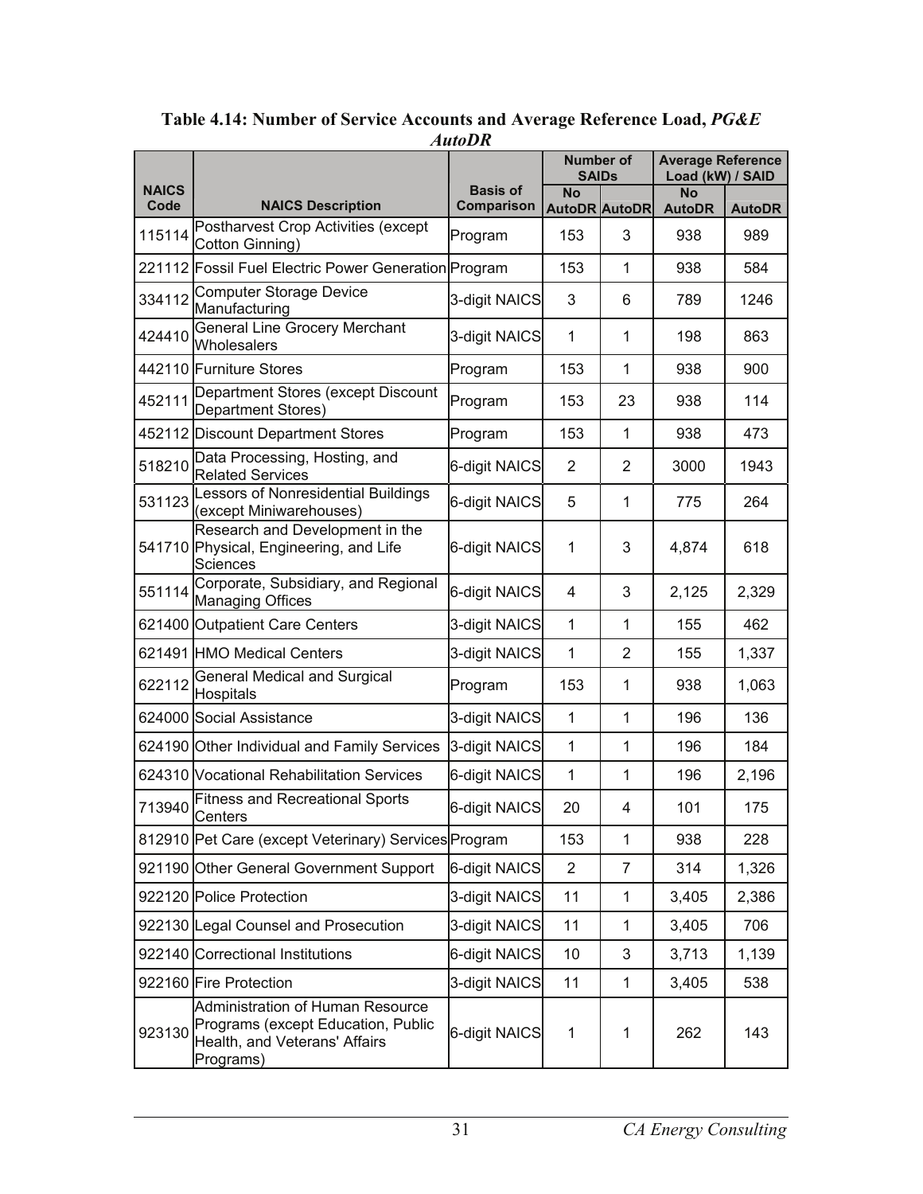**Table 4.14: Number of Service Accounts and Average Reference Load, *PG&E AutoDR***

| NAICS Code | NAICS Description | Basis of Comparison | Number of SAIDs | | Average Reference Load (kW) / SAID | |
|---|---|---|---|---|---|---|
| | | | No AutoDR | AutoDR | No AutoDR | AutoDR |
| 115114 | Postharvest Crop Activities (except Cotton Ginning) | Program | 153 | 3 | 938 | 989 |
| 221112 | Fossil Fuel Electric Power Generation | Program | 153 | 1 | 938 | 584 |
| 334112 | Computer Storage Device Manufacturing | 3-digit NAICS | 3 | 6 | 789 | 1246 |
| 424410 | General Line Grocery Merchant Wholesalers | 3-digit NAICS | 1 | 1 | 198 | 863 |
| 442110 | Furniture Stores | Program | 153 | 1 | 938 | 900 |
| 452111 | Department Stores (except Discount Department Stores) | Program | 153 | 23 | 938 | 114 |
| 452112 | Discount Department Stores | Program | 153 | 1 | 938 | 473 |
| 518210 | Data Processing, Hosting, and Related Services | 6-digit NAICS | 2 | 2 | 3000 | 1943 |
| 531123 | Lessors of Nonresidential Buildings (except Miniwarehouses) | 6-digit NAICS | 5 | 1 | 775 | 264 |
| 541710 | Research and Development in the Physical, Engineering, and Life Sciences | 6-digit NAICS | 1 | 3 | 4,874 | 618 |
| 551114 | Corporate, Subsidiary, and Regional Managing Offices | 6-digit NAICS | 4 | 3 | 2,125 | 2,329 |
| 621400 | Outpatient Care Centers | 3-digit NAICS | 1 | 1 | 155 | 462 |
| 621491 | HMO Medical Centers | 3-digit NAICS | 1 | 2 | 155 | 1,337 |
| 622112 | General Medical and Surgical Hospitals | Program | 153 | 1 | 938 | 1,063 |
| 624000 | Social Assistance | 3-digit NAICS | 1 | 1 | 196 | 136 |
| 624190 | Other Individual and Family Services | 3-digit NAICS | 1 | 1 | 196 | 184 |
| 624310 | Vocational Rehabilitation Services | 6-digit NAICS | 1 | 1 | 196 | 2,196 |
| 713940 | Fitness and Recreational Sports Centers | 6-digit NAICS | 20 | 4 | 101 | 175 |
| 812910 | Pet Care (except Veterinary) Services | Program | 153 | 1 | 938 | 228 |
| 921190 | Other General Government Support | 6-digit NAICS | 2 | 7 | 314 | 1,326 |
| 922120 | Police Protection | 3-digit NAICS | 11 | 1 | 3,405 | 2,386 |
| 922130 | Legal Counsel and Prosecution | 3-digit NAICS | 11 | 1 | 3,405 | 706 |
| 922140 | Correctional Institutions | 6-digit NAICS | 10 | 3 | 3,713 | 1,139 |
| 922160 | Fire Protection | 3-digit NAICS | 11 | 1 | 3,405 | 538 |
| 923130 | Administration of Human Resource Programs (except Education, Public Health, and Veterans' Affairs Programs) | 6-digit NAICS | 1 | 1 | 262 | 143 |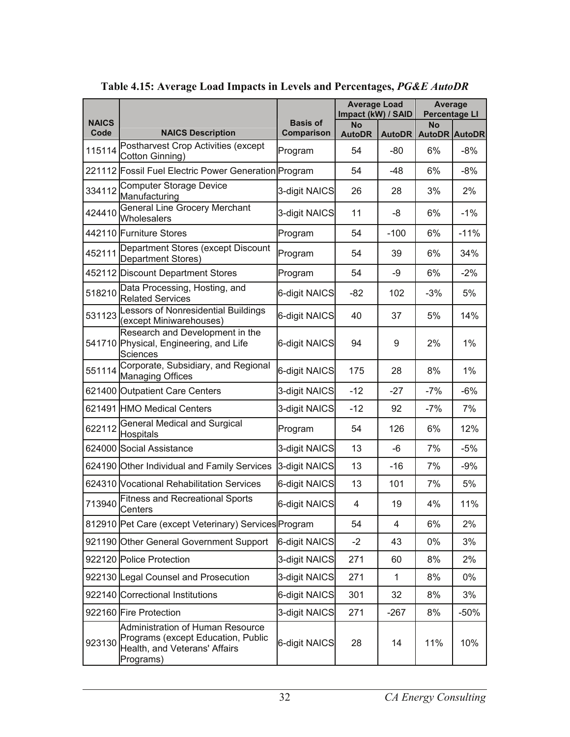**Table 4.15: Average Load Impacts in Levels and Percentages, *PG&E AutoDR***

| NAICS Code | NAICS Description | Basis of Comparison | Average Load Impact (kW) / SAID | | Average Percentage LI | |
|---|---|---|---|---|---|---|
| | | | No AutoDR | AutoDR | No AutoDR | AutoDR |
| 115114 | Postharvest Crop Activities (except Cotton Ginning) | Program | 54 | -80 | 6% | -8% |
| 221112 | Fossil Fuel Electric Power Generation | Program | 54 | -48 | 6% | -8% |
| 334112 | Computer Storage Device Manufacturing | 3-digit NAICS | 26 | 28 | 3% | 2% |
| 424410 | General Line Grocery Merchant Wholesalers | 3-digit NAICS | 11 | -8 | 6% | -1% |
| 442110 | Furniture Stores | Program | 54 | -100 | 6% | -11% |
| 452111 | Department Stores (except Discount Department Stores) | Program | 54 | 39 | 6% | 34% |
| 452112 | Discount Department Stores | Program | 54 | -9 | 6% | -2% |
| 518210 | Data Processing, Hosting, and Related Services | 6-digit NAICS | -82 | 102 | -3% | 5% |
| 531123 | Lessors of Nonresidential Buildings (except Miniwarehouses) | 6-digit NAICS | 40 | 37 | 5% | 14% |
| 541710 | Research and Development in the Physical, Engineering, and Life Sciences | 6-digit NAICS | 94 | 9 | 2% | 1% |
| 551114 | Corporate, Subsidiary, and Regional Managing Offices | 6-digit NAICS | 175 | 28 | 8% | 1% |
| 621400 | Outpatient Care Centers | 3-digit NAICS | -12 | -27 | -7% | -6% |
| 621491 | HMO Medical Centers | 3-digit NAICS | -12 | 92 | -7% | 7% |
| 622112 | General Medical and Surgical Hospitals | Program | 54 | 126 | 6% | 12% |
| 624000 | Social Assistance | 3-digit NAICS | 13 | -6 | 7% | -5% |
| 624190 | Other Individual and Family Services | 3-digit NAICS | 13 | -16 | 7% | -9% |
| 624310 | Vocational Rehabilitation Services | 6-digit NAICS | 13 | 101 | 7% | 5% |
| 713940 | Fitness and Recreational Sports Centers | 6-digit NAICS | 4 | 19 | 4% | 11% |
| 812910 | Pet Care (except Veterinary) Services | Program | 54 | 4 | 6% | 2% |
| 921190 | Other General Government Support | 6-digit NAICS | -2 | 43 | 0% | 3% |
| 922120 | Police Protection | 3-digit NAICS | 271 | 60 | 8% | 2% |
| 922130 | Legal Counsel and Prosecution | 3-digit NAICS | 271 | 1 | 8% | 0% |
| 922140 | Correctional Institutions | 6-digit NAICS | 301 | 32 | 8% | 3% |
| 922160 | Fire Protection | 3-digit NAICS | 271 | -267 | 8% | -50% |
| 923130 | Administration of Human Resource Programs (except Education, Public Health, and Veterans' Affairs Programs) | 6-digit NAICS | 28 | 14 | 11% | 10% |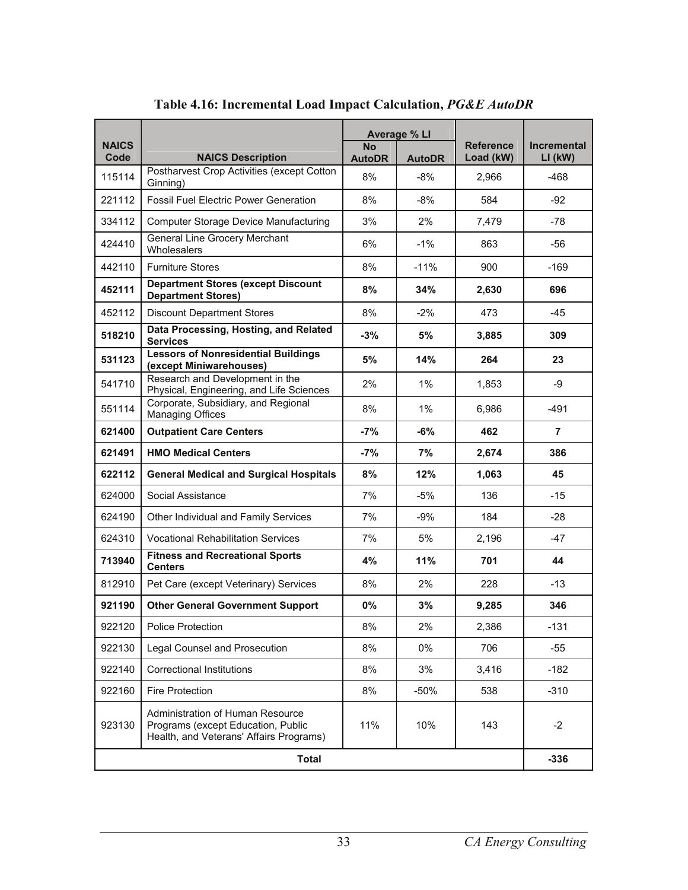**Table 4.16: Incremental Load Impact Calculation, *PG&E AutoDR***

| NAICS Code | NAICS Description | Average % LI | | Reference Load (kW) | Incremental LI (kW) |
|---|---|---|---|---|---|
| | | No AutoDR | AutoDR | | |
| 115114 | Postharvest Crop Activities (except Cotton Ginning) | 8% | -8% | 2,966 | -468 |
| 221112 | Fossil Fuel Electric Power Generation | 8% | -8% | 584 | -92 |
| 334112 | Computer Storage Device Manufacturing | 3% | 2% | 7,479 | -78 |
| 424410 | General Line Grocery Merchant Wholesalers | 6% | -1% | 863 | -56 |
| 442110 | Furniture Stores | 8% | -11% | 900 | -169 |
| **452111** | **Department Stores (except Discount Department Stores)** | **8%** | **34%** | **2,630** | **696** |
| 452112 | Discount Department Stores | 8% | -2% | 473 | -45 |
| **518210** | **Data Processing, Hosting, and Related Services** | **-3%** | **5%** | **3,885** | **309** |
| **531123** | **Lessors of Nonresidential Buildings (except Miniwarehouses)** | **5%** | **14%** | **264** | **23** |
| 541710 | Research and Development in the Physical, Engineering, and Life Sciences | 2% | 1% | 1,853 | -9 |
| 551114 | Corporate, Subsidiary, and Regional Managing Offices | 8% | 1% | 6,986 | -491 |
| **621400** | **Outpatient Care Centers** | **-7%** | **-6%** | **462** | **7** |
| **621491** | **HMO Medical Centers** | **-7%** | **7%** | **2,674** | **386** |
| **622112** | **General Medical and Surgical Hospitals** | **8%** | **12%** | **1,063** | **45** |
| 624000 | Social Assistance | 7% | -5% | 136 | -15 |
| 624190 | Other Individual and Family Services | 7% | -9% | 184 | -28 |
| 624310 | Vocational Rehabilitation Services | 7% | 5% | 2,196 | -47 |
| **713940** | **Fitness and Recreational Sports Centers** | **4%** | **11%** | **701** | **44** |
| 812910 | Pet Care (except Veterinary) Services | 8% | 2% | 228 | -13 |
| **921190** | **Other General Government Support** | **0%** | **3%** | **9,285** | **346** |
| 922120 | Police Protection | 8% | 2% | 2,386 | -131 |
| 922130 | Legal Counsel and Prosecution | 8% | 0% | 706 | -55 |
| 922140 | Correctional Institutions | 8% | 3% | 3,416 | -182 |
| 922160 | Fire Protection | 8% | -50% | 538 | -310 |
| 923130 | Administration of Human Resource Programs (except Education, Public Health, and Veterans' Affairs Programs) | 11% | 10% | 143 | -2 |
| **Total** | | | | | **-336** |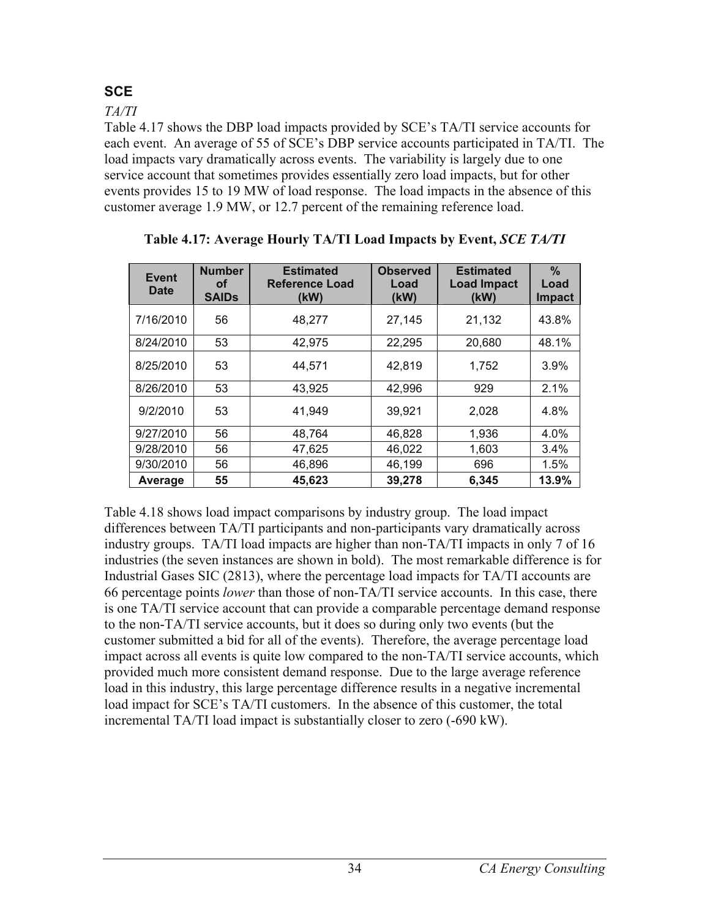## SCE

*TA/TI*

Table 4.17 shows the DBP load impacts provided by SCE's TA/TI service accounts for each event. An average of 55 of SCE's DBP service accounts participated in TA/TI. The load impacts vary dramatically across events. The variability is largely due to one service account that sometimes provides essentially zero load impacts, but for other events provides 15 to 19 MW of load response. The load impacts in the absence of this customer average 1.9 MW, or 12.7 percent of the remaining reference load.

**Table 4.17: Average Hourly TA/TI Load Impacts by Event, *SCE TA/TI***

| Event Date | Number of SAIDs | Estimated Reference Load (kW) | Observed Load (kW) | Estimated Load Impact (kW) | % Load Impact |
|---|---|---|---|---|---|
| 7/16/2010 | 56 | 48,277 | 27,145 | 21,132 | 43.8% |
| 8/24/2010 | 53 | 42,975 | 22,295 | 20,680 | 48.1% |
| 8/25/2010 | 53 | 44,571 | 42,819 | 1,752 | 3.9% |
| 8/26/2010 | 53 | 43,925 | 42,996 | 929 | 2.1% |
| 9/2/2010 | 53 | 41,949 | 39,921 | 2,028 | 4.8% |
| 9/27/2010 | 56 | 48,764 | 46,828 | 1,936 | 4.0% |
| 9/28/2010 | 56 | 47,625 | 46,022 | 1,603 | 3.4% |
| 9/30/2010 | 56 | 46,896 | 46,199 | 696 | 1.5% |
| **Average** | **55** | **45,623** | **39,278** | **6,345** | **13.9%** |

Table 4.18 shows load impact comparisons by industry group. The load impact differences between TA/TI participants and non-participants vary dramatically across industry groups. TA/TI load impacts are higher than non-TA/TI impacts in only 7 of 16 industries (the seven instances are shown in bold). The most remarkable difference is for Industrial Gases SIC (2813), where the percentage load impacts for TA/TI accounts are 66 percentage points *lower* than those of non-TA/TI service accounts. In this case, there is one TA/TI service account that can provide a comparable percentage demand response to the non-TA/TI service accounts, but it does so during only two events (but the customer submitted a bid for all of the events). Therefore, the average percentage load impact across all events is quite low compared to the non-TA/TI service accounts, which provided much more consistent demand response. Due to the large average reference load in this industry, this large percentage difference results in a negative incremental load impact for SCE's TA/TI customers. In the absence of this customer, the total incremental TA/TI load impact is substantially closer to zero (-690 kW).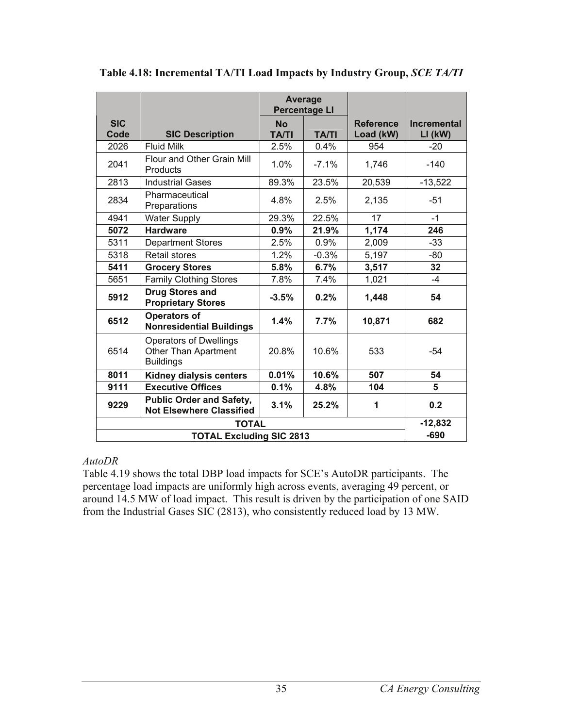**Table 4.18: Incremental TA/TI Load Impacts by Industry Group, *SCE TA/TI***

| SIC Code | SIC Description | Average Percentage LI | | Reference Load (kW) | Incremental LI (kW) |
|---|---|---|---|---|---|
| | | No TA/TI | TA/TI | | |
| 2026 | Fluid Milk | 2.5% | 0.4% | 954 | -20 |
| 2041 | Flour and Other Grain Mill Products | 1.0% | -7.1% | 1,746 | -140 |
| 2813 | Industrial Gases | 89.3% | 23.5% | 20,539 | -13,522 |
| 2834 | Pharmaceutical Preparations | 4.8% | 2.5% | 2,135 | -51 |
| 4941 | Water Supply | 29.3% | 22.5% | 17 | -1 |
| **5072** | **Hardware** | **0.9%** | **21.9%** | **1,174** | **246** |
| 5311 | Department Stores | 2.5% | 0.9% | 2,009 | -33 |
| 5318 | Retail stores | 1.2% | -0.3% | 5,197 | -80 |
| **5411** | **Grocery Stores** | **5.8%** | **6.7%** | **3,517** | **32** |
| 5651 | Family Clothing Stores | 7.8% | 7.4% | 1,021 | -4 |
| **5912** | **Drug Stores and Proprietary Stores** | **-3.5%** | **0.2%** | **1,448** | **54** |
| **6512** | **Operators of Nonresidential Buildings** | **1.4%** | **7.7%** | **10,871** | **682** |
| 6514 | Operators of Dwellings Other Than Apartment Buildings | 20.8% | 10.6% | 533 | -54 |
| **8011** | **Kidney dialysis centers** | **0.01%** | **10.6%** | **507** | **54** |
| **9111** | **Executive Offices** | **0.1%** | **4.8%** | **104** | **5** |
| **9229** | **Public Order and Safety, Not Elsewhere Classified** | **3.1%** | **25.2%** | **1** | **0.2** |
| **TOTAL** | | | | | **-12,832** |
| **TOTAL Excluding SIC 2813** | | | | | **-690** |

*AutoDR*

Table 4.19 shows the total DBP load impacts for SCE's AutoDR participants. The percentage load impacts are uniformly high across events, averaging 49 percent, or around 14.5 MW of load impact. This result is driven by the participation of one SAID from the Industrial Gases SIC (2813), who consistently reduced load by 13 MW.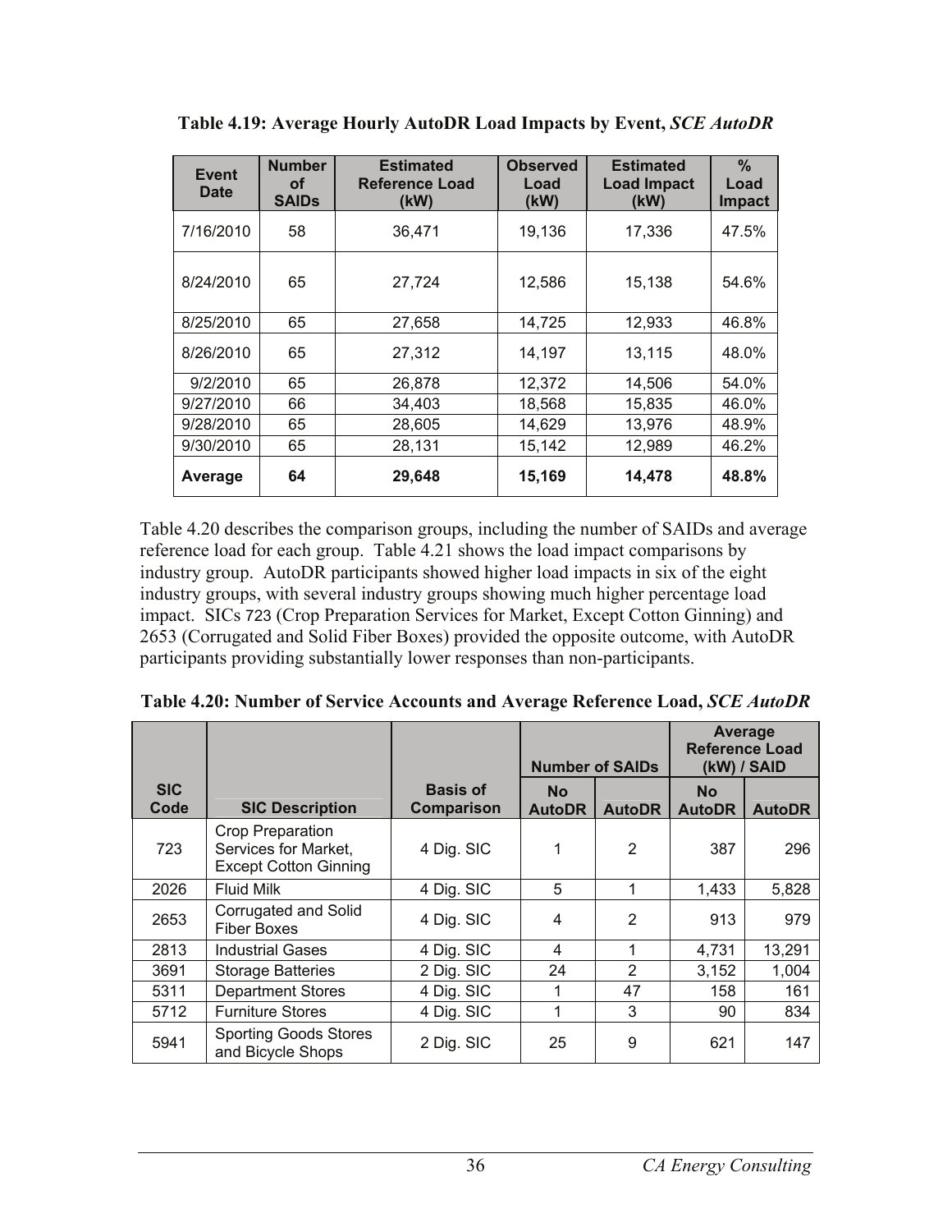**Table 4.19: Average Hourly AutoDR Load Impacts by Event, *SCE AutoDR***

| Event Date | Number of SAIDs | Estimated Reference Load (kW) | Observed Load (kW) | Estimated Load Impact (kW) | % Load Impact |
|---|---|---|---|---|---|
| 7/16/2010 | 58 | 36,471 | 19,136 | 17,336 | 47.5% |
| 8/24/2010 | 65 | 27,724 | 12,586 | 15,138 | 54.6% |
| 8/25/2010 | 65 | 27,658 | 14,725 | 12,933 | 46.8% |
| 8/26/2010 | 65 | 27,312 | 14,197 | 13,115 | 48.0% |
| 9/2/2010 | 65 | 26,878 | 12,372 | 14,506 | 54.0% |
| 9/27/2010 | 66 | 34,403 | 18,568 | 15,835 | 46.0% |
| 9/28/2010 | 65 | 28,605 | 14,629 | 13,976 | 48.9% |
| 9/30/2010 | 65 | 28,131 | 15,142 | 12,989 | 46.2% |
| **Average** | **64** | **29,648** | **15,169** | **14,478** | **48.8%** |

Table 4.20 describes the comparison groups, including the number of SAIDs and average reference load for each group. Table 4.21 shows the load impact comparisons by industry group. AutoDR participants showed higher load impacts in six of the eight industry groups, with several industry groups showing much higher percentage load impact. SICs 723 (Crop Preparation Services for Market, Except Cotton Ginning) and 2653 (Corrugated and Solid Fiber Boxes) provided the opposite outcome, with AutoDR participants providing substantially lower responses than non-participants.

**Table 4.20: Number of Service Accounts and Average Reference Load, *SCE AutoDR***

| | | | Number of SAIDs | | Average Reference Load (kW) / SAID | |
|---|---|---|---|---|---|---|
| **SIC Code** | **SIC Description** | **Basis of Comparison** | **No AutoDR** | **AutoDR** | **No AutoDR** | **AutoDR** |
| 723 | Crop Preparation Services for Market, Except Cotton Ginning | 4 Dig. SIC | 1 | 2 | 387 | 296 |
| 2026 | Fluid Milk | 4 Dig. SIC | 5 | 1 | 1,433 | 5,828 |
| 2653 | Corrugated and Solid Fiber Boxes | 4 Dig. SIC | 4 | 2 | 913 | 979 |
| 2813 | Industrial Gases | 4 Dig. SIC | 4 | 1 | 4,731 | 13,291 |
| 3691 | Storage Batteries | 2 Dig. SIC | 24 | 2 | 3,152 | 1,004 |
| 5311 | Department Stores | 4 Dig. SIC | 1 | 47 | 158 | 161 |
| 5712 | Furniture Stores | 4 Dig. SIC | 1 | 3 | 90 | 834 |
| 5941 | Sporting Goods Stores and Bicycle Shops | 2 Dig. SIC | 25 | 9 | 621 | 147 |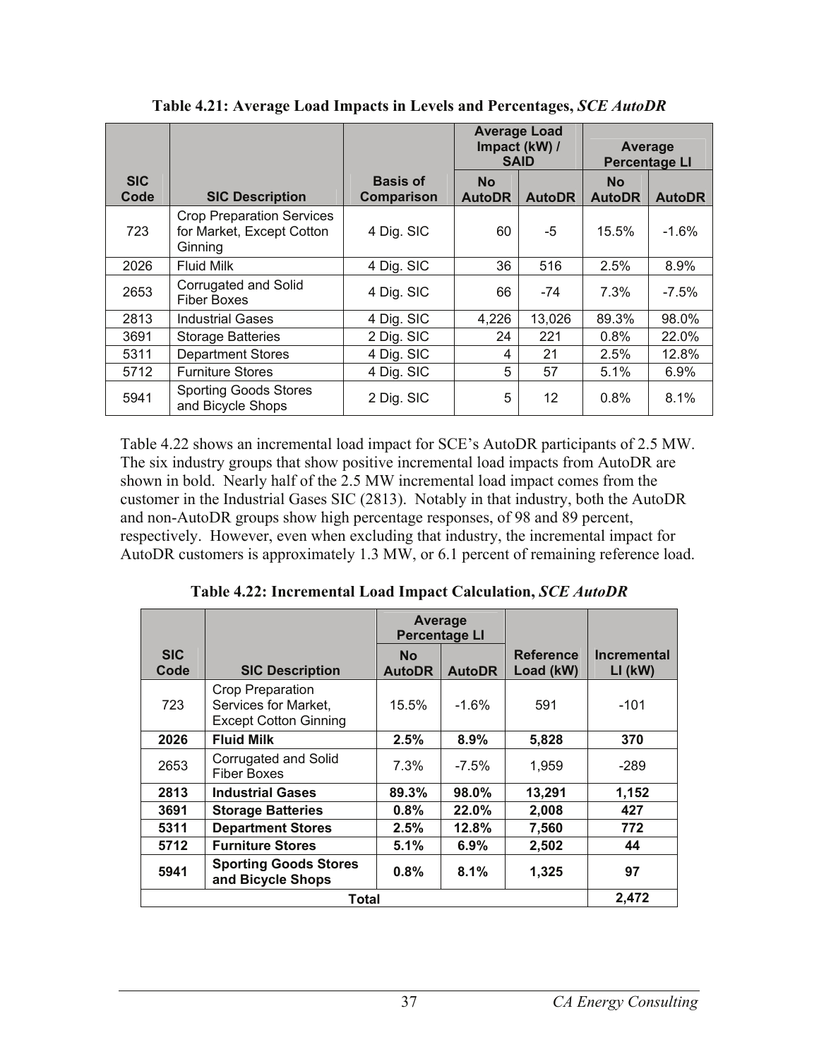**Table 4.21: Average Load Impacts in Levels and Percentages, *SCE AutoDR***

| SIC Code | SIC Description | Basis of Comparison | Average Load Impact (kW) / SAID | | Average Percentage LI | |
|---|---|---|---|---|---|---|
| | | | No AutoDR | AutoDR | No AutoDR | AutoDR |
| 723 | Crop Preparation Services for Market, Except Cotton Ginning | 4 Dig. SIC | 60 | -5 | 15.5% | -1.6% |
| 2026 | Fluid Milk | 4 Dig. SIC | 36 | 516 | 2.5% | 8.9% |
| 2653 | Corrugated and Solid Fiber Boxes | 4 Dig. SIC | 66 | -74 | 7.3% | -7.5% |
| 2813 | Industrial Gases | 4 Dig. SIC | 4,226 | 13,026 | 89.3% | 98.0% |
| 3691 | Storage Batteries | 2 Dig. SIC | 24 | 221 | 0.8% | 22.0% |
| 5311 | Department Stores | 4 Dig. SIC | 4 | 21 | 2.5% | 12.8% |
| 5712 | Furniture Stores | 4 Dig. SIC | 5 | 57 | 5.1% | 6.9% |
| 5941 | Sporting Goods Stores and Bicycle Shops | 2 Dig. SIC | 5 | 12 | 0.8% | 8.1% |

Table 4.22 shows an incremental load impact for SCE's AutoDR participants of 2.5 MW. The six industry groups that show positive incremental load impacts from AutoDR are shown in bold. Nearly half of the 2.5 MW incremental load impact comes from the customer in the Industrial Gases SIC (2813). Notably in that industry, both the AutoDR and non-AutoDR groups show high percentage responses, of 98 and 89 percent, respectively. However, even when excluding that industry, the incremental impact for AutoDR customers is approximately 1.3 MW, or 6.1 percent of remaining reference load.

**Table 4.22: Incremental Load Impact Calculation, *SCE AutoDR***

| SIC Code | SIC Description | Average Percentage LI | | Reference Load (kW) | Incremental LI (kW) |
|---|---|---|---|---|---|
| | | No AutoDR | AutoDR | | |
| 723 | Crop Preparation Services for Market, Except Cotton Ginning | 15.5% | -1.6% | 591 | -101 |
| **2026** | **Fluid Milk** | **2.5%** | **8.9%** | **5,828** | **370** |
| 2653 | Corrugated and Solid Fiber Boxes | 7.3% | -7.5% | 1,959 | -289 |
| **2813** | **Industrial Gases** | **89.3%** | **98.0%** | **13,291** | **1,152** |
| **3691** | **Storage Batteries** | **0.8%** | **22.0%** | **2,008** | **427** |
| **5311** | **Department Stores** | **2.5%** | **12.8%** | **7,560** | **772** |
| **5712** | **Furniture Stores** | **5.1%** | **6.9%** | **2,502** | **44** |
| **5941** | **Sporting Goods Stores and Bicycle Shops** | **0.8%** | **8.1%** | **1,325** | **97** |
| **Total** | | | | | **2,472** |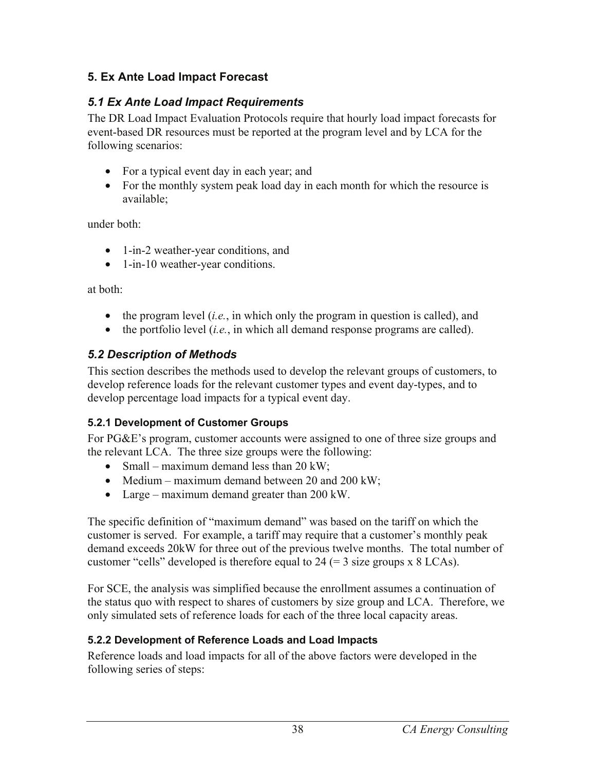## 5. Ex Ante Load Impact Forecast

### *5.1 Ex Ante Load Impact Requirements*

The DR Load Impact Evaluation Protocols require that hourly load impact forecasts for event-based DR resources must be reported at the program level and by LCA for the following scenarios:

- For a typical event day in each year; and
- For the monthly system peak load day in each month for which the resource is available;

under both:

- 1-in-2 weather-year conditions, and
- 1-in-10 weather-year conditions.

at both:

- the program level (*i.e.*, in which only the program in question is called), and
- the portfolio level (*i.e.*, in which all demand response programs are called).

### *5.2 Description of Methods*

This section describes the methods used to develop the relevant groups of customers, to develop reference loads for the relevant customer types and event day-types, and to develop percentage load impacts for a typical event day.

#### 5.2.1 Development of Customer Groups

For PG&E's program, customer accounts were assigned to one of three size groups and the relevant LCA. The three size groups were the following:

- Small – maximum demand less than 20 kW;
- Medium – maximum demand between 20 and 200 kW;
- Large – maximum demand greater than 200 kW.

The specific definition of "maximum demand" was based on the tariff on which the customer is served. For example, a tariff may require that a customer's monthly peak demand exceeds 20kW for three out of the previous twelve months. The total number of customer "cells" developed is therefore equal to 24 (= 3 size groups x 8 LCAs).

For SCE, the analysis was simplified because the enrollment assumes a continuation of the status quo with respect to shares of customers by size group and LCA. Therefore, we only simulated sets of reference loads for each of the three local capacity areas.

#### 5.2.2 Development of Reference Loads and Load Impacts

Reference loads and load impacts for all of the above factors were developed in the following series of steps: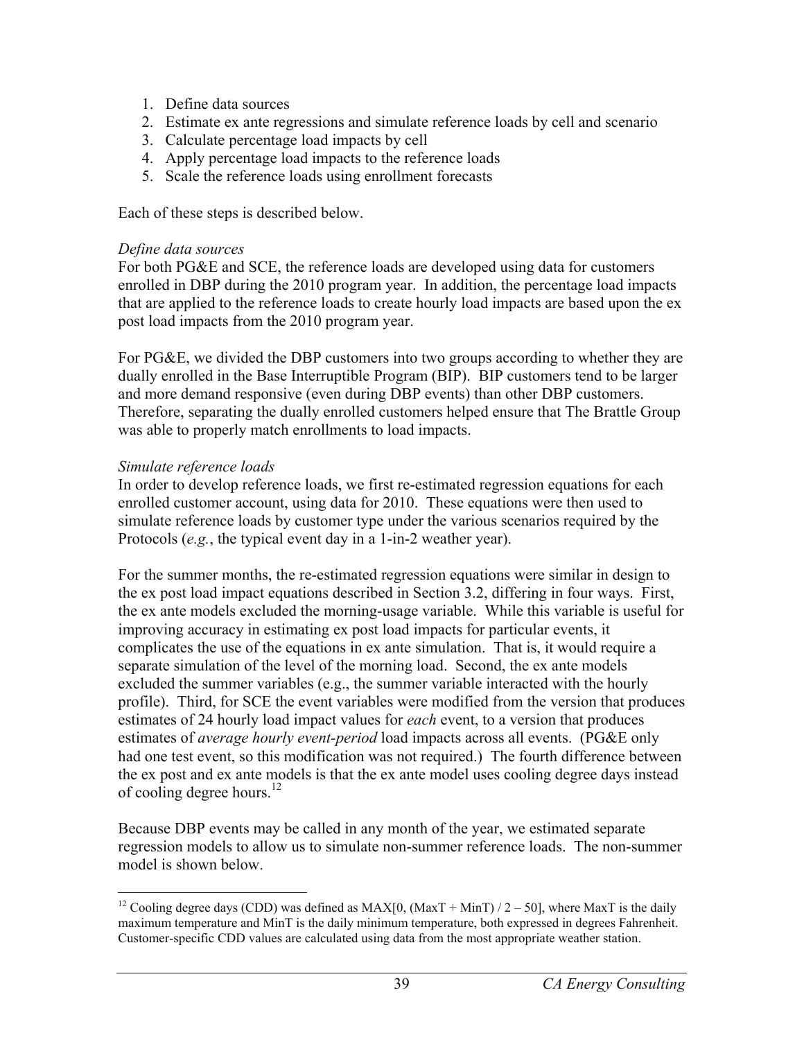1. Define data sources
2. Estimate ex ante regressions and simulate reference loads by cell and scenario
3. Calculate percentage load impacts by cell
4. Apply percentage load impacts to the reference loads
5. Scale the reference loads using enrollment forecasts

Each of these steps is described below.

*Define data sources*

For both PG&E and SCE, the reference loads are developed using data for customers enrolled in DBP during the 2010 program year. In addition, the percentage load impacts that are applied to the reference loads to create hourly load impacts are based upon the ex post load impacts from the 2010 program year.

For PG&E, we divided the DBP customers into two groups according to whether they are dually enrolled in the Base Interruptible Program (BIP). BIP customers tend to be larger and more demand responsive (even during DBP events) than other DBP customers. Therefore, separating the dually enrolled customers helped ensure that The Brattle Group was able to properly match enrollments to load impacts.

*Simulate reference loads*

In order to develop reference loads, we first re-estimated regression equations for each enrolled customer account, using data for 2010. These equations were then used to simulate reference loads by customer type under the various scenarios required by the Protocols (*e.g.*, the typical event day in a 1-in-2 weather year).

For the summer months, the re-estimated regression equations were similar in design to the ex post load impact equations described in Section 3.2, differing in four ways. First, the ex ante models excluded the morning-usage variable. While this variable is useful for improving accuracy in estimating ex post load impacts for particular events, it complicates the use of the equations in ex ante simulation. That is, it would require a separate simulation of the level of the morning load. Second, the ex ante models excluded the summer variables (e.g., the summer variable interacted with the hourly profile). Third, for SCE the event variables were modified from the version that produces estimates of 24 hourly load impact values for *each* event, to a version that produces estimates of *average hourly event-period* load impacts across all events. (PG&E only had one test event, so this modification was not required.) The fourth difference between the ex post and ex ante models is that the ex ante model uses cooling degree days instead of cooling degree hours.[12]

Because DBP events may be called in any month of the year, we estimated separate regression models to allow us to simulate non-summer reference loads. The non-summer model is shown below.

---

[12] Cooling degree days (CDD) was defined as MAX[0, (MaxT + MinT) / 2 – 50], where MaxT is the daily maximum temperature and MinT is the daily minimum temperature, both expressed in degrees Fahrenheit. Customer-specific CDD values are calculated using data from the most appropriate weather station.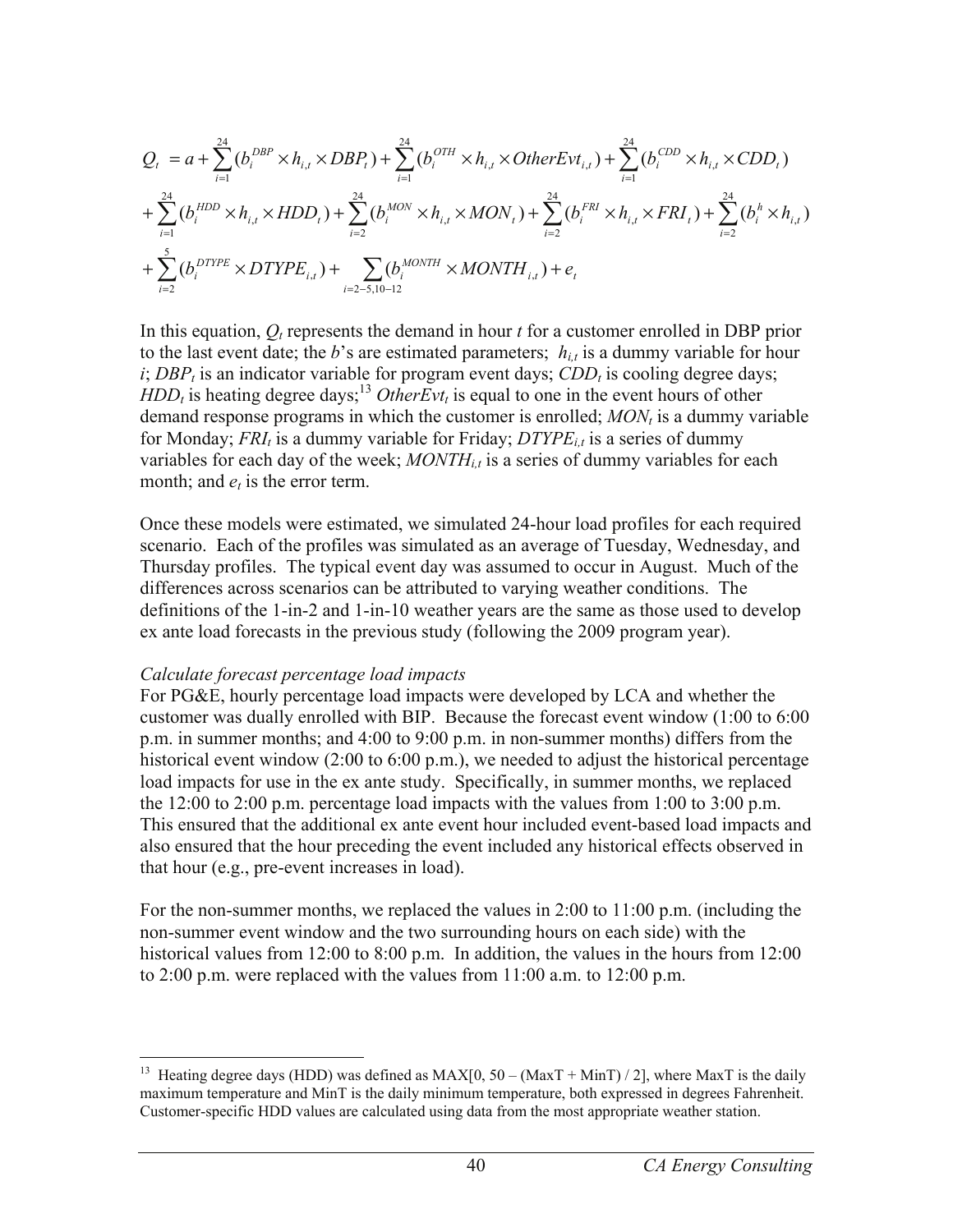$$
\begin{aligned}
Q_t &= a + \sum_{i=1}^{24} (b_i^{DBP} \times h_{i,t} \times DBP_t) + \sum_{i=1}^{24} (b_i^{OTH} \times h_{i,t} \times OtherEvt_{i,t}) + \sum_{i=1}^{24} (b_i^{CDD} \times h_{i,t} \times CDD_t) \\
&+ \sum_{i=1}^{24} (b_i^{HDD} \times h_{i,t} \times HDD_t) + \sum_{i=2}^{24} (b_i^{MON} \times h_{i,t} \times MON_t) + \sum_{i=2}^{24} (b_i^{FRI} \times h_{i,t} \times FRI_t) + \sum_{i=2}^{24} (b_i^{h} \times h_{i,t}) \\
&+ \sum_{i=2}^{5} (b_i^{DTYPE} \times DTYPE_{i,t}) + \sum_{i=2-5,10-12} (b_i^{MONTH} \times MONTH_{i,t}) + e_t
\end{aligned}
$$

In this equation, $Q_t$ represents the demand in hour $t$ for a customer enrolled in DBP prior to the last event date; the $b$'s are estimated parameters; $h_{i,t}$ is a dummy variable for hour $i$; $DBP_t$ is an indicator variable for program event days; $CDD_t$ is cooling degree days; $HDD_t$ is heating degree days;[13] $OtherEvt_t$ is equal to one in the event hours of other demand response programs in which the customer is enrolled; $MON_t$ is a dummy variable for Monday; $FRI_t$ is a dummy variable for Friday; $DTYPE_{i,t}$ is a series of dummy variables for each day of the week; $MONTH_{i,t}$ is a series of dummy variables for each month; and $e_t$ is the error term.

Once these models were estimated, we simulated 24-hour load profiles for each required scenario. Each of the profiles was simulated as an average of Tuesday, Wednesday, and Thursday profiles. The typical event day was assumed to occur in August. Much of the differences across scenarios can be attributed to varying weather conditions. The definitions of the 1-in-2 and 1-in-10 weather years are the same as those used to develop ex ante load forecasts in the previous study (following the 2009 program year).

*Calculate forecast percentage load impacts*

For PG&E, hourly percentage load impacts were developed by LCA and whether the customer was dually enrolled with BIP. Because the forecast event window (1:00 to 6:00 p.m. in summer months; and 4:00 to 9:00 p.m. in non-summer months) differs from the historical event window (2:00 to 6:00 p.m.), we needed to adjust the historical percentage load impacts for use in the ex ante study. Specifically, in summer months, we replaced the 12:00 to 2:00 p.m. percentage load impacts with the values from 1:00 to 3:00 p.m. This ensured that the additional ex ante event hour included event-based load impacts and also ensured that the hour preceding the event included any historical effects observed in that hour (e.g., pre-event increases in load).

For the non-summer months, we replaced the values in 2:00 to 11:00 p.m. (including the non-summer event window and the two surrounding hours on each side) with the historical values from 12:00 to 8:00 p.m. In addition, the values in the hours from 12:00 to 2:00 p.m. were replaced with the values from 11:00 a.m. to 12:00 p.m.

---

[13] Heating degree days (HDD) was defined as MAX[0, 50 – (MaxT + MinT) / 2], where MaxT is the daily maximum temperature and MinT is the daily minimum temperature, both expressed in degrees Fahrenheit. Customer-specific HDD values are calculated using data from the most appropriate weather station.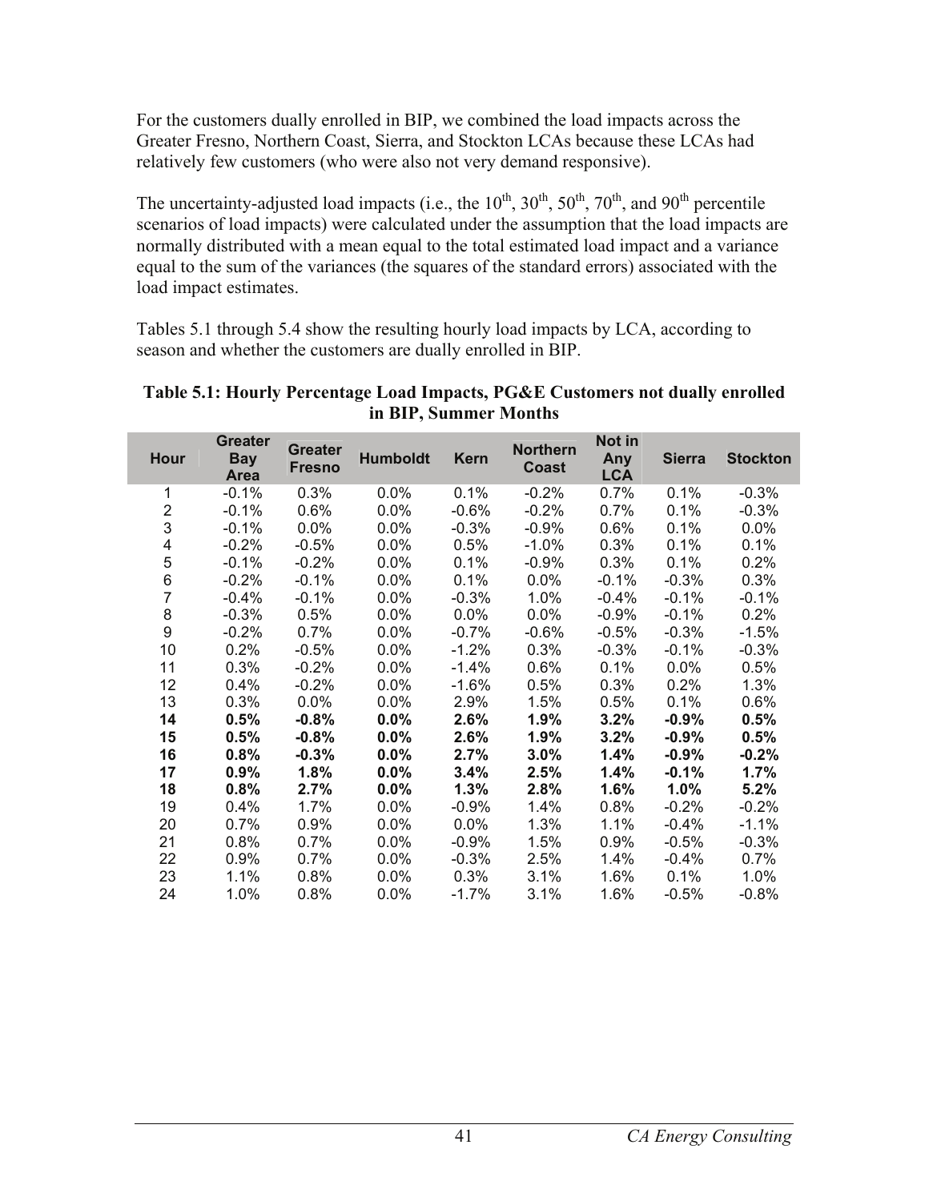For the customers dually enrolled in BIP, we combined the load impacts across the Greater Fresno, Northern Coast, Sierra, and Stockton LCAs because these LCAs had relatively few customers (who were also not very demand responsive).

The uncertainty-adjusted load impacts (i.e., the 10th, 30th, 50th, 70th, and 90th percentile scenarios of load impacts) were calculated under the assumption that the load impacts are normally distributed with a mean equal to the total estimated load impact and a variance equal to the sum of the variances (the squares of the standard errors) associated with the load impact estimates.

Tables 5.1 through 5.4 show the resulting hourly load impacts by LCA, according to season and whether the customers are dually enrolled in BIP.

**Table 5.1: Hourly Percentage Load Impacts, PG&E Customers not dually enrolled in BIP, Summer Months**

| Hour | Greater Bay Area | Greater Fresno | Humboldt | Kern | Northern Coast | Not in Any LCA | Sierra | Stockton |
|---|---|---|---|---|---|---|---|---|
| 1 | -0.1% | 0.3% | 0.0% | 0.1% | -0.2% | 0.7% | 0.1% | -0.3% |
| 2 | -0.1% | 0.6% | 0.0% | -0.6% | -0.2% | 0.7% | 0.1% | -0.3% |
| 3 | -0.1% | 0.0% | 0.0% | -0.3% | -0.9% | 0.6% | 0.1% | 0.0% |
| 4 | -0.2% | -0.5% | 0.0% | 0.5% | -1.0% | 0.3% | 0.1% | 0.1% |
| 5 | -0.1% | -0.2% | 0.0% | 0.1% | -0.9% | 0.3% | 0.1% | 0.2% |
| 6 | -0.2% | -0.1% | 0.0% | 0.1% | 0.0% | -0.1% | -0.3% | 0.3% |
| 7 | -0.4% | -0.1% | 0.0% | -0.3% | 1.0% | -0.4% | -0.1% | -0.1% |
| 8 | -0.3% | 0.5% | 0.0% | 0.0% | 0.0% | -0.9% | -0.1% | 0.2% |
| 9 | -0.2% | 0.7% | 0.0% | -0.7% | -0.6% | -0.5% | -0.3% | -1.5% |
| 10 | 0.2% | -0.5% | 0.0% | -1.2% | 0.3% | -0.3% | -0.1% | -0.3% |
| 11 | 0.3% | -0.2% | 0.0% | -1.4% | 0.6% | 0.1% | 0.0% | 0.5% |
| 12 | 0.4% | -0.2% | 0.0% | -1.6% | 0.5% | 0.3% | 0.2% | 1.3% |
| 13 | 0.3% | 0.0% | 0.0% | 2.9% | 1.5% | 0.5% | 0.1% | 0.6% |
| **14** | **0.5%** | **-0.8%** | **0.0%** | **2.6%** | **1.9%** | **3.2%** | **-0.9%** | **0.5%** |
| **15** | **0.5%** | **-0.8%** | **0.0%** | **2.6%** | **1.9%** | **3.2%** | **-0.9%** | **0.5%** |
| **16** | **0.8%** | **-0.3%** | **0.0%** | **2.7%** | **3.0%** | **1.4%** | **-0.9%** | **-0.2%** |
| **17** | **0.9%** | **1.8%** | **0.0%** | **3.4%** | **2.5%** | **1.4%** | **-0.1%** | **1.7%** |
| **18** | **0.8%** | **2.7%** | **0.0%** | **1.3%** | **2.8%** | **1.6%** | **1.0%** | **5.2%** |
| 19 | 0.4% | 1.7% | 0.0% | -0.9% | 1.4% | 0.8% | -0.2% | -0.2% |
| 20 | 0.7% | 0.9% | 0.0% | 0.0% | 1.3% | 1.1% | -0.4% | -1.1% |
| 21 | 0.8% | 0.7% | 0.0% | -0.9% | 1.5% | 0.9% | -0.5% | -0.3% |
| 22 | 0.9% | 0.7% | 0.0% | -0.3% | 2.5% | 1.4% | -0.4% | 0.7% |
| 23 | 1.1% | 0.8% | 0.0% | 0.3% | 3.1% | 1.6% | 0.1% | 1.0% |
| 24 | 1.0% | 0.8% | 0.0% | -1.7% | 3.1% | 1.6% | -0.5% | -0.8% |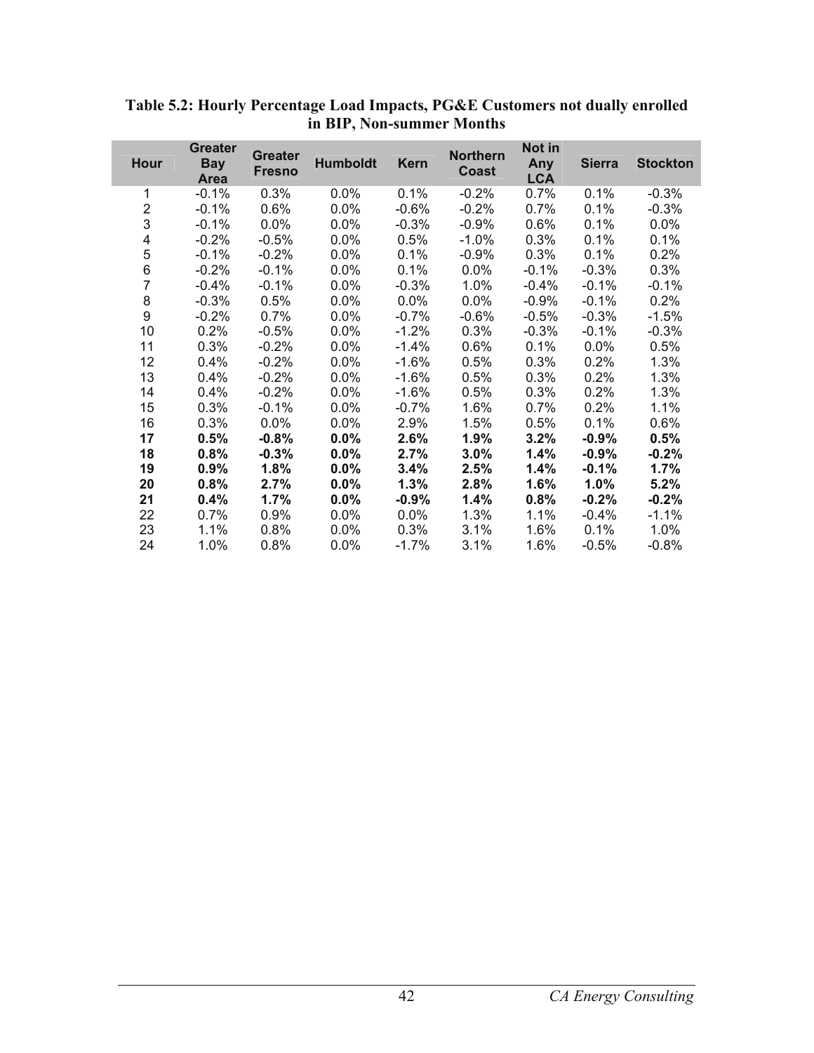**Table 5.2: Hourly Percentage Load Impacts, PG&E Customers not dually enrolled in BIP, Non-summer Months**

| Hour | Greater Bay Area | Greater Fresno | Humboldt | Kern | Northern Coast | Not in Any LCA | Sierra | Stockton |
|---|---|---|---|---|---|---|---|---|
| 1 | -0.1% | 0.3% | 0.0% | 0.1% | -0.2% | 0.7% | 0.1% | -0.3% |
| 2 | -0.1% | 0.6% | 0.0% | -0.6% | -0.2% | 0.7% | 0.1% | -0.3% |
| 3 | -0.1% | 0.0% | 0.0% | -0.3% | -0.9% | 0.6% | 0.1% | 0.0% |
| 4 | -0.2% | -0.5% | 0.0% | 0.5% | -1.0% | 0.3% | 0.1% | 0.1% |
| 5 | -0.1% | -0.2% | 0.0% | 0.1% | -0.9% | 0.3% | 0.1% | 0.2% |
| 6 | -0.2% | -0.1% | 0.0% | 0.1% | 0.0% | -0.1% | -0.3% | 0.3% |
| 7 | -0.4% | -0.1% | 0.0% | -0.3% | 1.0% | -0.4% | -0.1% | -0.1% |
| 8 | -0.3% | 0.5% | 0.0% | 0.0% | 0.0% | -0.9% | -0.1% | 0.2% |
| 9 | -0.2% | 0.7% | 0.0% | -0.7% | -0.6% | -0.5% | -0.3% | -1.5% |
| 10 | 0.2% | -0.5% | 0.0% | -1.2% | 0.3% | -0.3% | -0.1% | -0.3% |
| 11 | 0.3% | -0.2% | 0.0% | -1.4% | 0.6% | 0.1% | 0.0% | 0.5% |
| 12 | 0.4% | -0.2% | 0.0% | -1.6% | 0.5% | 0.3% | 0.2% | 1.3% |
| 13 | 0.4% | -0.2% | 0.0% | -1.6% | 0.5% | 0.3% | 0.2% | 1.3% |
| 14 | 0.4% | -0.2% | 0.0% | -1.6% | 0.5% | 0.3% | 0.2% | 1.3% |
| 15 | 0.3% | -0.1% | 0.0% | -0.7% | 1.6% | 0.7% | 0.2% | 1.1% |
| 16 | 0.3% | 0.0% | 0.0% | 2.9% | 1.5% | 0.5% | 0.1% | 0.6% |
| **17** | **0.5%** | **-0.8%** | **0.0%** | **2.6%** | **1.9%** | **3.2%** | **-0.9%** | **0.5%** |
| **18** | **0.8%** | **-0.3%** | **0.0%** | **2.7%** | **3.0%** | **1.4%** | **-0.9%** | **-0.2%** |
| **19** | **0.9%** | **1.8%** | **0.0%** | **3.4%** | **2.5%** | **1.4%** | **-0.1%** | **1.7%** |
| **20** | **0.8%** | **2.7%** | **0.0%** | **1.3%** | **2.8%** | **1.6%** | **1.0%** | **5.2%** |
| **21** | **0.4%** | **1.7%** | **0.0%** | **-0.9%** | **1.4%** | **0.8%** | **-0.2%** | **-0.2%** |
| 22 | 0.7% | 0.9% | 0.0% | 0.0% | 1.3% | 1.1% | -0.4% | -1.1% |
| 23 | 1.1% | 0.8% | 0.0% | 0.3% | 3.1% | 1.6% | 0.1% | 1.0% |
| 24 | 1.0% | 0.8% | 0.0% | -1.7% | 3.1% | 1.6% | -0.5% | -0.8% |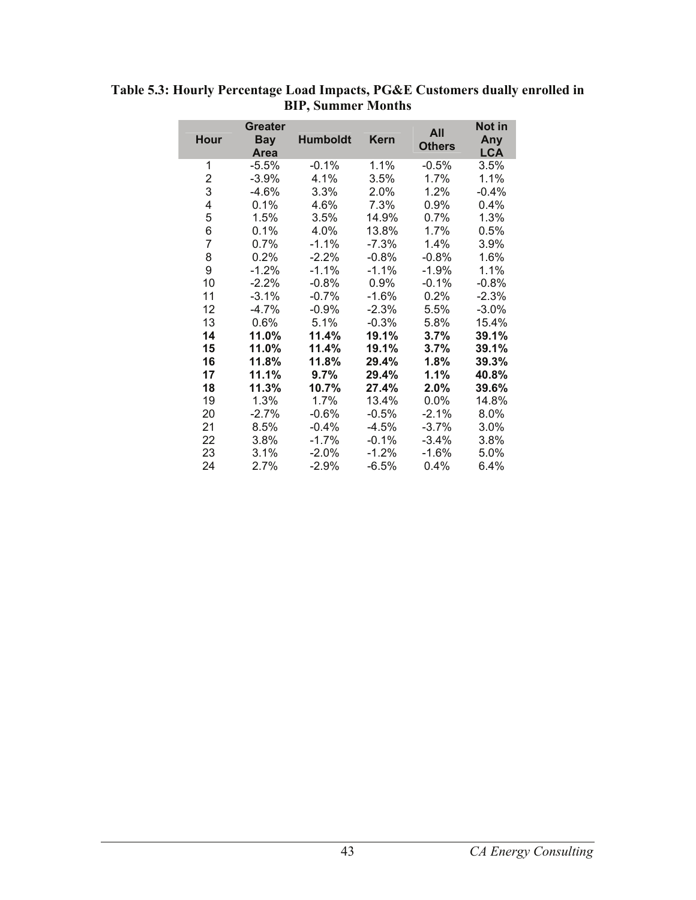**Table 5.3: Hourly Percentage Load Impacts, PG&E Customers dually enrolled in BIP, Summer Months**

| Hour | Greater Bay Area | Humboldt | Kern | All Others | Not in Any LCA |
|---|---|---|---|---|---|
| 1 | -5.5% | -0.1% | 1.1% | -0.5% | 3.5% |
| 2 | -3.9% | 4.1% | 3.5% | 1.7% | 1.1% |
| 3 | -4.6% | 3.3% | 2.0% | 1.2% | -0.4% |
| 4 | 0.1% | 4.6% | 7.3% | 0.9% | 0.4% |
| 5 | 1.5% | 3.5% | 14.9% | 0.7% | 1.3% |
| 6 | 0.1% | 4.0% | 13.8% | 1.7% | 0.5% |
| 7 | 0.7% | -1.1% | -7.3% | 1.4% | 3.9% |
| 8 | 0.2% | -2.2% | -0.8% | -0.8% | 1.6% |
| 9 | -1.2% | -1.1% | -1.1% | -1.9% | 1.1% |
| 10 | -2.2% | -0.8% | 0.9% | -0.1% | -0.8% |
| 11 | -3.1% | -0.7% | -1.6% | 0.2% | -2.3% |
| 12 | -4.7% | -0.9% | -2.3% | 5.5% | -3.0% |
| 13 | 0.6% | 5.1% | -0.3% | 5.8% | 15.4% |
| **14** | **11.0%** | **11.4%** | **19.1%** | **3.7%** | **39.1%** |
| **15** | **11.0%** | **11.4%** | **19.1%** | **3.7%** | **39.1%** |
| **16** | **11.8%** | **11.8%** | **29.4%** | **1.8%** | **39.3%** |
| **17** | **11.1%** | **9.7%** | **29.4%** | **1.1%** | **40.8%** |
| **18** | **11.3%** | **10.7%** | **27.4%** | **2.0%** | **39.6%** |
| 19 | 1.3% | 1.7% | 13.4% | 0.0% | 14.8% |
| 20 | -2.7% | -0.6% | -0.5% | -2.1% | 8.0% |
| 21 | 8.5% | -0.4% | -4.5% | -3.7% | 3.0% |
| 22 | 3.8% | -1.7% | -0.1% | -3.4% | 3.8% |
| 23 | 3.1% | -2.0% | -1.2% | -1.6% | 5.0% |
| 24 | 2.7% | -2.9% | -6.5% | 0.4% | 6.4% |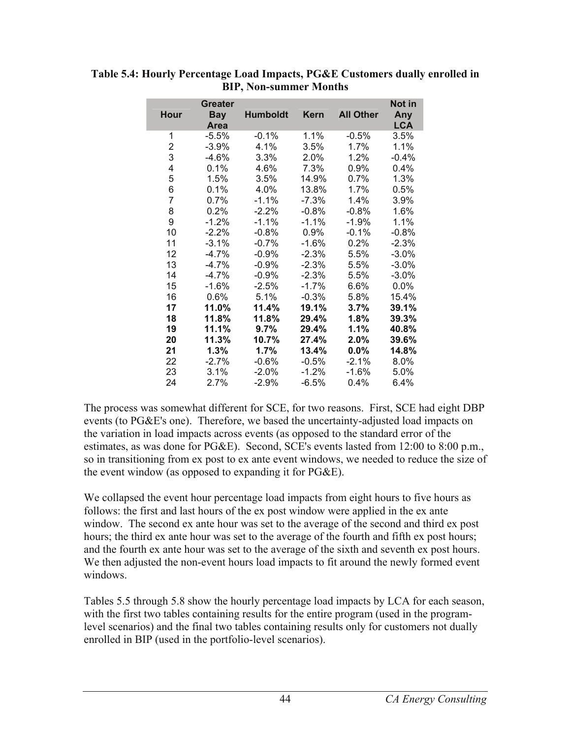**Table 5.4: Hourly Percentage Load Impacts, PG&E Customers dually enrolled in BIP, Non-summer Months**

| Hour | Greater Bay Area | Humboldt | Kern | All Other | Not in Any LCA |
|---|---|---|---|---|---|
| 1 | -5.5% | -0.1% | 1.1% | -0.5% | 3.5% |
| 2 | -3.9% | 4.1% | 3.5% | 1.7% | 1.1% |
| 3 | -4.6% | 3.3% | 2.0% | 1.2% | -0.4% |
| 4 | 0.1% | 4.6% | 7.3% | 0.9% | 0.4% |
| 5 | 1.5% | 3.5% | 14.9% | 0.7% | 1.3% |
| 6 | 0.1% | 4.0% | 13.8% | 1.7% | 0.5% |
| 7 | 0.7% | -1.1% | -7.3% | 1.4% | 3.9% |
| 8 | 0.2% | -2.2% | -0.8% | -0.8% | 1.6% |
| 9 | -1.2% | -1.1% | -1.1% | -1.9% | 1.1% |
| 10 | -2.2% | -0.8% | 0.9% | -0.1% | -0.8% |
| 11 | -3.1% | -0.7% | -1.6% | 0.2% | -2.3% |
| 12 | -4.7% | -0.9% | -2.3% | 5.5% | -3.0% |
| 13 | -4.7% | -0.9% | -2.3% | 5.5% | -3.0% |
| 14 | -4.7% | -0.9% | -2.3% | 5.5% | -3.0% |
| 15 | -1.6% | -2.5% | -1.7% | 6.6% | 0.0% |
| 16 | 0.6% | 5.1% | -0.3% | 5.8% | 15.4% |
| **17** | **11.0%** | **11.4%** | **19.1%** | **3.7%** | **39.1%** |
| **18** | **11.8%** | **11.8%** | **29.4%** | **1.8%** | **39.3%** |
| **19** | **11.1%** | **9.7%** | **29.4%** | **1.1%** | **40.8%** |
| **20** | **11.3%** | **10.7%** | **27.4%** | **2.0%** | **39.6%** |
| **21** | **1.3%** | **1.7%** | **13.4%** | **0.0%** | **14.8%** |
| 22 | -2.7% | -0.6% | -0.5% | -2.1% | 8.0% |
| 23 | 3.1% | -2.0% | -1.2% | -1.6% | 5.0% |
| 24 | 2.7% | -2.9% | -6.5% | 0.4% | 6.4% |

The process was somewhat different for SCE, for two reasons. First, SCE had eight DBP events (to PG&E's one). Therefore, we based the uncertainty-adjusted load impacts on the variation in load impacts across events (as opposed to the standard error of the estimates, as was done for PG&E). Second, SCE's events lasted from 12:00 to 8:00 p.m., so in transitioning from ex post to ex ante event windows, we needed to reduce the size of the event window (as opposed to expanding it for PG&E).

We collapsed the event hour percentage load impacts from eight hours to five hours as follows: the first and last hours of the ex post window were applied in the ex ante window. The second ex ante hour was set to the average of the second and third ex post hours; the third ex ante hour was set to the average of the fourth and fifth ex post hours; and the fourth ex ante hour was set to the average of the sixth and seventh ex post hours. We then adjusted the non-event hours load impacts to fit around the newly formed event windows.

Tables 5.5 through 5.8 show the hourly percentage load impacts by LCA for each season, with the first two tables containing results for the entire program (used in the program-level scenarios) and the final two tables containing results only for customers not dually enrolled in BIP (used in the portfolio-level scenarios).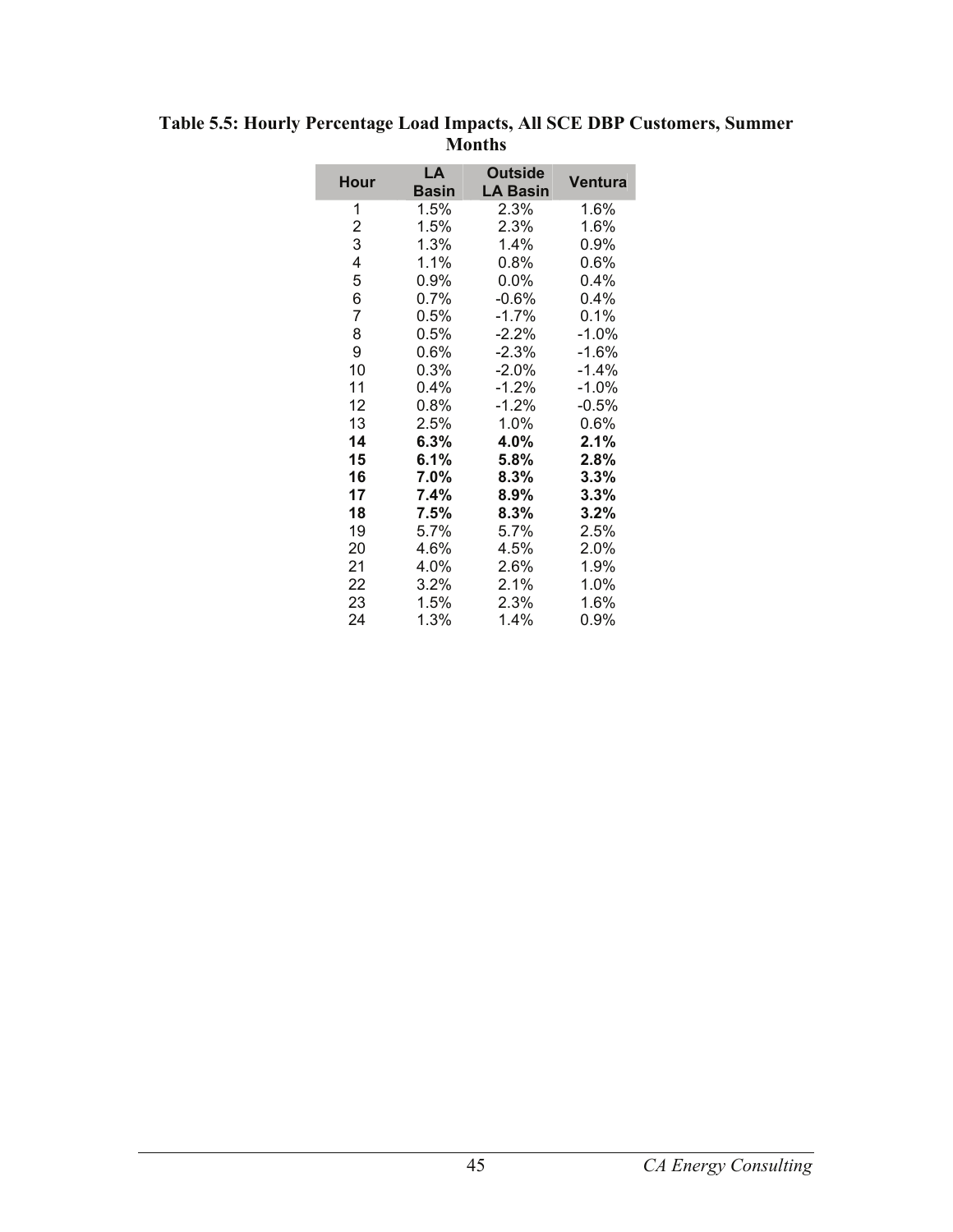**Table 5.5: Hourly Percentage Load Impacts, All SCE DBP Customers, Summer Months**

| Hour | LA Basin | Outside LA Basin | Ventura |
|---|---|---|---|
| 1 | 1.5% | 2.3% | 1.6% |
| 2 | 1.5% | 2.3% | 1.6% |
| 3 | 1.3% | 1.4% | 0.9% |
| 4 | 1.1% | 0.8% | 0.6% |
| 5 | 0.9% | 0.0% | 0.4% |
| 6 | 0.7% | -0.6% | 0.4% |
| 7 | 0.5% | -1.7% | 0.1% |
| 8 | 0.5% | -2.2% | -1.0% |
| 9 | 0.6% | -2.3% | -1.6% |
| 10 | 0.3% | -2.0% | -1.4% |
| 11 | 0.4% | -1.2% | -1.0% |
| 12 | 0.8% | -1.2% | -0.5% |
| 13 | 2.5% | 1.0% | 0.6% |
| **14** | **6.3%** | **4.0%** | **2.1%** |
| **15** | **6.1%** | **5.8%** | **2.8%** |
| **16** | **7.0%** | **8.3%** | **3.3%** |
| **17** | **7.4%** | **8.9%** | **3.3%** |
| **18** | **7.5%** | **8.3%** | **3.2%** |
| 19 | 5.7% | 5.7% | 2.5% |
| 20 | 4.6% | 4.5% | 2.0% |
| 21 | 4.0% | 2.6% | 1.9% |
| 22 | 3.2% | 2.1% | 1.0% |
| 23 | 1.5% | 2.3% | 1.6% |
| 24 | 1.3% | 1.4% | 0.9% |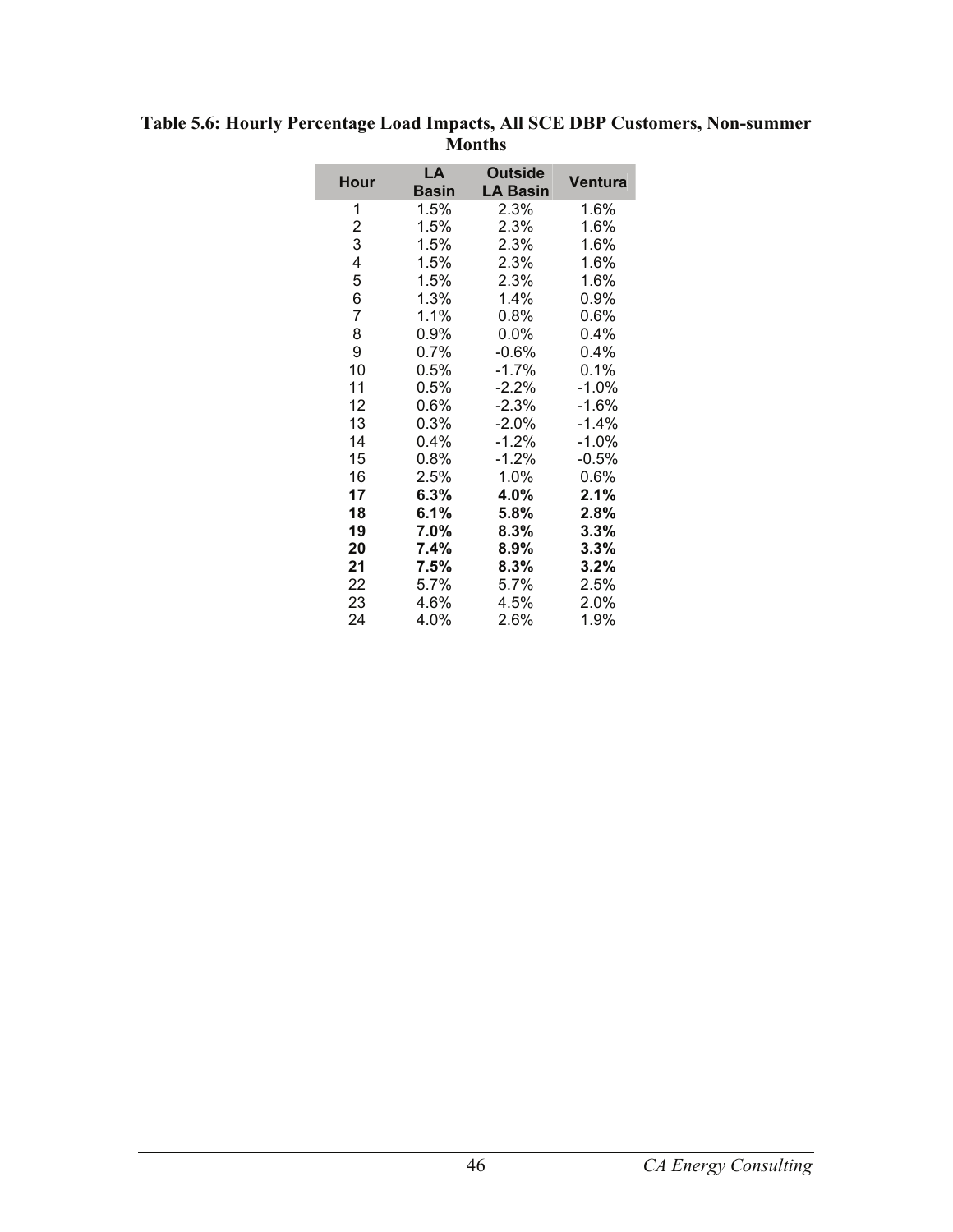**Table 5.6: Hourly Percentage Load Impacts, All SCE DBP Customers, Non-summer Months**

| Hour | LA Basin | Outside LA Basin | Ventura |
|---|---|---|---|
| 1 | 1.5% | 2.3% | 1.6% |
| 2 | 1.5% | 2.3% | 1.6% |
| 3 | 1.5% | 2.3% | 1.6% |
| 4 | 1.5% | 2.3% | 1.6% |
| 5 | 1.5% | 2.3% | 1.6% |
| 6 | 1.3% | 1.4% | 0.9% |
| 7 | 1.1% | 0.8% | 0.6% |
| 8 | 0.9% | 0.0% | 0.4% |
| 9 | 0.7% | -0.6% | 0.4% |
| 10 | 0.5% | -1.7% | 0.1% |
| 11 | 0.5% | -2.2% | -1.0% |
| 12 | 0.6% | -2.3% | -1.6% |
| 13 | 0.3% | -2.0% | -1.4% |
| 14 | 0.4% | -1.2% | -1.0% |
| 15 | 0.8% | -1.2% | -0.5% |
| 16 | 2.5% | 1.0% | 0.6% |
| **17** | **6.3%** | **4.0%** | **2.1%** |
| **18** | **6.1%** | **5.8%** | **2.8%** |
| **19** | **7.0%** | **8.3%** | **3.3%** |
| **20** | **7.4%** | **8.9%** | **3.3%** |
| **21** | **7.5%** | **8.3%** | **3.2%** |
| 22 | 5.7% | 5.7% | 2.5% |
| 23 | 4.6% | 4.5% | 2.0% |
| 24 | 4.0% | 2.6% | 1.9% |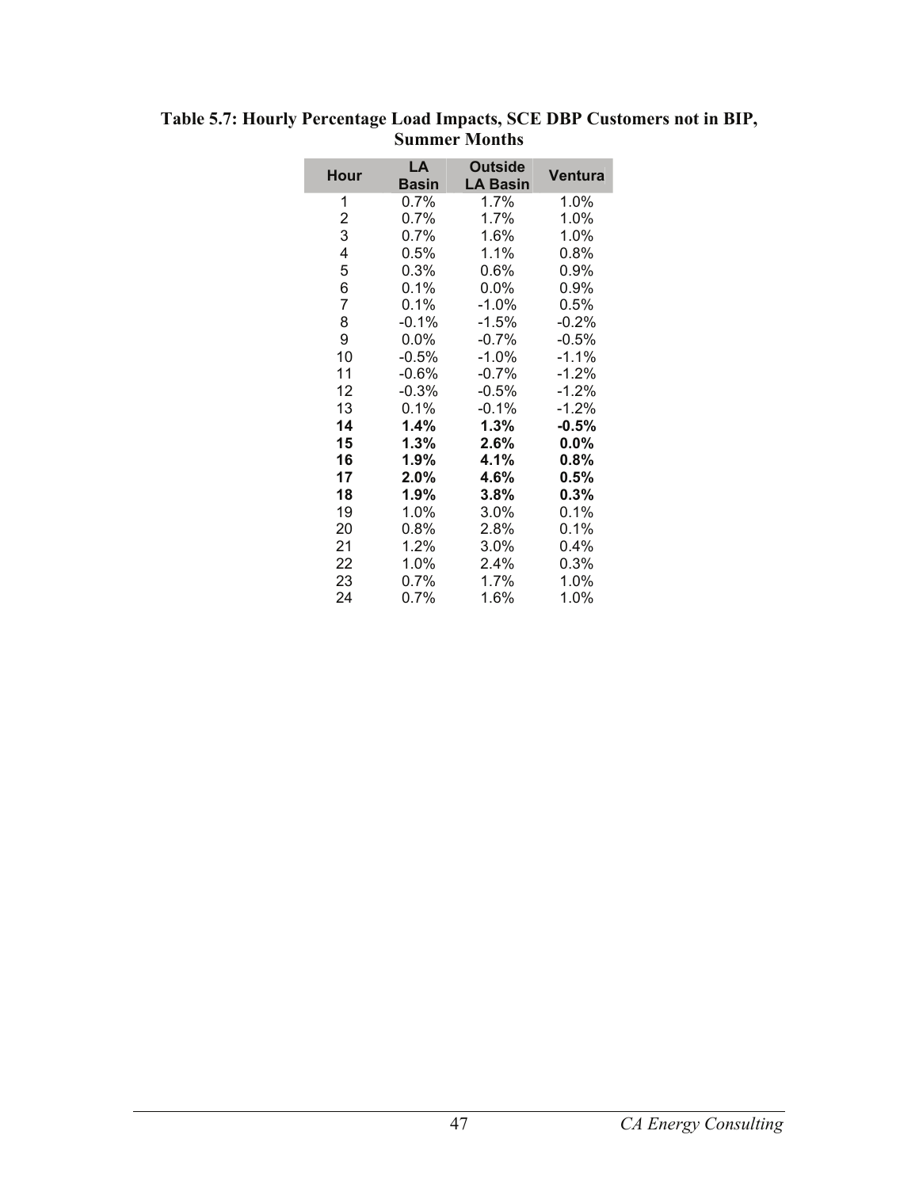**Table 5.7: Hourly Percentage Load Impacts, SCE DBP Customers not in BIP, Summer Months**

| Hour | LA Basin | Outside LA Basin | Ventura |
|---|---|---|---|
| 1 | 0.7% | 1.7% | 1.0% |
| 2 | 0.7% | 1.7% | 1.0% |
| 3 | 0.7% | 1.6% | 1.0% |
| 4 | 0.5% | 1.1% | 0.8% |
| 5 | 0.3% | 0.6% | 0.9% |
| 6 | 0.1% | 0.0% | 0.9% |
| 7 | 0.1% | -1.0% | 0.5% |
| 8 | -0.1% | -1.5% | -0.2% |
| 9 | 0.0% | -0.7% | -0.5% |
| 10 | -0.5% | -1.0% | -1.1% |
| 11 | -0.6% | -0.7% | -1.2% |
| 12 | -0.3% | -0.5% | -1.2% |
| 13 | 0.1% | -0.1% | -1.2% |
| **14** | **1.4%** | **1.3%** | **-0.5%** |
| **15** | **1.3%** | **2.6%** | **0.0%** |
| **16** | **1.9%** | **4.1%** | **0.8%** |
| **17** | **2.0%** | **4.6%** | **0.5%** |
| **18** | **1.9%** | **3.8%** | **0.3%** |
| 19 | 1.0% | 3.0% | 0.1% |
| 20 | 0.8% | 2.8% | 0.1% |
| 21 | 1.2% | 3.0% | 0.4% |
| 22 | 1.0% | 2.4% | 0.3% |
| 23 | 0.7% | 1.7% | 1.0% |
| 24 | 0.7% | 1.6% | 1.0% |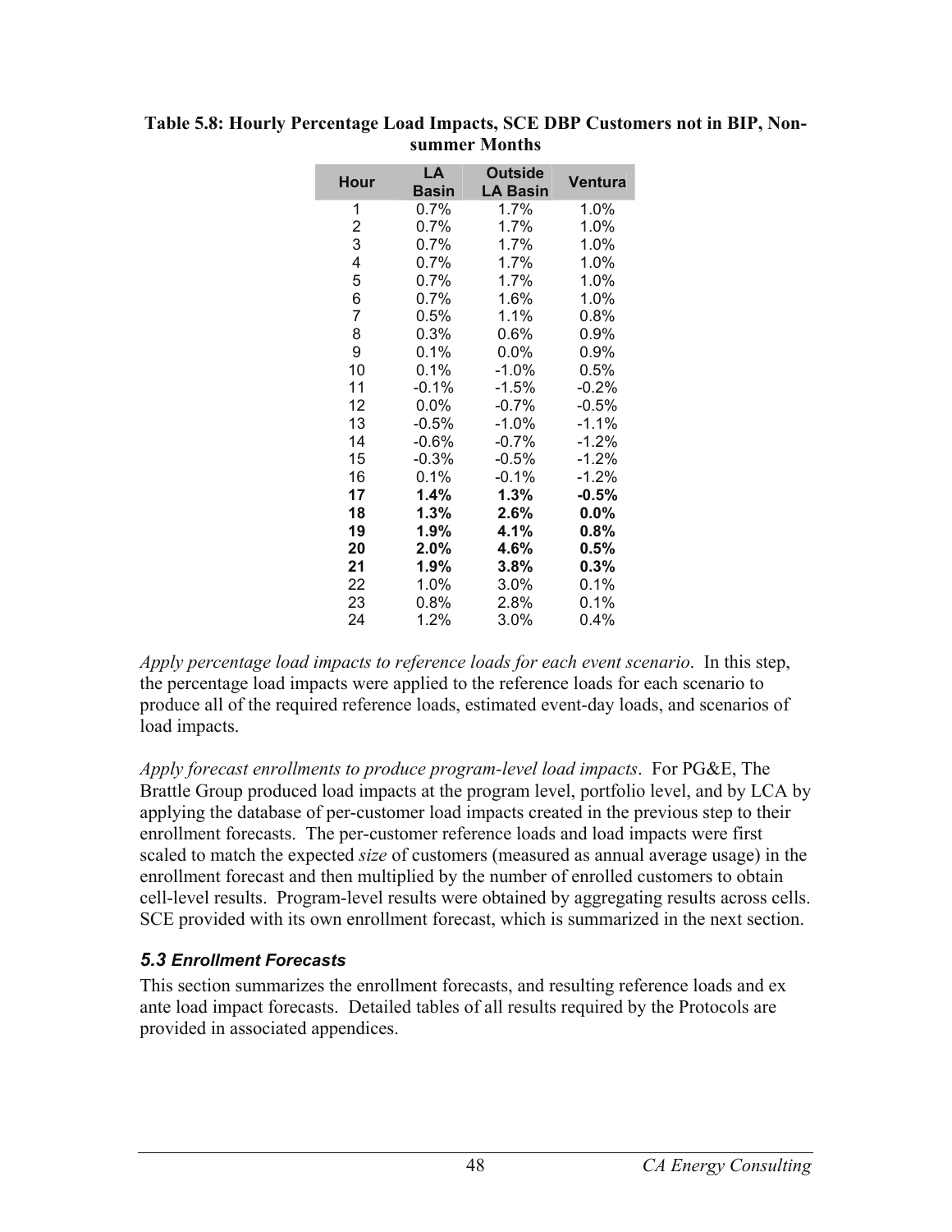**Table 5.8: Hourly Percentage Load Impacts, SCE DBP Customers not in BIP, Non-summer Months**

| Hour | LA Basin | Outside LA Basin | Ventura |
|---|---|---|---|
| 1 | 0.7% | 1.7% | 1.0% |
| 2 | 0.7% | 1.7% | 1.0% |
| 3 | 0.7% | 1.7% | 1.0% |
| 4 | 0.7% | 1.7% | 1.0% |
| 5 | 0.7% | 1.7% | 1.0% |
| 6 | 0.7% | 1.6% | 1.0% |
| 7 | 0.5% | 1.1% | 0.8% |
| 8 | 0.3% | 0.6% | 0.9% |
| 9 | 0.1% | 0.0% | 0.9% |
| 10 | 0.1% | -1.0% | 0.5% |
| 11 | -0.1% | -1.5% | -0.2% |
| 12 | 0.0% | -0.7% | -0.5% |
| 13 | -0.5% | -1.0% | -1.1% |
| 14 | -0.6% | -0.7% | -1.2% |
| 15 | -0.3% | -0.5% | -1.2% |
| 16 | 0.1% | -0.1% | -1.2% |
| **17** | **1.4%** | **1.3%** | **-0.5%** |
| **18** | **1.3%** | **2.6%** | **0.0%** |
| **19** | **1.9%** | **4.1%** | **0.8%** |
| **20** | **2.0%** | **4.6%** | **0.5%** |
| **21** | **1.9%** | **3.8%** | **0.3%** |
| 22 | 1.0% | 3.0% | 0.1% |
| 23 | 0.8% | 2.8% | 0.1% |
| 24 | 1.2% | 3.0% | 0.4% |

*Apply percentage load impacts to reference loads for each event scenario*. In this step, the percentage load impacts were applied to the reference loads for each scenario to produce all of the required reference loads, estimated event-day loads, and scenarios of load impacts.

*Apply forecast enrollments to produce program-level load impacts*. For PG&E, The Brattle Group produced load impacts at the program level, portfolio level, and by LCA by applying the database of per-customer load impacts created in the previous step to their enrollment forecasts. The per-customer reference loads and load impacts were first scaled to match the expected *size* of customers (measured as annual average usage) in the enrollment forecast and then multiplied by the number of enrolled customers to obtain cell-level results. Program-level results were obtained by aggregating results across cells. SCE provided with its own enrollment forecast, which is summarized in the next section.

### *5.3 Enrollment Forecasts*

This section summarizes the enrollment forecasts, and resulting reference loads and ex ante load impact forecasts. Detailed tables of all results required by the Protocols are provided in associated appendices.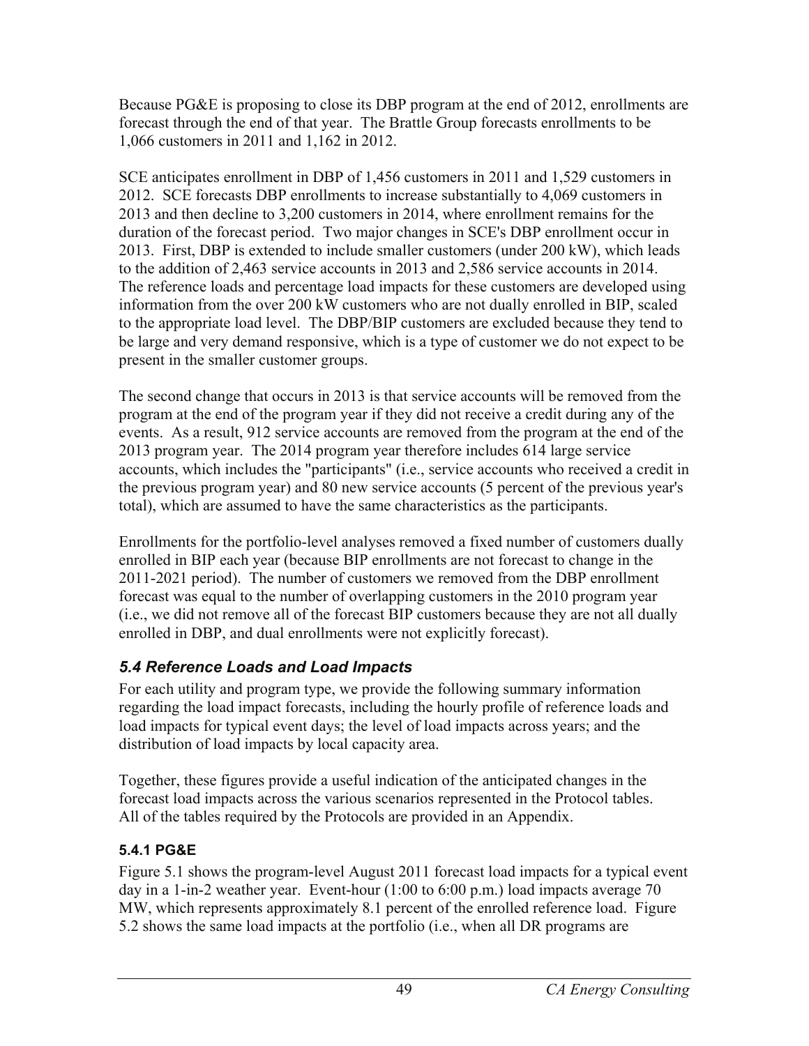Because PG&E is proposing to close its DBP program at the end of 2012, enrollments are forecast through the end of that year. The Brattle Group forecasts enrollments to be 1,066 customers in 2011 and 1,162 in 2012.

SCE anticipates enrollment in DBP of 1,456 customers in 2011 and 1,529 customers in 2012. SCE forecasts DBP enrollments to increase substantially to 4,069 customers in 2013 and then decline to 3,200 customers in 2014, where enrollment remains for the duration of the forecast period. Two major changes in SCE's DBP enrollment occur in 2013. First, DBP is extended to include smaller customers (under 200 kW), which leads to the addition of 2,463 service accounts in 2013 and 2,586 service accounts in 2014. The reference loads and percentage load impacts for these customers are developed using information from the over 200 kW customers who are not dually enrolled in BIP, scaled to the appropriate load level. The DBP/BIP customers are excluded because they tend to be large and very demand responsive, which is a type of customer we do not expect to be present in the smaller customer groups.

The second change that occurs in 2013 is that service accounts will be removed from the program at the end of the program year if they did not receive a credit during any of the events. As a result, 912 service accounts are removed from the program at the end of the 2013 program year. The 2014 program year therefore includes 614 large service accounts, which includes the "participants" (i.e., service accounts who received a credit in the previous program year) and 80 new service accounts (5 percent of the previous year's total), which are assumed to have the same characteristics as the participants.

Enrollments for the portfolio-level analyses removed a fixed number of customers dually enrolled in BIP each year (because BIP enrollments are not forecast to change in the 2011-2021 period). The number of customers we removed from the DBP enrollment forecast was equal to the number of overlapping customers in the 2010 program year (i.e., we did not remove all of the forecast BIP customers because they are not all dually enrolled in DBP, and dual enrollments were not explicitly forecast).

## *5.4 Reference Loads and Load Impacts*

For each utility and program type, we provide the following summary information regarding the load impact forecasts, including the hourly profile of reference loads and load impacts for typical event days; the level of load impacts across years; and the distribution of load impacts by local capacity area.

Together, these figures provide a useful indication of the anticipated changes in the forecast load impacts across the various scenarios represented in the Protocol tables. All of the tables required by the Protocols are provided in an Appendix.

### 5.4.1 PG&E

Figure 5.1 shows the program-level August 2011 forecast load impacts for a typical event day in a 1-in-2 weather year. Event-hour (1:00 to 6:00 p.m.) load impacts average 70 MW, which represents approximately 8.1 percent of the enrolled reference load. Figure 5.2 shows the same load impacts at the portfolio (i.e., when all DR programs are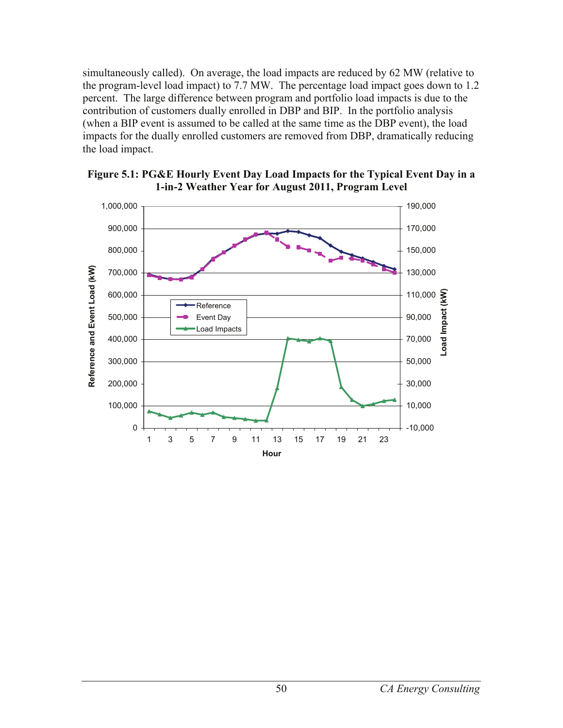simultaneously called). On average, the load impacts are reduced by 62 MW (relative to the program-level load impact) to 7.7 MW. The percentage load impact goes down to 1.2 percent. The large difference between program and portfolio load impacts is due to the contribution of customers dually enrolled in DBP and BIP. In the portfolio analysis (when a BIP event is assumed to be called at the same time as the DBP event), the load impacts for the dually enrolled customers are removed from DBP, dramatically reducing the load impact.

**Figure 5.1: PG&E Hourly Event Day Load Impacts for the Typical Event Day in a 1-in-2 Weather Year for August 2011, Program Level**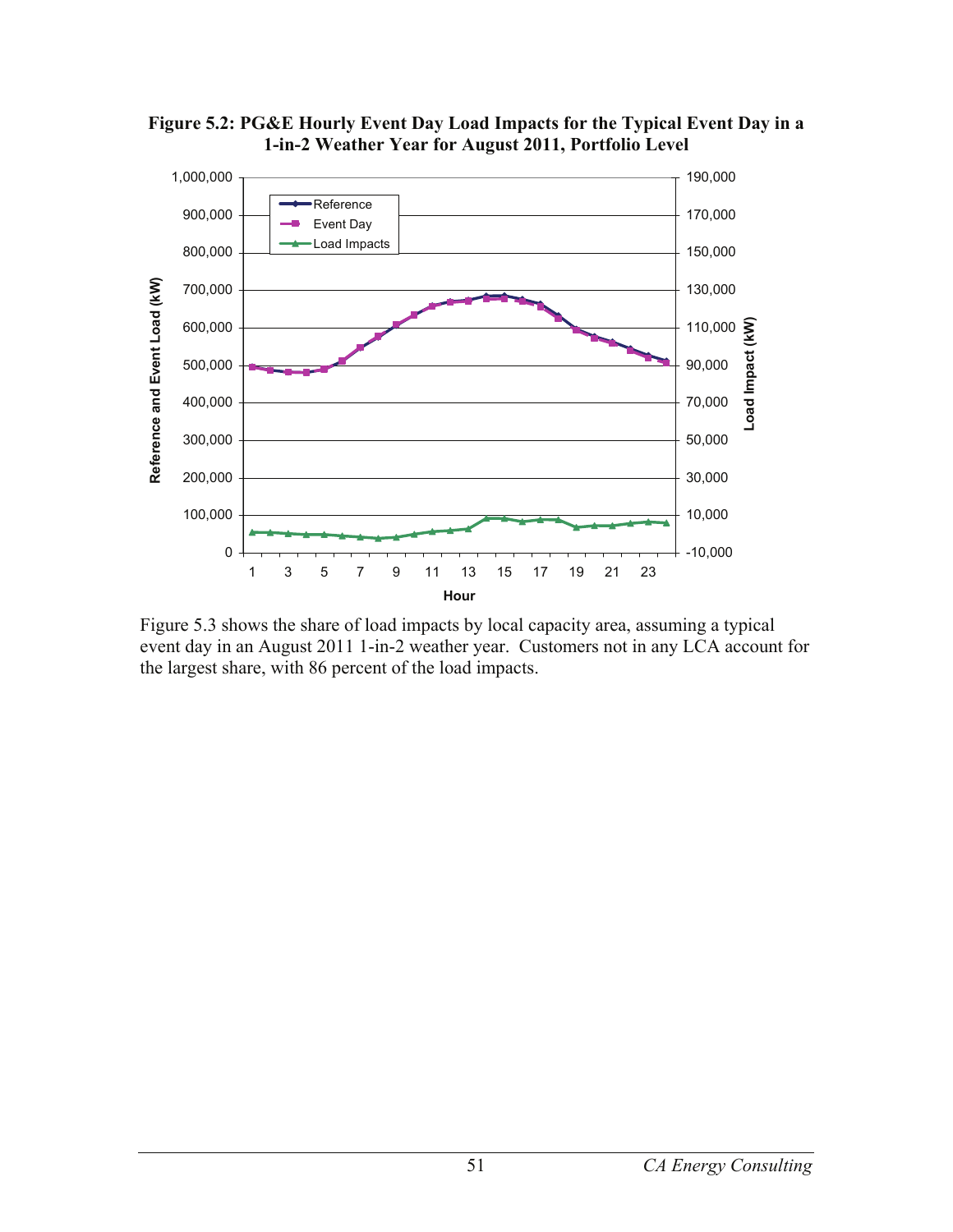**Figure 5.2: PG&E Hourly Event Day Load Impacts for the Typical Event Day in a 1-in-2 Weather Year for August 2011, Portfolio Level**

Figure 5.3 shows the share of load impacts by local capacity area, assuming a typical event day in an August 2011 1-in-2 weather year. Customers not in any LCA account for the largest share, with 86 percent of the load impacts.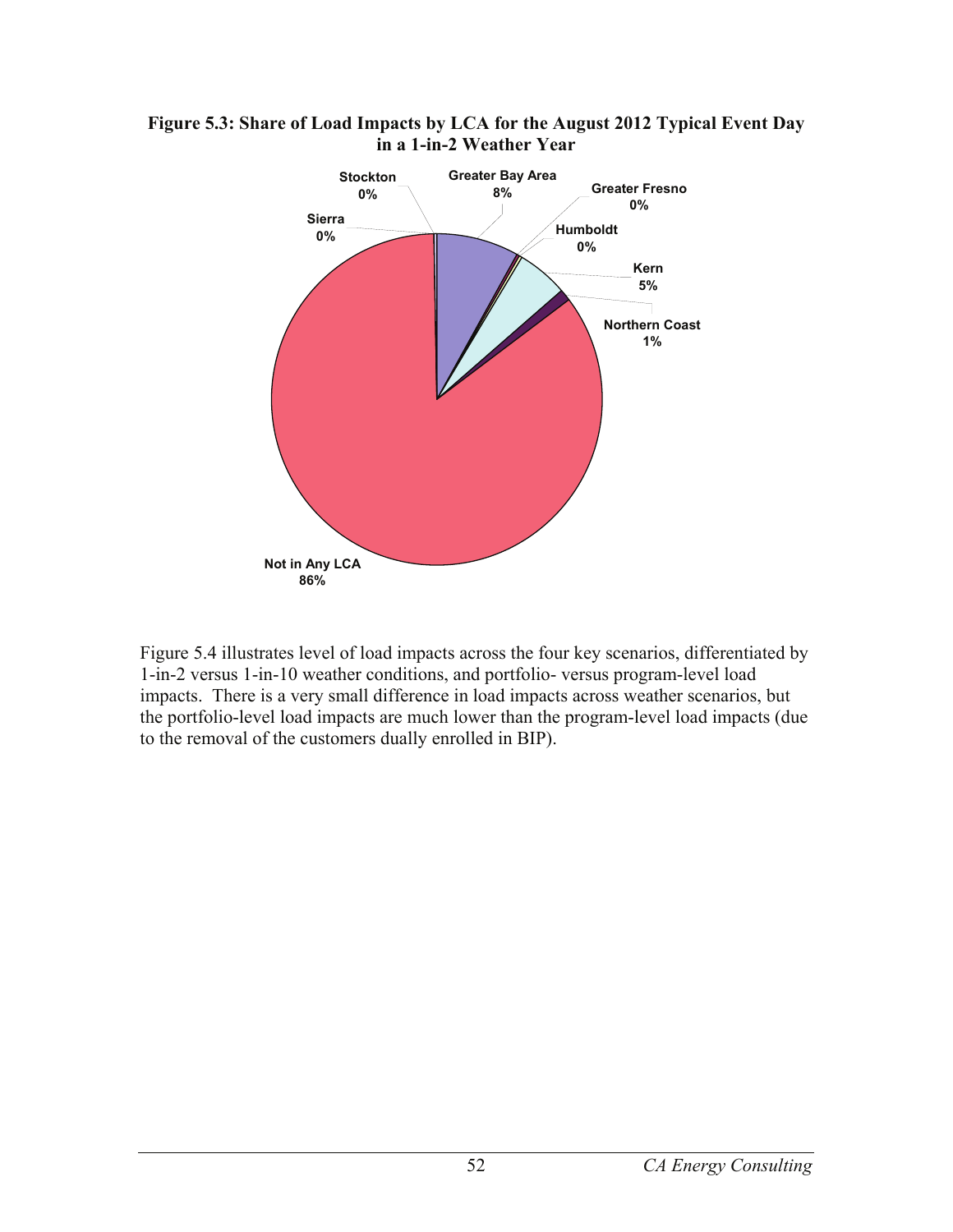**Figure 5.3: Share of Load Impacts by LCA for the August 2012 Typical Event Day in a 1-in-2 Weather Year**

| LCA | Share |
|---|---|
| Stockton | 0% |
| Greater Bay Area | 8% |
| Greater Fresno | 0% |
| Humboldt | 0% |
| Kern | 5% |
| Northern Coast | 1% |
| Sierra | 0% |
| Not in Any LCA | 86% |

Figure 5.4 illustrates level of load impacts across the four key scenarios, differentiated by 1-in-2 versus 1-in-10 weather conditions, and portfolio- versus program-level load impacts. There is a very small difference in load impacts across weather scenarios, but the portfolio-level load impacts are much lower than the program-level load impacts (due to the removal of the customers dually enrolled in BIP).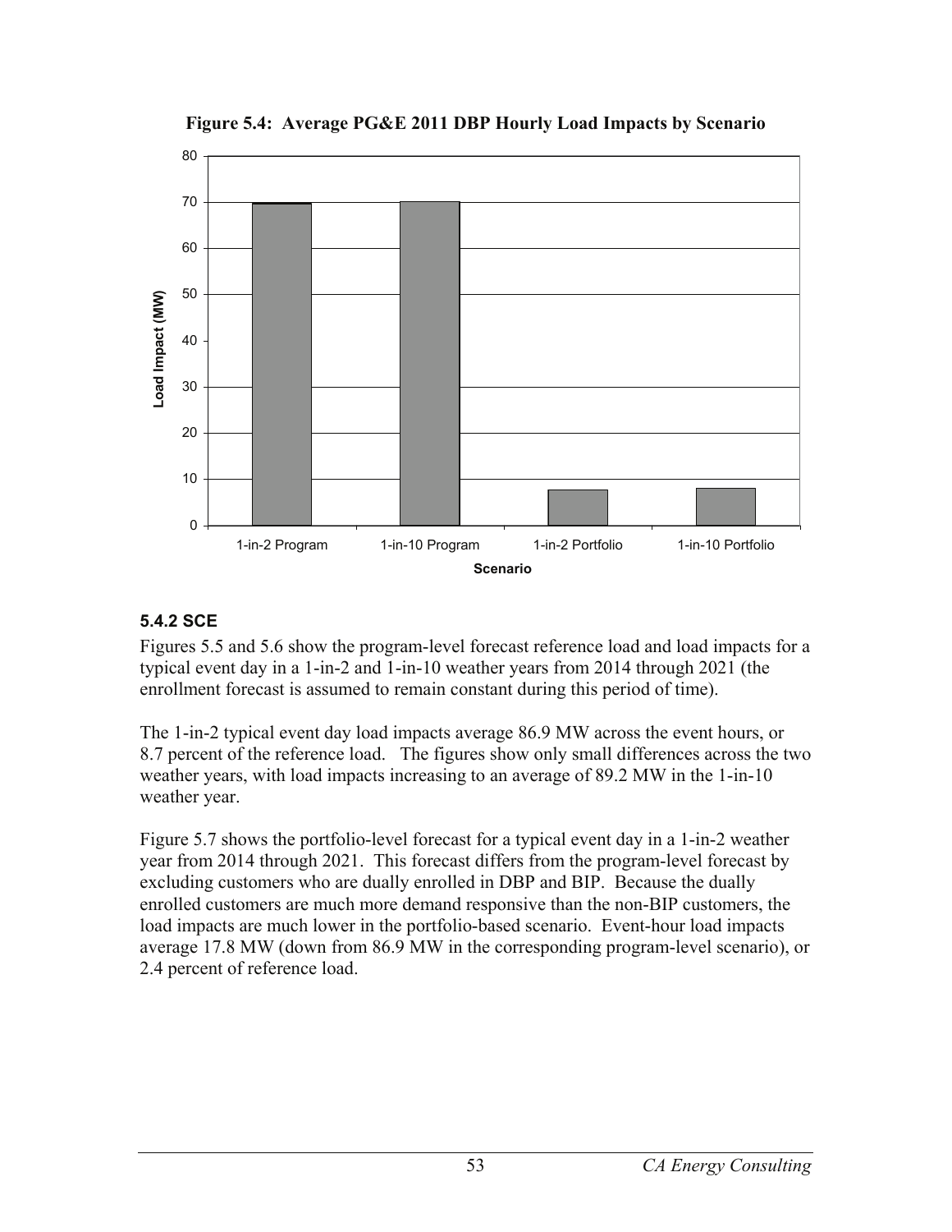**Figure 5.4: Average PG&E 2011 DBP Hourly Load Impacts by Scenario**

### 5.4.2 SCE

Figures 5.5 and 5.6 show the program-level forecast reference load and load impacts for a typical event day in a 1-in-2 and 1-in-10 weather years from 2014 through 2021 (the enrollment forecast is assumed to remain constant during this period of time).

The 1-in-2 typical event day load impacts average 86.9 MW across the event hours, or 8.7 percent of the reference load. The figures show only small differences across the two weather years, with load impacts increasing to an average of 89.2 MW in the 1-in-10 weather year.

Figure 5.7 shows the portfolio-level forecast for a typical event day in a 1-in-2 weather year from 2014 through 2021. This forecast differs from the program-level forecast by excluding customers who are dually enrolled in DBP and BIP. Because the dually enrolled customers are much more demand responsive than the non-BIP customers, the load impacts are much lower in the portfolio-based scenario. Event-hour load impacts average 17.8 MW (down from 86.9 MW in the corresponding program-level scenario), or 2.4 percent of reference load.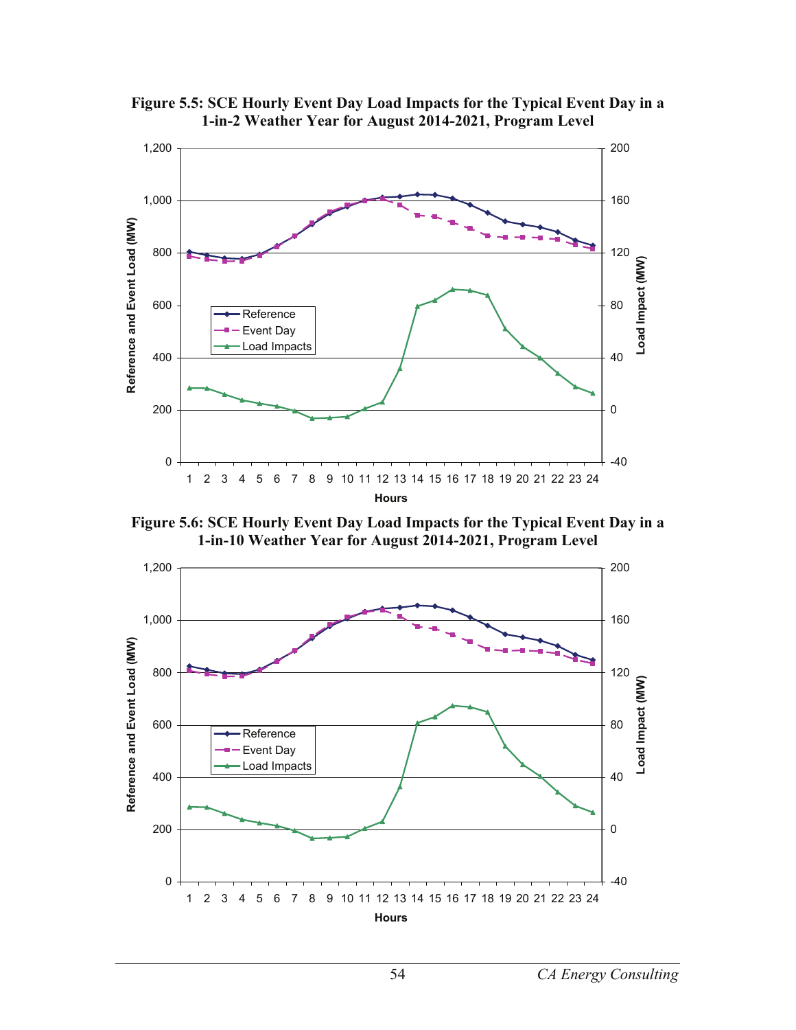**Figure 5.5: SCE Hourly Event Day Load Impacts for the Typical Event Day in a 1-in-2 Weather Year for August 2014-2021, Program Level**

**Figure 5.6: SCE Hourly Event Day Load Impacts for the Typical Event Day in a 1-in-10 Weather Year for August 2014-2021, Program Level**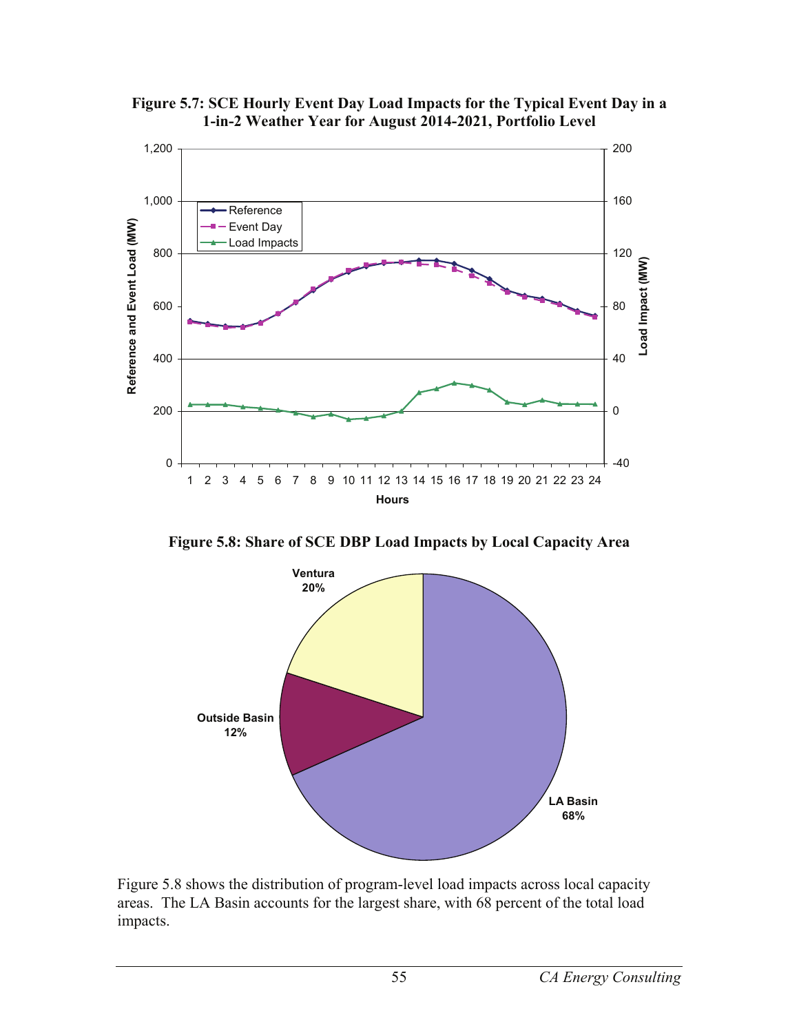**Figure 5.7: SCE Hourly Event Day Load Impacts for the Typical Event Day in a 1-in-2 Weather Year for August 2014-2021, Portfolio Level**

**Figure 5.8: Share of SCE DBP Load Impacts by Local Capacity Area**

Figure 5.8 shows the distribution of program-level load impacts across local capacity areas. The LA Basin accounts for the largest share, with 68 percent of the total load impacts.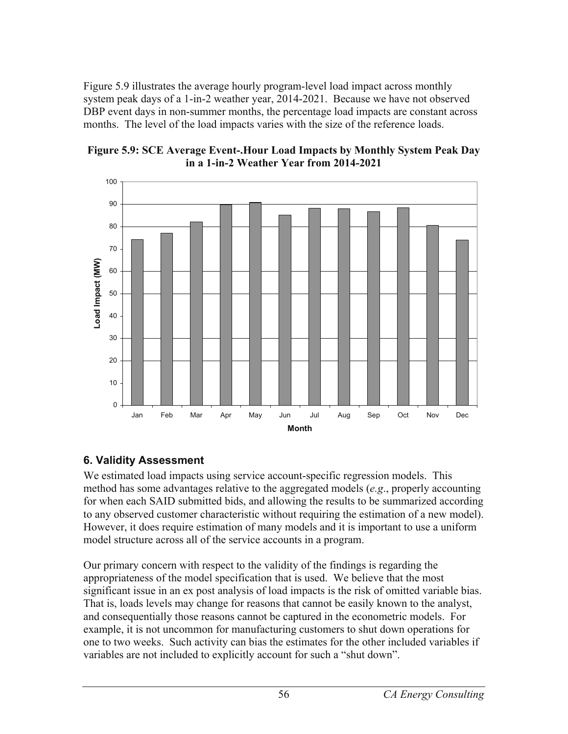Figure 5.9 illustrates the average hourly program-level load impact across monthly system peak days of a 1-in-2 weather year, 2014-2021. Because we have not observed DBP event days in non-summer months, the percentage load impacts are constant across months. The level of the load impacts varies with the size of the reference loads.

**Figure 5.9: SCE Average Event-.Hour Load Impacts by Monthly System Peak Day in a 1-in-2 Weather Year from 2014-2021**

## 6. Validity Assessment

We estimated load impacts using service account-specific regression models. This method has some advantages relative to the aggregated models (*e.g*., properly accounting for when each SAID submitted bids, and allowing the results to be summarized according to any observed customer characteristic without requiring the estimation of a new model). However, it does require estimation of many models and it is important to use a uniform model structure across all of the service accounts in a program.

Our primary concern with respect to the validity of the findings is regarding the appropriateness of the model specification that is used. We believe that the most significant issue in an ex post analysis of load impacts is the risk of omitted variable bias. That is, loads levels may change for reasons that cannot be easily known to the analyst, and consequentially those reasons cannot be captured in the econometric models. For example, it is not uncommon for manufacturing customers to shut down operations for one to two weeks. Such activity can bias the estimates for the other included variables if variables are not included to explicitly account for such a "shut down".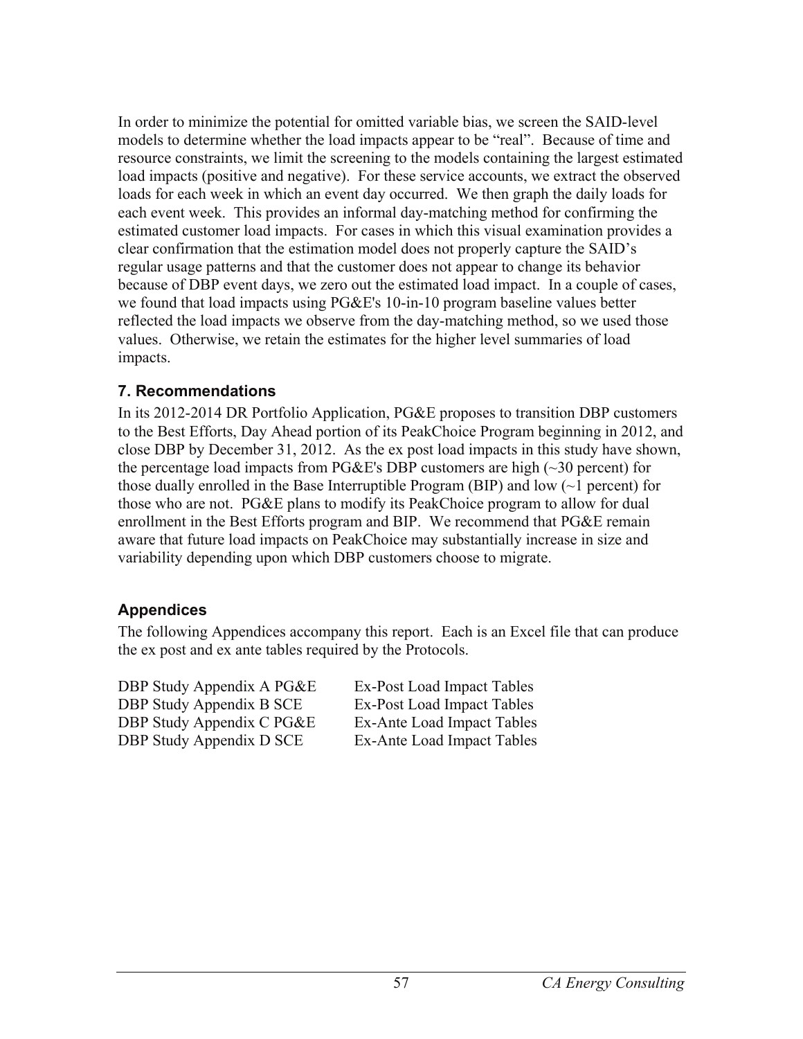In order to minimize the potential for omitted variable bias, we screen the SAID-level models to determine whether the load impacts appear to be "real". Because of time and resource constraints, we limit the screening to the models containing the largest estimated load impacts (positive and negative). For these service accounts, we extract the observed loads for each week in which an event day occurred. We then graph the daily loads for each event week. This provides an informal day-matching method for confirming the estimated customer load impacts. For cases in which this visual examination provides a clear confirmation that the estimation model does not properly capture the SAID's regular usage patterns and that the customer does not appear to change its behavior because of DBP event days, we zero out the estimated load impact. In a couple of cases, we found that load impacts using PG&E's 10-in-10 program baseline values better reflected the load impacts we observe from the day-matching method, so we used those values. Otherwise, we retain the estimates for the higher level summaries of load impacts.

## 7. Recommendations

In its 2012-2014 DR Portfolio Application, PG&E proposes to transition DBP customers to the Best Efforts, Day Ahead portion of its PeakChoice Program beginning in 2012, and close DBP by December 31, 2012. As the ex post load impacts in this study have shown, the percentage load impacts from PG&E's DBP customers are high (~30 percent) for those dually enrolled in the Base Interruptible Program (BIP) and low (~1 percent) for those who are not. PG&E plans to modify its PeakChoice program to allow for dual enrollment in the Best Efforts program and BIP. We recommend that PG&E remain aware that future load impacts on PeakChoice may substantially increase in size and variability depending upon which DBP customers choose to migrate.

## Appendices

The following Appendices accompany this report. Each is an Excel file that can produce the ex post and ex ante tables required by the Protocols.

| | |
|---|---|
| DBP Study Appendix A PG&E | Ex-Post Load Impact Tables |
| DBP Study Appendix B SCE | Ex-Post Load Impact Tables |
| DBP Study Appendix C PG&E | Ex-Ante Load Impact Tables |
| DBP Study Appendix D SCE | Ex-Ante Load Impact Tables |